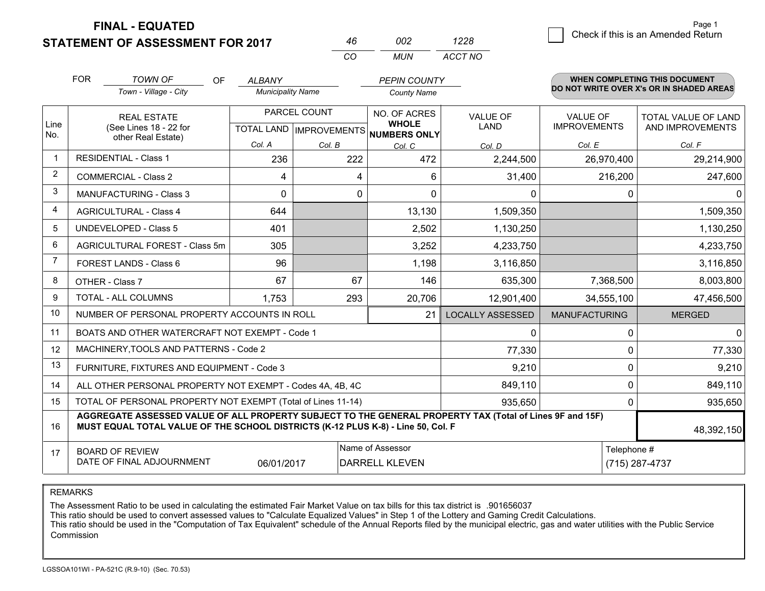**FINAL - EQUATED**
**STATEMENT OF ASSESSMENT FOR 2017**

| 46 | 002 | 1228 |
|---|---|---|
| CO | MUN | ACCT NO |

☐ Check if this is an Amended Return

FOR *TOWN OF* (Town - Village - City) OF *ALBANY* (Municipality Name) *PEPIN COUNTY* (County Name)

**WHEN COMPLETING THIS DOCUMENT DO NOT WRITE OVER X's OR IN SHADED AREAS**

| Line No. | REAL ESTATE (See Lines 18 - 22 for other Real Estate) | PARCEL COUNT TOTAL LAND Col. A | PARCEL COUNT IMPROVEMENTS Col. B | NO. OF ACRES WHOLE NUMBERS ONLY Col. C | VALUE OF LAND Col. D | VALUE OF IMPROVEMENTS Col. E | TOTAL VALUE OF LAND AND IMPROVEMENTS Col. F |
|---|---|---|---|---|---|---|---|
| 1 | RESIDENTIAL - Class 1 | 236 | 222 | 472 | 2,244,500 | 26,970,400 | 29,214,900 |
| 2 | COMMERCIAL - Class 2 | 4 | 4 | 6 | 31,400 | 216,200 | 247,600 |
| 3 | MANUFACTURING - Class 3 | 0 | 0 | 0 | 0 | 0 | 0 |
| 4 | AGRICULTURAL - Class 4 | 644 | | 13,130 | 1,509,350 | | 1,509,350 |
| 5 | UNDEVELOPED - Class 5 | 401 | | 2,502 | 1,130,250 | | 1,130,250 |
| 6 | AGRICULTURAL FOREST - Class 5m | 305 | | 3,252 | 4,233,750 | | 4,233,750 |
| 7 | FOREST LANDS - Class 6 | 96 | | 1,198 | 3,116,850 | | 3,116,850 |
| 8 | OTHER - Class 7 | 67 | 67 | 146 | 635,300 | 7,368,500 | 8,003,800 |
| 9 | TOTAL - ALL COLUMNS | 1,753 | 293 | 20,706 | 12,901,400 | 34,555,100 | 47,456,500 |
| 10 | NUMBER OF PERSONAL PROPERTY ACCOUNTS IN ROLL | | | 21 | LOCALLY ASSESSED | MANUFACTURING | MERGED |
| 11 | BOATS AND OTHER WATERCRAFT NOT EXEMPT - Code 1 | | | | 0 | 0 | 0 |
| 12 | MACHINERY,TOOLS AND PATTERNS - Code 2 | | | | 77,330 | 0 | 77,330 |
| 13 | FURNITURE, FIXTURES AND EQUIPMENT - Code 3 | | | | 9,210 | 0 | 9,210 |
| 14 | ALL OTHER PERSONAL PROPERTY NOT EXEMPT - Codes 4A, 4B, 4C | | | | 849,110 | 0 | 849,110 |
| 15 | TOTAL OF PERSONAL PROPERTY NOT EXEMPT (Total of Lines 11-14) | | | | 935,650 | 0 | 935,650 |
| 16 | **AGGREGATE ASSESSED VALUE OF ALL PROPERTY SUBJECT TO THE GENERAL PROPERTY TAX (Total of Lines 9F and 15F) MUST EQUAL TOTAL VALUE OF THE SCHOOL DISTRICTS (K-12 PLUS K-8) - Line 50, Col. F** | | | | | | 48,392,150 |
| 17 | BOARD OF REVIEW DATE OF FINAL ADJOURNMENT | 06/01/2017 | | Name of Assessor: DARRELL KLEVEN | | Telephone #: (715) 287-4737 | |

REMARKS

The Assessment Ratio to be used in calculating the estimated Fair Market Value on tax bills for this tax district is .901656037
This ratio should be used to convert assessed values to "Calculate Equalized Values" in Step 1 of the Lottery and Gaming Credit Calculations.
This ratio should be used in the "Computation of Tax Equivalent" schedule of the Annual Reports filed by the municipal electric, gas and water utilities with the Public Service Commission

LGSSOA101WI - PA-521C (R.9-10) (Sec. 70.53)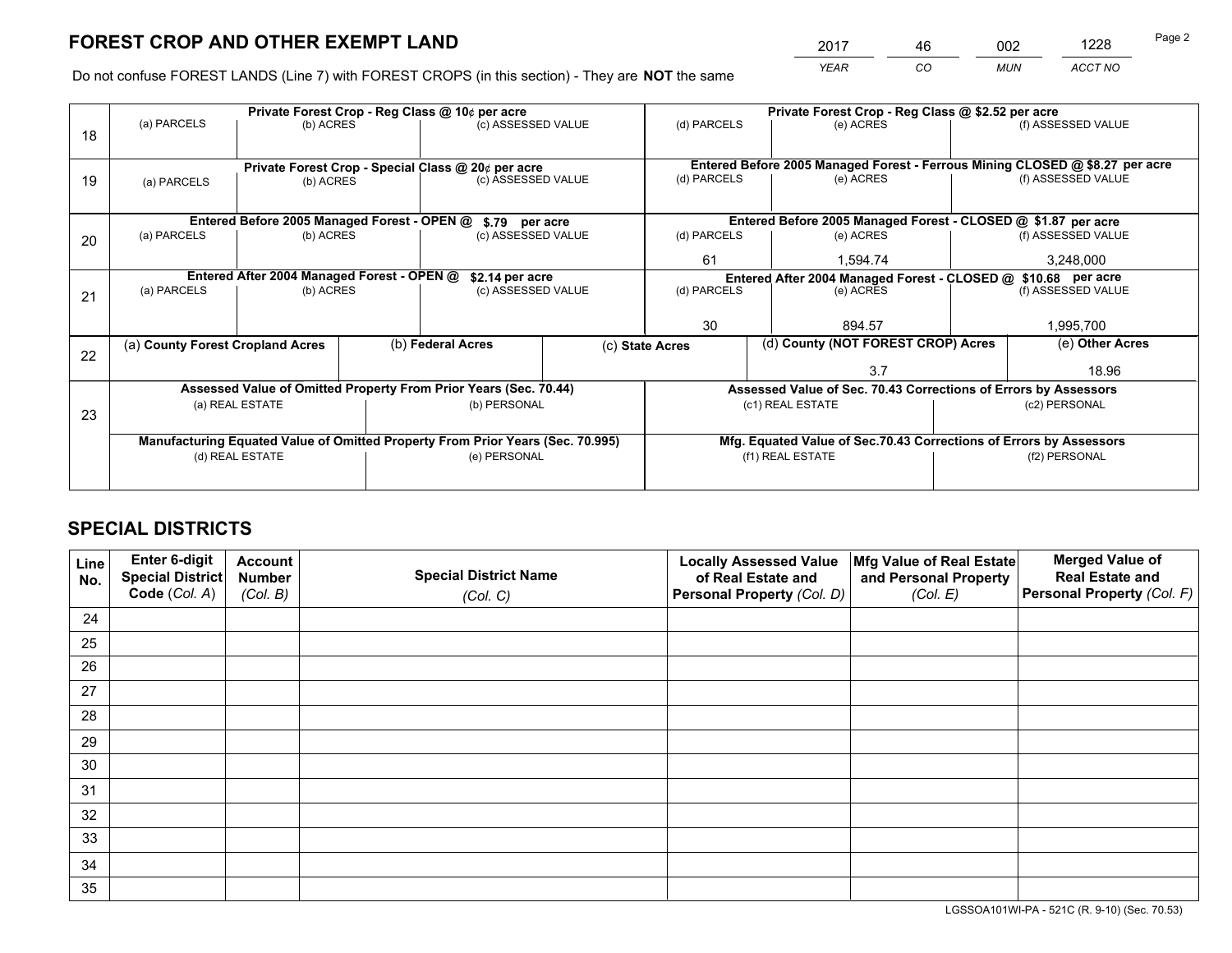# FOREST CROP AND OTHER EXEMPT LAND

| 2017 | 46 | 002 | 1228 |
|---|---|---|---|
| *YEAR* | *CO* | *MUN* | *ACCT NO* |

Do not confuse FOREST LANDS (Line 7) with FOREST CROPS (in this section) - They are **NOT** the same

| Line | Private Forest Crop - Reg Class @ 10¢ per acre | | | Private Forest Crop - Reg Class @ $2.52 per acre | | |
|---|---|---|---|---|---|---|
| 18 | (a) PARCELS | (b) ACRES | (c) ASSESSED VALUE | (d) PARCELS | (e) ACRES | (f) ASSESSED VALUE |
| | | | | | | |
| | **Private Forest Crop - Special Class @ 20¢ per acre** | | | **Entered Before 2005 Managed Forest - Ferrous Mining CLOSED @ $8.27 per acre** | | |
| 19 | (a) PARCELS | (b) ACRES | (c) ASSESSED VALUE | (d) PARCELS | (e) ACRES | (f) ASSESSED VALUE |
| | | | | | | |
| | **Entered Before 2005 Managed Forest - OPEN @ $.79 per acre** | | | **Entered Before 2005 Managed Forest - CLOSED @ $1.87 per acre** | | |
| 20 | (a) PARCELS | (b) ACRES | (c) ASSESSED VALUE | (d) PARCELS | (e) ACRES | (f) ASSESSED VALUE |
| | | | | 61 | 1,594.74 | 3,248,000 |
| | **Entered After 2004 Managed Forest - OPEN @ $2.14 per acre** | | | **Entered After 2004 Managed Forest - CLOSED @ $10.68 per acre** | | |
| 21 | (a) PARCELS | (b) ACRES | (c) ASSESSED VALUE | (d) PARCELS | (e) ACRES | (f) ASSESSED VALUE |
| | | | | 30 | 894.57 | 1,995,700 |

| Line | (a) County Forest Cropland Acres | (b) Federal Acres | (c) State Acres | (d) County (NOT FOREST CROP) Acres | (e) Other Acres |
|---|---|---|---|---|---|
| 22 | | | | 3.7 | 18.96 |

| Line | Assessed Value of Omitted Property From Prior Years (Sec. 70.44) | | Assessed Value of Sec. 70.43 Corrections of Errors by Assessors | |
|---|---|---|---|---|
| 23 | (a) REAL ESTATE | (b) PERSONAL | (c1) REAL ESTATE | (c2) PERSONAL |
| | | | | |
| | **Manufacturing Equated Value of Omitted Property From Prior Years (Sec. 70.995)** | | **Mfg. Equated Value of Sec.70.43 Corrections of Errors by Assessors** | |
| | (d) REAL ESTATE | (e) PERSONAL | (f1) REAL ESTATE | (f2) PERSONAL |
| | | | | |

# SPECIAL DISTRICTS

| Line No. | Enter 6-digit Special District Code (Col. A) | Account Number (Col. B) | Special District Name (Col. C) | Locally Assessed Value of Real Estate and Personal Property (Col. D) | Mfg Value of Real Estate and Personal Property (Col. E) | Merged Value of Real Estate and Personal Property (Col. F) |
|---|---|---|---|---|---|---|
| 24 | | | | | | |
| 25 | | | | | | |
| 26 | | | | | | |
| 27 | | | | | | |
| 28 | | | | | | |
| 29 | | | | | | |
| 30 | | | | | | |
| 31 | | | | | | |
| 32 | | | | | | |
| 33 | | | | | | |
| 34 | | | | | | |
| 35 | | | | | | |

LGSSOA101WI-PA - 521C (R. 9-10) (Sec. 70.53)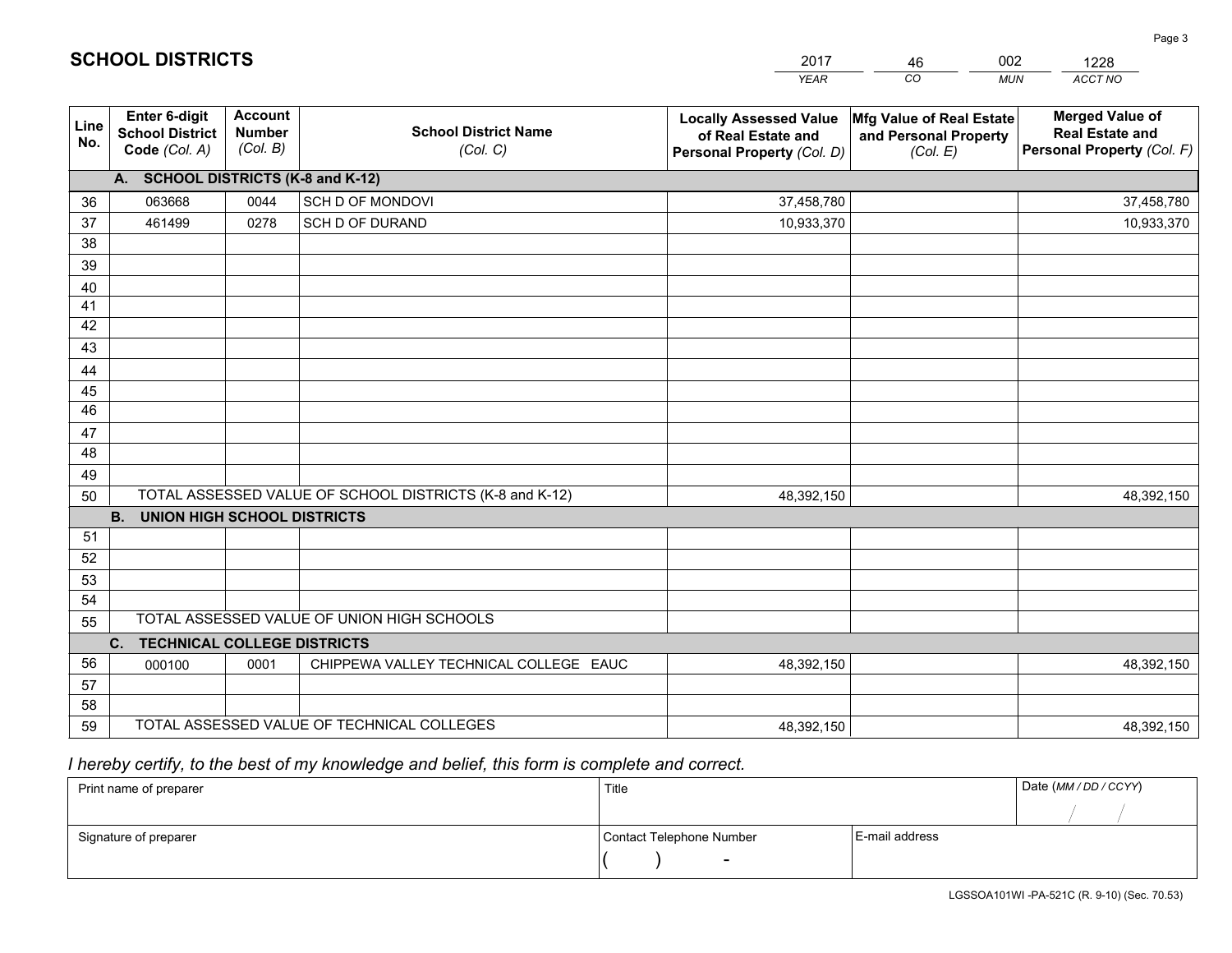# SCHOOL DISTRICTS

| 2017 | 46 | 002 | 1228 |
|---|---|---|---|
| *YEAR* | *CO* | *MUN* | *ACCT NO* |

| Line No. | Enter 6-digit School District Code *(Col. A)* | Account Number *(Col. B)* | School District Name *(Col. C)* | Locally Assessed Value of Real Estate and Personal Property *(Col. D)* | Mfg Value of Real Estate and Personal Property *(Col. E)* | Merged Value of Real Estate and Personal Property *(Col. F)* |
|---|---|---|---|---|---|---|
| **A.** | **SCHOOL DISTRICTS (K-8 and K-12)** | | | | | |
| 36 | 063668 | 0044 | SCH D OF MONDOVI | 37,458,780 | | 37,458,780 |
| 37 | 461499 | 0278 | SCH D OF DURAND | 10,933,370 | | 10,933,370 |
| 38 | | | | | | |
| 39 | | | | | | |
| 40 | | | | | | |
| 41 | | | | | | |
| 42 | | | | | | |
| 43 | | | | | | |
| 44 | | | | | | |
| 45 | | | | | | |
| 46 | | | | | | |
| 47 | | | | | | |
| 48 | | | | | | |
| 49 | | | | | | |
| 50 | TOTAL ASSESSED VALUE OF SCHOOL DISTRICTS (K-8 and K-12) | | | 48,392,150 | | 48,392,150 |
| **B.** | **UNION HIGH SCHOOL DISTRICTS** | | | | | |
| 51 | | | | | | |
| 52 | | | | | | |
| 53 | | | | | | |
| 54 | | | | | | |
| 55 | TOTAL ASSESSED VALUE OF UNION HIGH SCHOOLS | | | | | |
| **C.** | **TECHNICAL COLLEGE DISTRICTS** | | | | | |
| 56 | 000100 | 0001 | CHIPPEWA VALLEY TECHNICAL COLLEGE EAUC | 48,392,150 | | 48,392,150 |
| 57 | | | | | | |
| 58 | | | | | | |
| 59 | TOTAL ASSESSED VALUE OF TECHNICAL COLLEGES | | | 48,392,150 | | 48,392,150 |

*I hereby certify, to the best of my knowledge and belief, this form is complete and correct.*

| Print name of preparer | Title | | Date *(MM / DD / CCYY)* |
|---|---|---|---|
| | | | / / |
| Signature of preparer | Contact Telephone Number | E-mail address | |
| | ( ) - | | |

LGSSOA101WI -PA-521C (R. 9-10) (Sec. 70.53)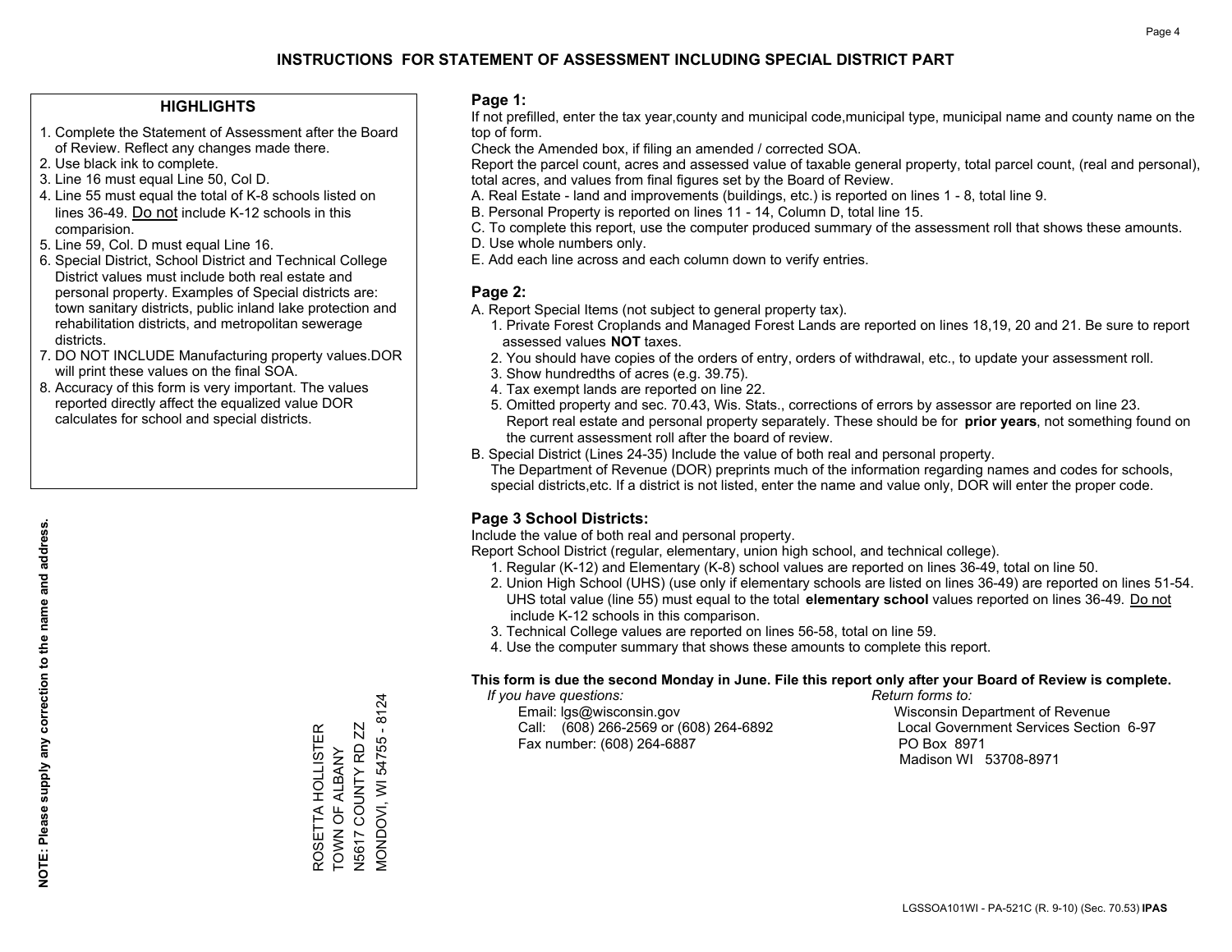# INSTRUCTIONS FOR STATEMENT OF ASSESSMENT INCLUDING SPECIAL DISTRICT PART

## HIGHLIGHTS

1. Complete the Statement of Assessment after the Board of Review. Reflect any changes made there.
2. Use black ink to complete.
3. Line 16 must equal Line 50, Col D.
4. Line 55 must equal the total of K-8 schools listed on lines 36-49. Do not include K-12 schools in this comparision.
5. Line 59, Col. D must equal Line 16.
6. Special District, School District and Technical College District values must include both real estate and personal property. Examples of Special districts are: town sanitary districts, public inland lake protection and rehabilitation districts, and metropolitan sewerage districts.
7. DO NOT INCLUDE Manufacturing property values.DOR will print these values on the final SOA.
8. Accuracy of this form is very important. The values reported directly affect the equalized value DOR calculates for school and special districts.

**NOTE: Please supply any correction to the name and address.**

ROSETTA HOLLISTER
TOWN OF ALBANY
N5617 COUNTY RD ZZ
MONDOVI, WI 54755 - 8124

## Page 1:

If not prefilled, enter the tax year,county and municipal code,municipal type, municipal name and county name on the top of form.

Check the Amended box, if filing an amended / corrected SOA.

Report the parcel count, acres and assessed value of taxable general property, total parcel count, (real and personal), total acres, and values from final figures set by the Board of Review.

A. Real Estate - land and improvements (buildings, etc.) is reported on lines 1 - 8, total line 9.
B. Personal Property is reported on lines 11 - 14, Column D, total line 15.
C. To complete this report, use the computer produced summary of the assessment roll that shows these amounts.
D. Use whole numbers only.
E. Add each line across and each column down to verify entries.

## Page 2:

A. Report Special Items (not subject to general property tax).
   1. Private Forest Croplands and Managed Forest Lands are reported on lines 18,19, 20 and 21. Be sure to report assessed values **NOT** taxes.
   2. You should have copies of the orders of entry, orders of withdrawal, etc., to update your assessment roll.
   3. Show hundredths of acres (e.g. 39.75).
   4. Tax exempt lands are reported on line 22.
   5. Omitted property and sec. 70.43, Wis. Stats., corrections of errors by assessor are reported on line 23. Report real estate and personal property separately. These should be for **prior years**, not something found on the current assessment roll after the board of review.
B. Special District (Lines 24-35) Include the value of both real and personal property.
   The Department of Revenue (DOR) preprints much of the information regarding names and codes for schools, special districts,etc. If a district is not listed, enter the name and value only, DOR will enter the proper code.

## Page 3 School Districts:

Include the value of both real and personal property.

Report School District (regular, elementary, union high school, and technical college).

1. Regular (K-12) and Elementary (K-8) school values are reported on lines 36-49, total on line 50.
2. Union High School (UHS) (use only if elementary schools are listed on lines 36-49) are reported on lines 51-54. UHS total value (line 55) must equal to the total **elementary school** values reported on lines 36-49. Do not include K-12 schools in this comparison.
3. Technical College values are reported on lines 56-58, total on line 59.
4. Use the computer summary that shows these amounts to complete this report.

**This form is due the second Monday in June. File this report only after your Board of Review is complete.**

*If you have questions:*
Email: lgs@wisconsin.gov
Call: (608) 266-2569 or (608) 264-6892
Fax number: (608) 264-6887

*Return forms to:*
Wisconsin Department of Revenue
Local Government Services Section 6-97
PO Box 8971
Madison WI 53708-8971

LGSSOA101WI - PA-521C (R. 9-10) (Sec. 70.53) **IPAS**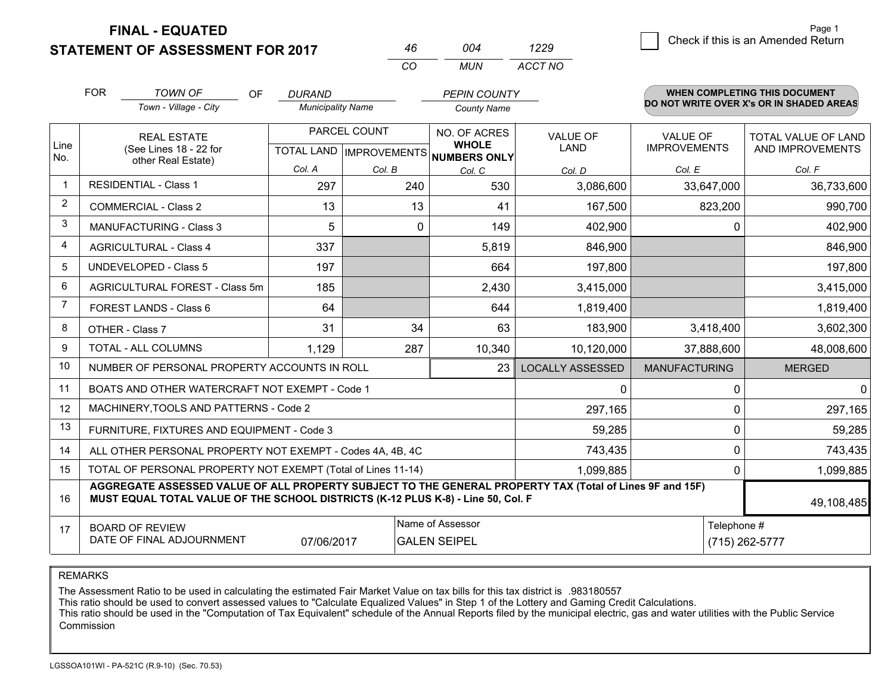**FINAL - EQUATED**
**STATEMENT OF ASSESSMENT FOR 2017**

| 46 | 004 | 1229 |
|---|---|---|
| CO | MUN | ACCT NO |

☐ Check if this is an Amended Return

Page 1

FOR *TOWN OF* (Town - Village - City) OF *DURAND* (Municipality Name) *PEPIN COUNTY* (County Name)

**WHEN COMPLETING THIS DOCUMENT DO NOT WRITE OVER X's OR IN SHADED AREAS**

| Line No. | REAL ESTATE (See Lines 18 - 22 for other Real Estate) | PARCEL COUNT TOTAL LAND Col. A | PARCEL COUNT IMPROVEMENTS Col. B | NO. OF ACRES WHOLE NUMBERS ONLY Col. C | VALUE OF LAND Col. D | VALUE OF IMPROVEMENTS Col. E | TOTAL VALUE OF LAND AND IMPROVEMENTS Col. F |
|---|---|---|---|---|---|---|---|
| 1 | RESIDENTIAL - Class 1 | 297 | 240 | 530 | 3,086,600 | 33,647,000 | 36,733,600 |
| 2 | COMMERCIAL - Class 2 | 13 | 13 | 41 | 167,500 | 823,200 | 990,700 |
| 3 | MANUFACTURING - Class 3 | 5 | 0 | 149 | 402,900 | 0 | 402,900 |
| 4 | AGRICULTURAL - Class 4 | 337 | | 5,819 | 846,900 | | 846,900 |
| 5 | UNDEVELOPED - Class 5 | 197 | | 664 | 197,800 | | 197,800 |
| 6 | AGRICULTURAL FOREST - Class 5m | 185 | | 2,430 | 3,415,000 | | 3,415,000 |
| 7 | FOREST LANDS - Class 6 | 64 | | 644 | 1,819,400 | | 1,819,400 |
| 8 | OTHER - Class 7 | 31 | 34 | 63 | 183,900 | 3,418,400 | 3,602,300 |
| 9 | TOTAL - ALL COLUMNS | 1,129 | 287 | 10,340 | 10,120,000 | 37,888,600 | 48,008,600 |
| 10 | NUMBER OF PERSONAL PROPERTY ACCOUNTS IN ROLL | | | 23 | LOCALLY ASSESSED | MANUFACTURING | MERGED |
| 11 | BOATS AND OTHER WATERCRAFT NOT EXEMPT - Code 1 | | | | 0 | 0 | 0 |
| 12 | MACHINERY,TOOLS AND PATTERNS - Code 2 | | | | 297,165 | 0 | 297,165 |
| 13 | FURNITURE, FIXTURES AND EQUIPMENT - Code 3 | | | | 59,285 | 0 | 59,285 |
| 14 | ALL OTHER PERSONAL PROPERTY NOT EXEMPT - Codes 4A, 4B, 4C | | | | 743,435 | 0 | 743,435 |
| 15 | TOTAL OF PERSONAL PROPERTY NOT EXEMPT (Total of Lines 11-14) | | | | 1,099,885 | 0 | 1,099,885 |
| 16 | **AGGREGATE ASSESSED VALUE OF ALL PROPERTY SUBJECT TO THE GENERAL PROPERTY TAX (Total of Lines 9F and 15F) MUST EQUAL TOTAL VALUE OF THE SCHOOL DISTRICTS (K-12 PLUS K-8) - Line 50, Col. F** | | | | | | 49,108,485 |
| 17 | BOARD OF REVIEW DATE OF FINAL ADJOURNMENT | 07/06/2017 | Name of Assessor | GALEN SEIPEL | | Telephone # | (715) 262-5777 |

REMARKS

The Assessment Ratio to be used in calculating the estimated Fair Market Value on tax bills for this tax district is .983180557
This ratio should be used to convert assessed values to "Calculate Equalized Values" in Step 1 of the Lottery and Gaming Credit Calculations.
This ratio should be used in the "Computation of Tax Equivalent" schedule of the Annual Reports filed by the municipal electric, gas and water utilities with the Public Service Commission

LGSSOA101WI - PA-521C (R.9-10) (Sec. 70.53)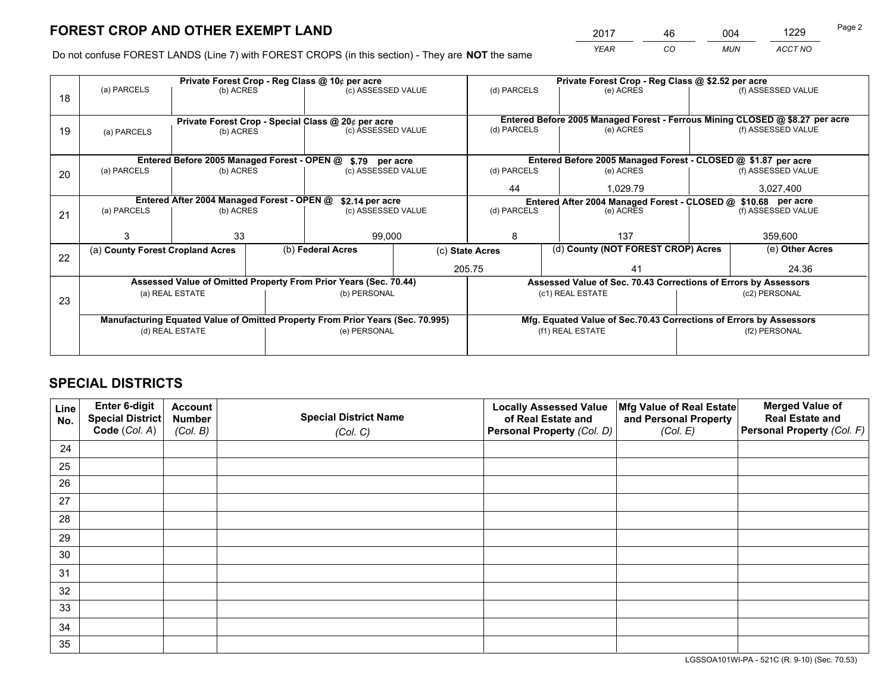# FOREST CROP AND OTHER EXEMPT LAND

| YEAR | CO | MUN | ACCT NO |
|---|---|---|---|
| 2017 | 46 | 004 | 1229 |

Do not confuse FOREST LANDS (Line 7) with FOREST CROPS (in this section) - They are **NOT** the same

| Line | Private Forest Crop - Reg Class @ 10¢ per acre | | | Private Forest Crop - Reg Class @ $2.52 per acre | | |
|---|---|---|---|---|---|---|
| 18 | (a) PARCELS | (b) ACRES | (c) ASSESSED VALUE | (d) PARCELS | (e) ACRES | (f) ASSESSED VALUE |
| | | | | | | |
| | **Private Forest Crop - Special Class @ 20¢ per acre** | | | **Entered Before 2005 Managed Forest - Ferrous Mining CLOSED @ $8.27 per acre** | | |
| 19 | (a) PARCELS | (b) ACRES | (c) ASSESSED VALUE | (d) PARCELS | (e) ACRES | (f) ASSESSED VALUE |
| | | | | | | |
| | **Entered Before 2005 Managed Forest - OPEN @ $.79 per acre** | | | **Entered Before 2005 Managed Forest - CLOSED @ $1.87 per acre** | | |
| 20 | (a) PARCELS | (b) ACRES | (c) ASSESSED VALUE | (d) PARCELS | (e) ACRES | (f) ASSESSED VALUE |
| | | | | 44 | 1,029.79 | 3,027,400 |
| | **Entered After 2004 Managed Forest - OPEN @ $2.14 per acre** | | | **Entered After 2004 Managed Forest - CLOSED @ $10.68 per acre** | | |
| 21 | (a) PARCELS | (b) ACRES | (c) ASSESSED VALUE | (d) PARCELS | (e) ACRES | (f) ASSESSED VALUE |
| | 3 | 33 | 99,000 | 8 | 137 | 359,600 |

| Line | (a) County Forest Cropland Acres | (b) Federal Acres | (c) State Acres | (d) County (NOT FOREST CROP) Acres | (e) Other Acres |
|---|---|---|---|---|---|
| 22 | | | 205.75 | 41 | 24.36 |

| Line | Assessed Value of Omitted Property From Prior Years (Sec. 70.44) | | Assessed Value of Sec. 70.43 Corrections of Errors by Assessors | |
|---|---|---|---|---|
| 23 | (a) REAL ESTATE | (b) PERSONAL | (c1) REAL ESTATE | (c2) PERSONAL |
| | | | | |
| | **Manufacturing Equated Value of Omitted Property From Prior Years (Sec. 70.995)** | | **Mfg. Equated Value of Sec.70.43 Corrections of Errors by Assessors** | |
| | (d) REAL ESTATE | (e) PERSONAL | (f1) REAL ESTATE | (f2) PERSONAL |
| | | | | |

# SPECIAL DISTRICTS

| Line No. | Enter 6-digit Special District Code (Col. A) | Account Number (Col. B) | Special District Name (Col. C) | Locally Assessed Value of Real Estate and Personal Property (Col. D) | Mfg Value of Real Estate and Personal Property (Col. E) | Merged Value of Real Estate and Personal Property (Col. F) |
|---|---|---|---|---|---|---|
| 24 | | | | | | |
| 25 | | | | | | |
| 26 | | | | | | |
| 27 | | | | | | |
| 28 | | | | | | |
| 29 | | | | | | |
| 30 | | | | | | |
| 31 | | | | | | |
| 32 | | | | | | |
| 33 | | | | | | |
| 34 | | | | | | |
| 35 | | | | | | |

LGSSOA101WI-PA - 521C (R. 9-10) (Sec. 70.53)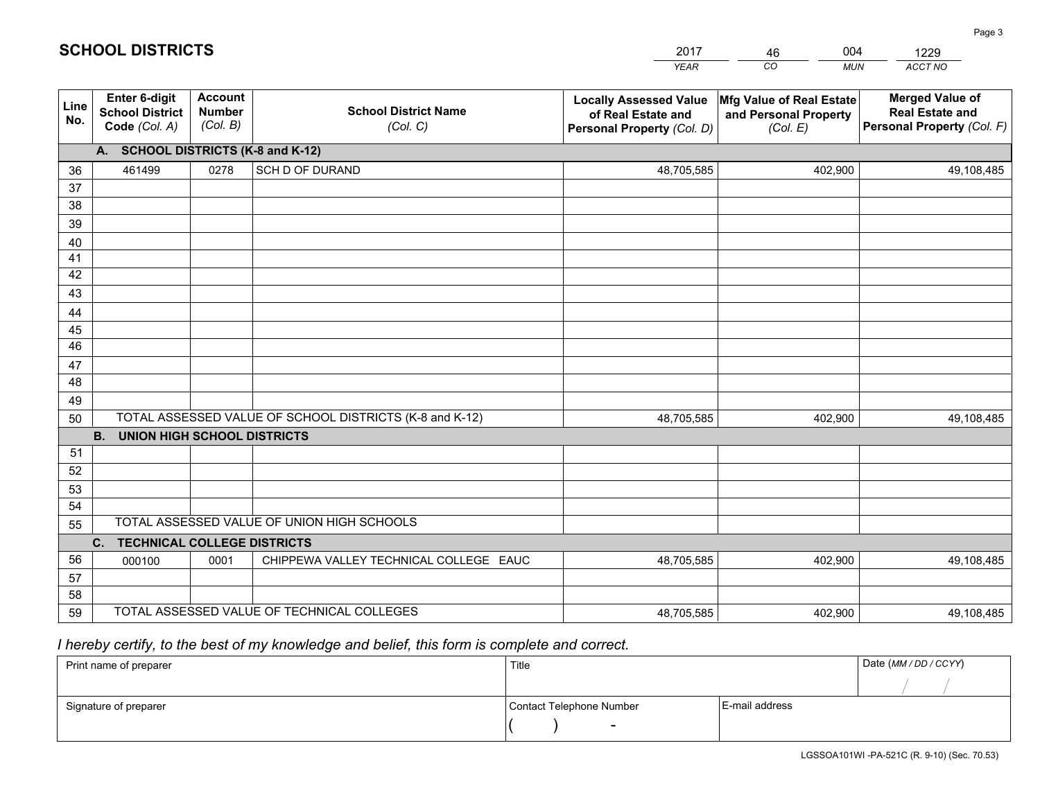# SCHOOL DISTRICTS

| 2017 | 46 | 004 | 1229 |
|---|---|---|---|
| *YEAR* | *CO* | *MUN* | *ACCT NO* |

| Line No. | Enter 6-digit School District Code *(Col. A)* | Account Number *(Col. B)* | School District Name *(Col. C)* | Locally Assessed Value of Real Estate and Personal Property *(Col. D)* | Mfg Value of Real Estate and Personal Property *(Col. E)* | Merged Value of Real Estate and Personal Property *(Col. F)* |
|---|---|---|---|---|---|---|
| **A. SCHOOL DISTRICTS (K-8 and K-12)** | | | | | | |
| 36 | 461499 | 0278 | SCH D OF DURAND | 48,705,585 | 402,900 | 49,108,485 |
| 37 | | | | | | |
| 38 | | | | | | |
| 39 | | | | | | |
| 40 | | | | | | |
| 41 | | | | | | |
| 42 | | | | | | |
| 43 | | | | | | |
| 44 | | | | | | |
| 45 | | | | | | |
| 46 | | | | | | |
| 47 | | | | | | |
| 48 | | | | | | |
| 49 | | | | | | |
| 50 | TOTAL ASSESSED VALUE OF SCHOOL DISTRICTS (K-8 and K-12) | | | 48,705,585 | 402,900 | 49,108,485 |
| **B. UNION HIGH SCHOOL DISTRICTS** | | | | | | |
| 51 | | | | | | |
| 52 | | | | | | |
| 53 | | | | | | |
| 54 | | | | | | |
| 55 | TOTAL ASSESSED VALUE OF UNION HIGH SCHOOLS | | | | | |
| **C. TECHNICAL COLLEGE DISTRICTS** | | | | | | |
| 56 | 000100 | 0001 | CHIPPEWA VALLEY TECHNICAL COLLEGE EAUC | 48,705,585 | 402,900 | 49,108,485 |
| 57 | | | | | | |
| 58 | | | | | | |
| 59 | TOTAL ASSESSED VALUE OF TECHNICAL COLLEGES | | | 48,705,585 | 402,900 | 49,108,485 |

*I hereby certify, to the best of my knowledge and belief, this form is complete and correct.*

| Print name of preparer | Title | | Date *(MM / DD / CCYY)* |
|---|---|---|---|
| | | | / / |
| Signature of preparer | Contact Telephone Number | E-mail address | |
| | ( ) - | | |

LGSSOA101WI -PA-521C (R. 9-10) (Sec. 70.53)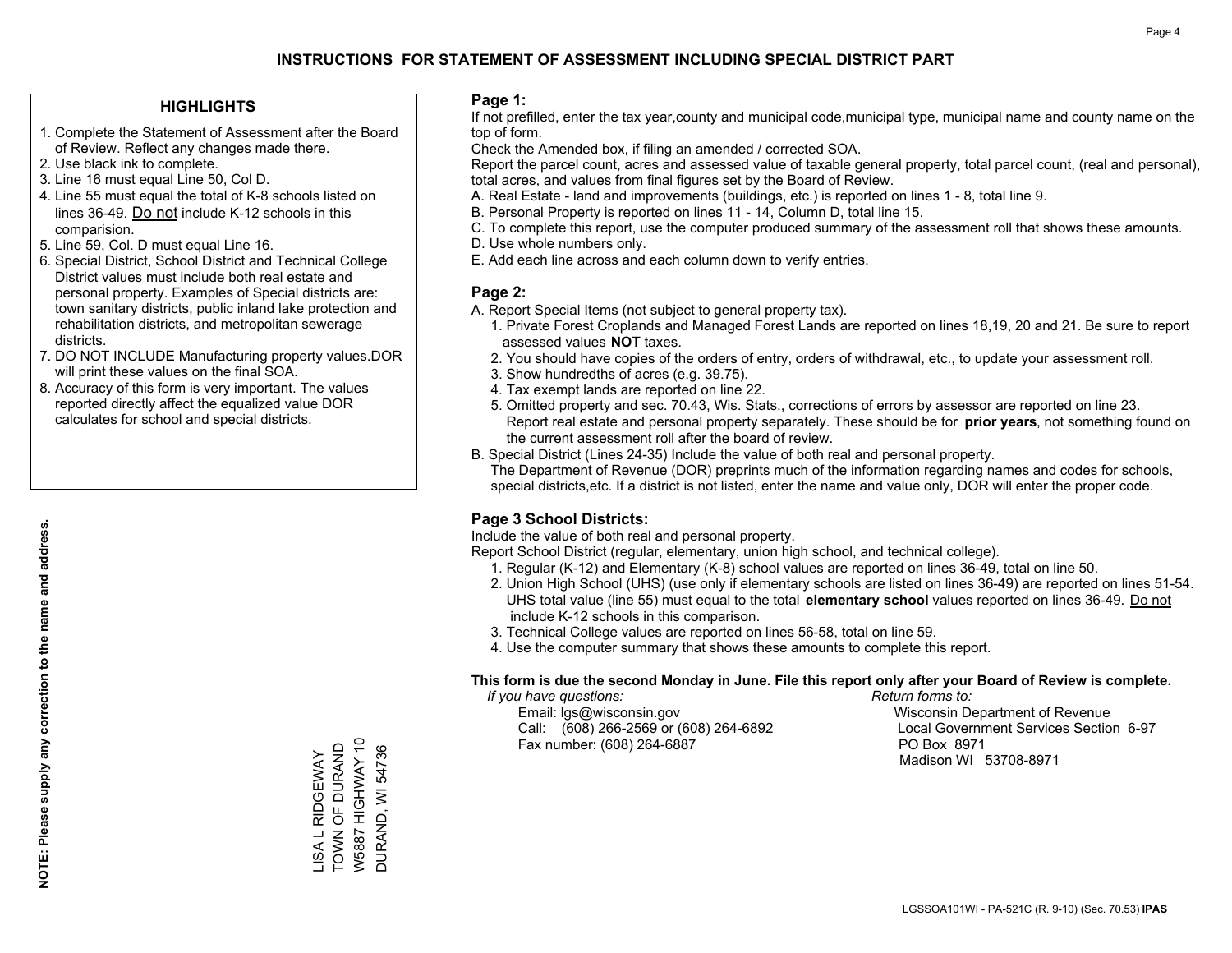# INSTRUCTIONS FOR STATEMENT OF ASSESSMENT INCLUDING SPECIAL DISTRICT PART

## HIGHLIGHTS

1. Complete the Statement of Assessment after the Board of Review. Reflect any changes made there.
2. Use black ink to complete.
3. Line 16 must equal Line 50, Col D.
4. Line 55 must equal the total of K-8 schools listed on lines 36-49. Do not include K-12 schools in this comparision.
5. Line 59, Col. D must equal Line 16.
6. Special District, School District and Technical College District values must include both real estate and personal property. Examples of Special districts are: town sanitary districts, public inland lake protection and rehabilitation districts, and metropolitan sewerage districts.
7. DO NOT INCLUDE Manufacturing property values.DOR will print these values on the final SOA.
8. Accuracy of this form is very important. The values reported directly affect the equalized value DOR calculates for school and special districts.

**NOTE: Please supply any correction to the name and address.**

LISA L RIDGEWAY
TOWN OF DURAND
W5887 HIGHWAY 10
DURAND, WI 54736

## Page 1:

If not prefilled, enter the tax year,county and municipal code,municipal type, municipal name and county name on the top of form.

Check the Amended box, if filing an amended / corrected SOA.

Report the parcel count, acres and assessed value of taxable general property, total parcel count, (real and personal), total acres, and values from final figures set by the Board of Review.

A. Real Estate - land and improvements (buildings, etc.) is reported on lines 1 - 8, total line 9.
B. Personal Property is reported on lines 11 - 14, Column D, total line 15.
C. To complete this report, use the computer produced summary of the assessment roll that shows these amounts.
D. Use whole numbers only.
E. Add each line across and each column down to verify entries.

## Page 2:

A. Report Special Items (not subject to general property tax).
   1. Private Forest Croplands and Managed Forest Lands are reported on lines 18,19, 20 and 21. Be sure to report assessed values **NOT** taxes.
   2. You should have copies of the orders of entry, orders of withdrawal, etc., to update your assessment roll.
   3. Show hundredths of acres (e.g. 39.75).
   4. Tax exempt lands are reported on line 22.
   5. Omitted property and sec. 70.43, Wis. Stats., corrections of errors by assessor are reported on line 23. Report real estate and personal property separately. These should be for **prior years**, not something found on the current assessment roll after the board of review.
B. Special District (Lines 24-35) Include the value of both real and personal property.
   The Department of Revenue (DOR) preprints much of the information regarding names and codes for schools, special districts,etc. If a district is not listed, enter the name and value only, DOR will enter the proper code.

## Page 3 School Districts:

Include the value of both real and personal property.

Report School District (regular, elementary, union high school, and technical college).

1. Regular (K-12) and Elementary (K-8) school values are reported on lines 36-49, total on line 50.
2. Union High School (UHS) (use only if elementary schools are listed on lines 36-49) are reported on lines 51-54. UHS total value (line 55) must equal to the total **elementary school** values reported on lines 36-49. Do not include K-12 schools in this comparison.
3. Technical College values are reported on lines 56-58, total on line 59.
4. Use the computer summary that shows these amounts to complete this report.

**This form is due the second Monday in June. File this report only after your Board of Review is complete.**

*If you have questions:*
Email: lgs@wisconsin.gov
Call: (608) 266-2569 or (608) 264-6892
Fax number: (608) 264-6887

*Return forms to:*
Wisconsin Department of Revenue
Local Government Services Section 6-97
PO Box 8971
Madison WI 53708-8971

LGSSOA101WI - PA-521C (R. 9-10) (Sec. 70.53) **IPAS**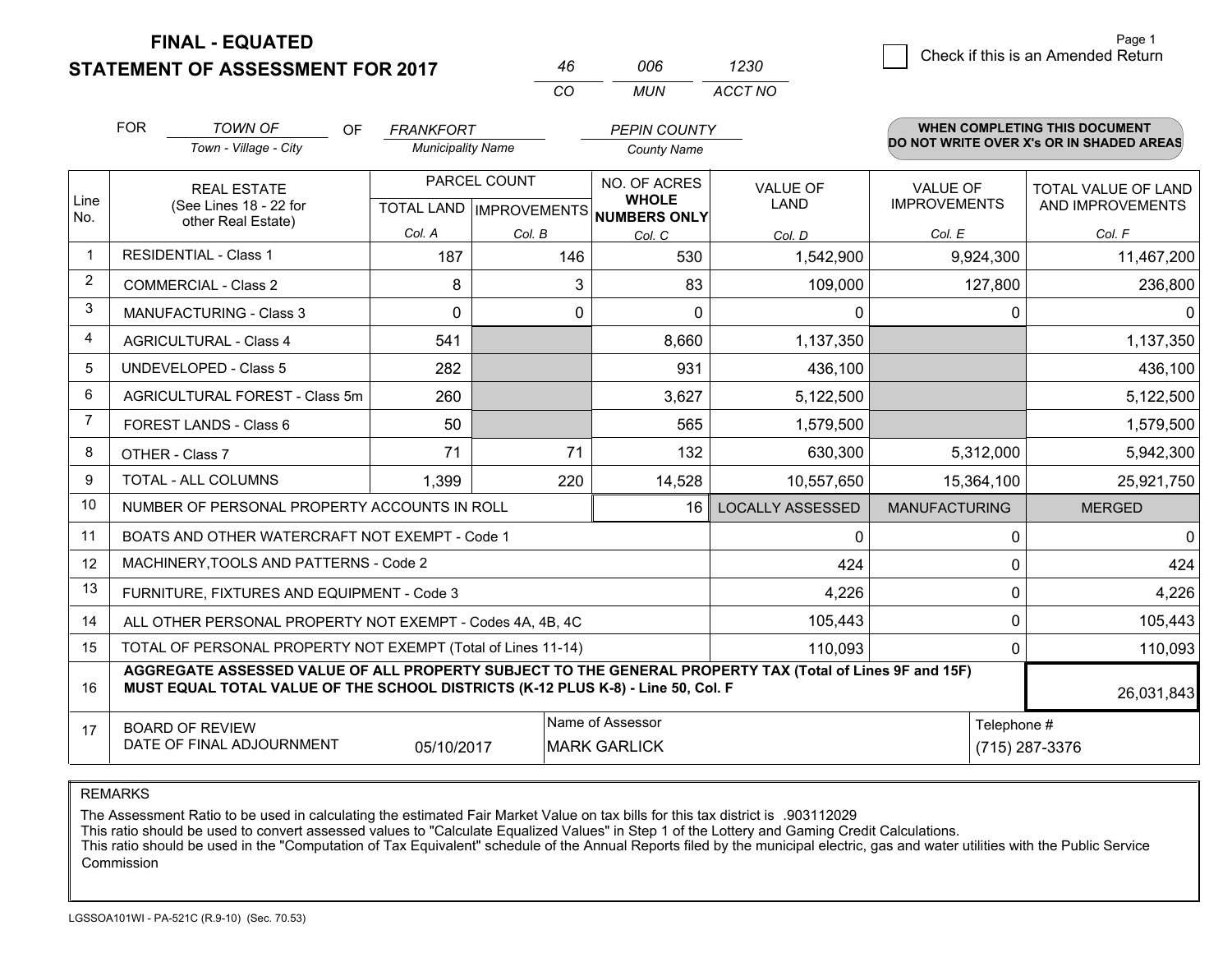**FINAL - EQUATED**
**STATEMENT OF ASSESSMENT FOR 2017**

| 46 | 006 | 1230 |
|---|---|---|
| CO | MUN | ACCT NO |

Page 1

☐ Check if this is an Amended Return

FOR *TOWN OF* (Town - Village - City) OF *FRANKFORT* (Municipality Name) *PEPIN COUNTY* (County Name)

**WHEN COMPLETING THIS DOCUMENT DO NOT WRITE OVER X's OR IN SHADED AREAS**

| Line No. | REAL ESTATE (See Lines 18 - 22 for other Real Estate) | PARCEL COUNT TOTAL LAND Col. A | PARCEL COUNT IMPROVEMENTS Col. B | NO. OF ACRES WHOLE NUMBERS ONLY Col. C | VALUE OF LAND Col. D | VALUE OF IMPROVEMENTS Col. E | TOTAL VALUE OF LAND AND IMPROVEMENTS Col. F |
|---|---|---|---|---|---|---|---|
| 1 | RESIDENTIAL - Class 1 | 187 | 146 | 530 | 1,542,900 | 9,924,300 | 11,467,200 |
| 2 | COMMERCIAL - Class 2 | 8 | 3 | 83 | 109,000 | 127,800 | 236,800 |
| 3 | MANUFACTURING - Class 3 | 0 | 0 | 0 | 0 | 0 | 0 |
| 4 | AGRICULTURAL - Class 4 | 541 | | 8,660 | 1,137,350 | | 1,137,350 |
| 5 | UNDEVELOPED - Class 5 | 282 | | 931 | 436,100 | | 436,100 |
| 6 | AGRICULTURAL FOREST - Class 5m | 260 | | 3,627 | 5,122,500 | | 5,122,500 |
| 7 | FOREST LANDS - Class 6 | 50 | | 565 | 1,579,500 | | 1,579,500 |
| 8 | OTHER - Class 7 | 71 | 71 | 132 | 630,300 | 5,312,000 | 5,942,300 |
| 9 | TOTAL - ALL COLUMNS | 1,399 | 220 | 14,528 | 10,557,650 | 15,364,100 | 25,921,750 |
| 10 | NUMBER OF PERSONAL PROPERTY ACCOUNTS IN ROLL | | | 16 | LOCALLY ASSESSED | MANUFACTURING | MERGED |
| 11 | BOATS AND OTHER WATERCRAFT NOT EXEMPT - Code 1 | | | | 0 | 0 | 0 |
| 12 | MACHINERY,TOOLS AND PATTERNS - Code 2 | | | | 424 | 0 | 424 |
| 13 | FURNITURE, FIXTURES AND EQUIPMENT - Code 3 | | | | 4,226 | 0 | 4,226 |
| 14 | ALL OTHER PERSONAL PROPERTY NOT EXEMPT - Codes 4A, 4B, 4C | | | | 105,443 | 0 | 105,443 |
| 15 | TOTAL OF PERSONAL PROPERTY NOT EXEMPT (Total of Lines 11-14) | | | | 110,093 | 0 | 110,093 |
| 16 | **AGGREGATE ASSESSED VALUE OF ALL PROPERTY SUBJECT TO THE GENERAL PROPERTY TAX (Total of Lines 9F and 15F) MUST EQUAL TOTAL VALUE OF THE SCHOOL DISTRICTS (K-12 PLUS K-8) - Line 50, Col. F** | | | | | | 26,031,843 |
| 17 | BOARD OF REVIEW DATE OF FINAL ADJOURNMENT | 05/10/2017 | | Name of Assessor: MARK GARLICK | | Telephone #: (715) 287-3376 | |

REMARKS

The Assessment Ratio to be used in calculating the estimated Fair Market Value on tax bills for this tax district is .903112029
This ratio should be used to convert assessed values to "Calculate Equalized Values" in Step 1 of the Lottery and Gaming Credit Calculations.
This ratio should be used in the "Computation of Tax Equivalent" schedule of the Annual Reports filed by the municipal electric, gas and water utilities with the Public Service Commission

LGSSOA101WI - PA-521C (R.9-10) (Sec. 70.53)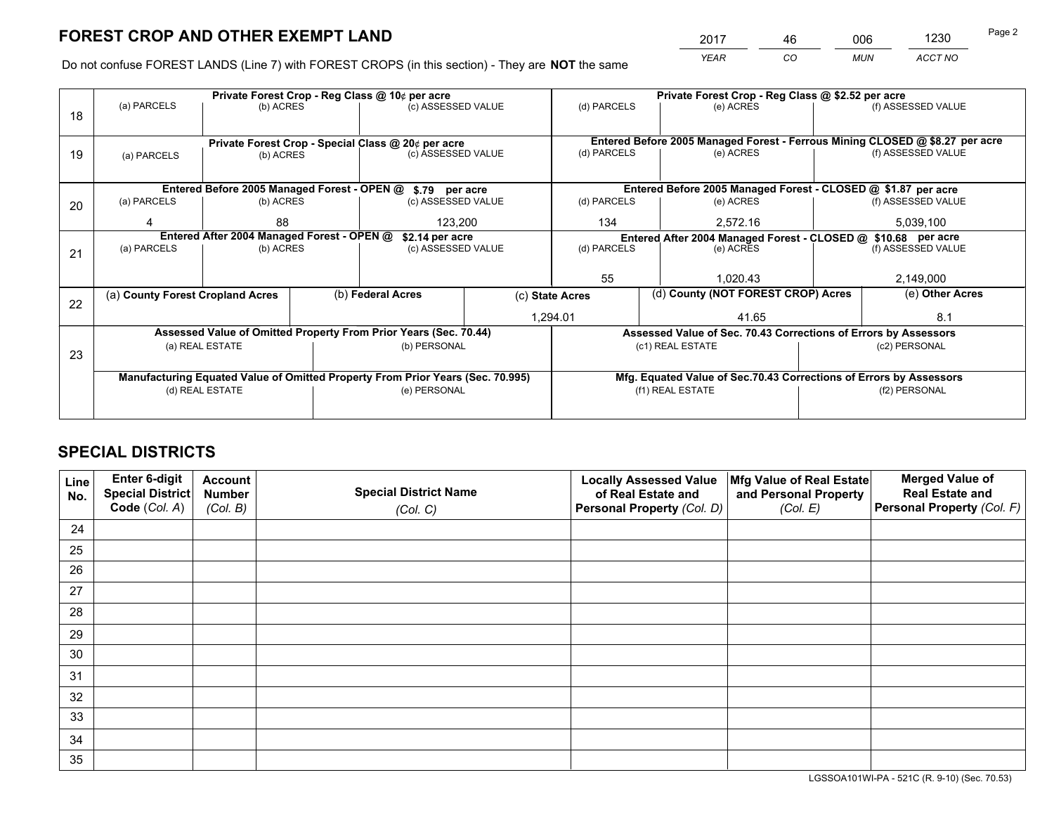# FOREST CROP AND OTHER EXEMPT LAND

| 2017 | 46 | 006 | 1230 |
|---|---|---|---|
| *YEAR* | *CO* | *MUN* | *ACCT NO* |

Do not confuse FOREST LANDS (Line 7) with FOREST CROPS (in this section) - They are **NOT** the same

| Line | Private Forest Crop - Reg Class @ 10¢ per acre | | | Private Forest Crop - Reg Class @ $2.52 per acre | | |
|---|---|---|---|---|---|---|
| 18 | (a) PARCELS | (b) ACRES | (c) ASSESSED VALUE | (d) PARCELS | (e) ACRES | (f) ASSESSED VALUE |
| | | | | | | |
| | **Private Forest Crop - Special Class @ 20¢ per acre** | | | **Entered Before 2005 Managed Forest - Ferrous Mining CLOSED @ $8.27 per acre** | | |
| 19 | (a) PARCELS | (b) ACRES | (c) ASSESSED VALUE | (d) PARCELS | (e) ACRES | (f) ASSESSED VALUE |
| | | | | | | |
| | **Entered Before 2005 Managed Forest - OPEN @ $.79 per acre** | | | **Entered Before 2005 Managed Forest - CLOSED @ $1.87 per acre** | | |
| 20 | (a) PARCELS | (b) ACRES | (c) ASSESSED VALUE | (d) PARCELS | (e) ACRES | (f) ASSESSED VALUE |
| | 4 | 88 | 123,200 | 134 | 2,572.16 | 5,039,100 |
| | **Entered After 2004 Managed Forest - OPEN @ $2.14 per acre** | | | **Entered After 2004 Managed Forest - CLOSED @ $10.68 per acre** | | |
| 21 | (a) PARCELS | (b) ACRES | (c) ASSESSED VALUE | (d) PARCELS | (e) ACRES | (f) ASSESSED VALUE |
| | | | | 55 | 1,020.43 | 2,149,000 |

| Line | (a) County Forest Cropland Acres | (b) Federal Acres | (c) State Acres | (d) County (NOT FOREST CROP) Acres | (e) Other Acres |
|---|---|---|---|---|---|
| 22 | | | 1,294.01 | 41.65 | 8.1 |

| Line | Assessed Value of Omitted Property From Prior Years (Sec. 70.44) | | Assessed Value of Sec. 70.43 Corrections of Errors by Assessors | |
|---|---|---|---|---|
| 23 | (a) REAL ESTATE | (b) PERSONAL | (c1) REAL ESTATE | (c2) PERSONAL |
| | | | | |
| | **Manufacturing Equated Value of Omitted Property From Prior Years (Sec. 70.995)** | | **Mfg. Equated Value of Sec.70.43 Corrections of Errors by Assessors** | |
| | (d) REAL ESTATE | (e) PERSONAL | (f1) REAL ESTATE | (f2) PERSONAL |
| | | | | |

# SPECIAL DISTRICTS

| Line No. | Enter 6-digit Special District Code (Col. A) | Account Number (Col. B) | Special District Name (Col. C) | Locally Assessed Value of Real Estate and Personal Property (Col. D) | Mfg Value of Real Estate and Personal Property (Col. E) | Merged Value of Real Estate and Personal Property (Col. F) |
|---|---|---|---|---|---|---|
| 24 | | | | | | |
| 25 | | | | | | |
| 26 | | | | | | |
| 27 | | | | | | |
| 28 | | | | | | |
| 29 | | | | | | |
| 30 | | | | | | |
| 31 | | | | | | |
| 32 | | | | | | |
| 33 | | | | | | |
| 34 | | | | | | |
| 35 | | | | | | |

LGSSOA101WI-PA - 521C (R. 9-10) (Sec. 70.53)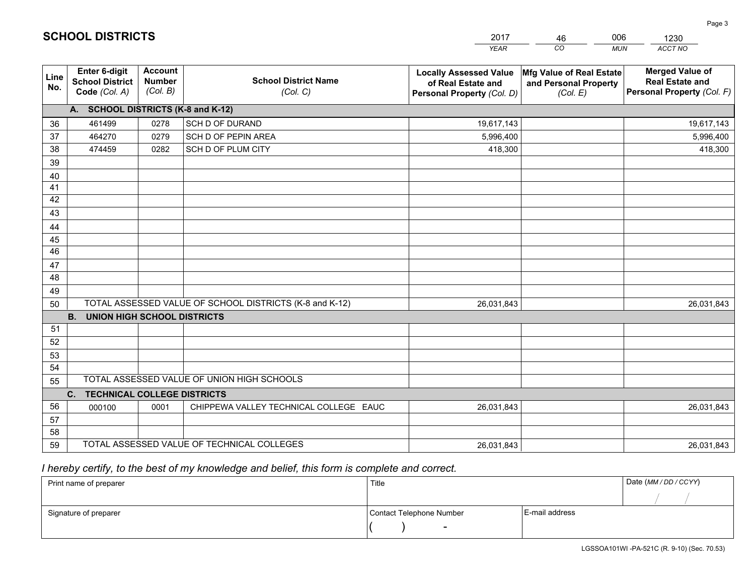# SCHOOL DISTRICTS

| 2017 | 46 | 006 | 1230 |
|---|---|---|---|
| YEAR | CO | MUN | ACCT NO |

| Line No. | Enter 6-digit School District Code (Col. A) | Account Number (Col. B) | School District Name (Col. C) | Locally Assessed Value of Real Estate and Personal Property (Col. D) | Mfg Value of Real Estate and Personal Property (Col. E) | Merged Value of Real Estate and Personal Property (Col. F) |
|---|---|---|---|---|---|---|
| | **A. SCHOOL DISTRICTS (K-8 and K-12)** | | | | | |
| 36 | 461499 | 0278 | SCH D OF DURAND | 19,617,143 | | 19,617,143 |
| 37 | 464270 | 0279 | SCH D OF PEPIN AREA | 5,996,400 | | 5,996,400 |
| 38 | 474459 | 0282 | SCH D OF PLUM CITY | 418,300 | | 418,300 |
| 39 | | | | | | |
| 40 | | | | | | |
| 41 | | | | | | |
| 42 | | | | | | |
| 43 | | | | | | |
| 44 | | | | | | |
| 45 | | | | | | |
| 46 | | | | | | |
| 47 | | | | | | |
| 48 | | | | | | |
| 49 | | | | | | |
| 50 | TOTAL ASSESSED VALUE OF SCHOOL DISTRICTS (K-8 and K-12) | | | 26,031,843 | | 26,031,843 |
| | **B. UNION HIGH SCHOOL DISTRICTS** | | | | | |
| 51 | | | | | | |
| 52 | | | | | | |
| 53 | | | | | | |
| 54 | | | | | | |
| 55 | TOTAL ASSESSED VALUE OF UNION HIGH SCHOOLS | | | | | |
| | **C. TECHNICAL COLLEGE DISTRICTS** | | | | | |
| 56 | 000100 | 0001 | CHIPPEWA VALLEY TECHNICAL COLLEGE EAUC | 26,031,843 | | 26,031,843 |
| 57 | | | | | | |
| 58 | | | | | | |
| 59 | TOTAL ASSESSED VALUE OF TECHNICAL COLLEGES | | | 26,031,843 | | 26,031,843 |

*I hereby certify, to the best of my knowledge and belief, this form is complete and correct.*

| Print name of preparer | Title | | Date (MM / DD / CCYY) |
|---|---|---|---|
| | | | / / |
| Signature of preparer | Contact Telephone Number | E-mail address | |
| | ( ) - | | |

LGSSOA101WI -PA-521C (R. 9-10) (Sec. 70.53)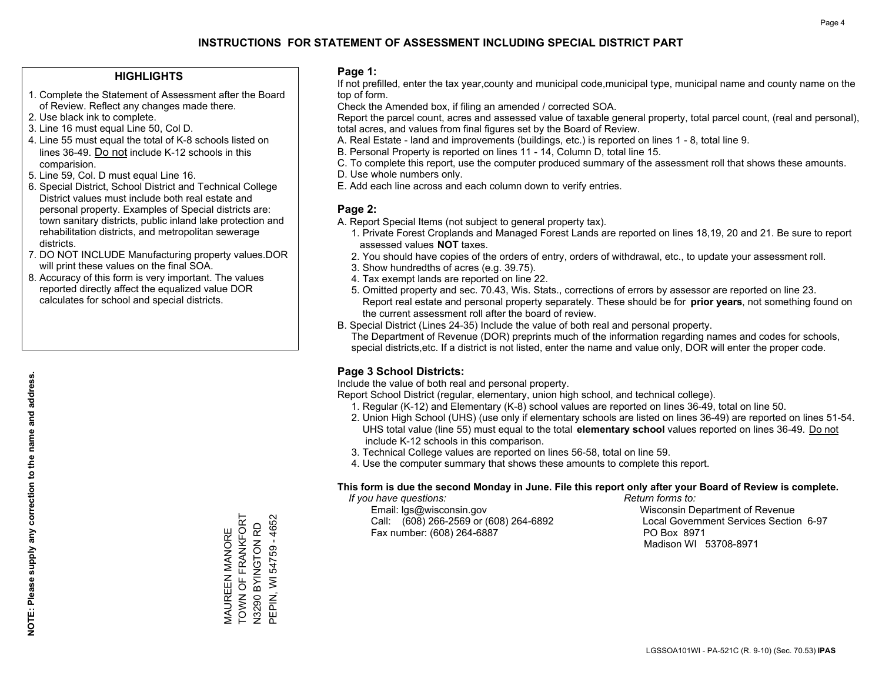# INSTRUCTIONS FOR STATEMENT OF ASSESSMENT INCLUDING SPECIAL DISTRICT PART

## HIGHLIGHTS

1. Complete the Statement of Assessment after the Board of Review. Reflect any changes made there.
2. Use black ink to complete.
3. Line 16 must equal Line 50, Col D.
4. Line 55 must equal the total of K-8 schools listed on lines 36-49. Do not include K-12 schools in this comparision.
5. Line 59, Col. D must equal Line 16.
6. Special District, School District and Technical College District values must include both real estate and personal property. Examples of Special districts are: town sanitary districts, public inland lake protection and rehabilitation districts, and metropolitan sewerage districts.
7. DO NOT INCLUDE Manufacturing property values.DOR will print these values on the final SOA.
8. Accuracy of this form is very important. The values reported directly affect the equalized value DOR calculates for school and special districts.

**NOTE: Please supply any correction to the name and address.**

MAUREEN MANORE
TOWN OF FRANKFORT
N3290 BYINGTON RD
PEPIN, WI 54759 - 4652

## Page 1:

If not prefilled, enter the tax year,county and municipal code,municipal type, municipal name and county name on the top of form.

Check the Amended box, if filing an amended / corrected SOA.

Report the parcel count, acres and assessed value of taxable general property, total parcel count, (real and personal), total acres, and values from final figures set by the Board of Review.

A. Real Estate - land and improvements (buildings, etc.) is reported on lines 1 - 8, total line 9.
B. Personal Property is reported on lines 11 - 14, Column D, total line 15.
C. To complete this report, use the computer produced summary of the assessment roll that shows these amounts.
D. Use whole numbers only.
E. Add each line across and each column down to verify entries.

## Page 2:

A. Report Special Items (not subject to general property tax).
   1. Private Forest Croplands and Managed Forest Lands are reported on lines 18,19, 20 and 21. Be sure to report assessed values **NOT** taxes.
   2. You should have copies of the orders of entry, orders of withdrawal, etc., to update your assessment roll.
   3. Show hundredths of acres (e.g. 39.75).
   4. Tax exempt lands are reported on line 22.
   5. Omitted property and sec. 70.43, Wis. Stats., corrections of errors by assessor are reported on line 23. Report real estate and personal property separately. These should be for **prior years**, not something found on the current assessment roll after the board of review.
B. Special District (Lines 24-35) Include the value of both real and personal property.
   The Department of Revenue (DOR) preprints much of the information regarding names and codes for schools, special districts,etc. If a district is not listed, enter the name and value only, DOR will enter the proper code.

## Page 3 School Districts:

Include the value of both real and personal property.

Report School District (regular, elementary, union high school, and technical college).

1. Regular (K-12) and Elementary (K-8) school values are reported on lines 36-49, total on line 50.
2. Union High School (UHS) (use only if elementary schools are listed on lines 36-49) are reported on lines 51-54. UHS total value (line 55) must equal to the total **elementary school** values reported on lines 36-49. Do not include K-12 schools in this comparison.
3. Technical College values are reported on lines 56-58, total on line 59.
4. Use the computer summary that shows these amounts to complete this report.

**This form is due the second Monday in June. File this report only after your Board of Review is complete.**

*If you have questions:*
Email: lgs@wisconsin.gov
Call: (608) 266-2569 or (608) 264-6892
Fax number: (608) 264-6887

*Return forms to:*
Wisconsin Department of Revenue
Local Government Services Section 6-97
PO Box 8971
Madison WI 53708-8971

LGSSOA101WI - PA-521C (R. 9-10) (Sec. 70.53) **IPAS**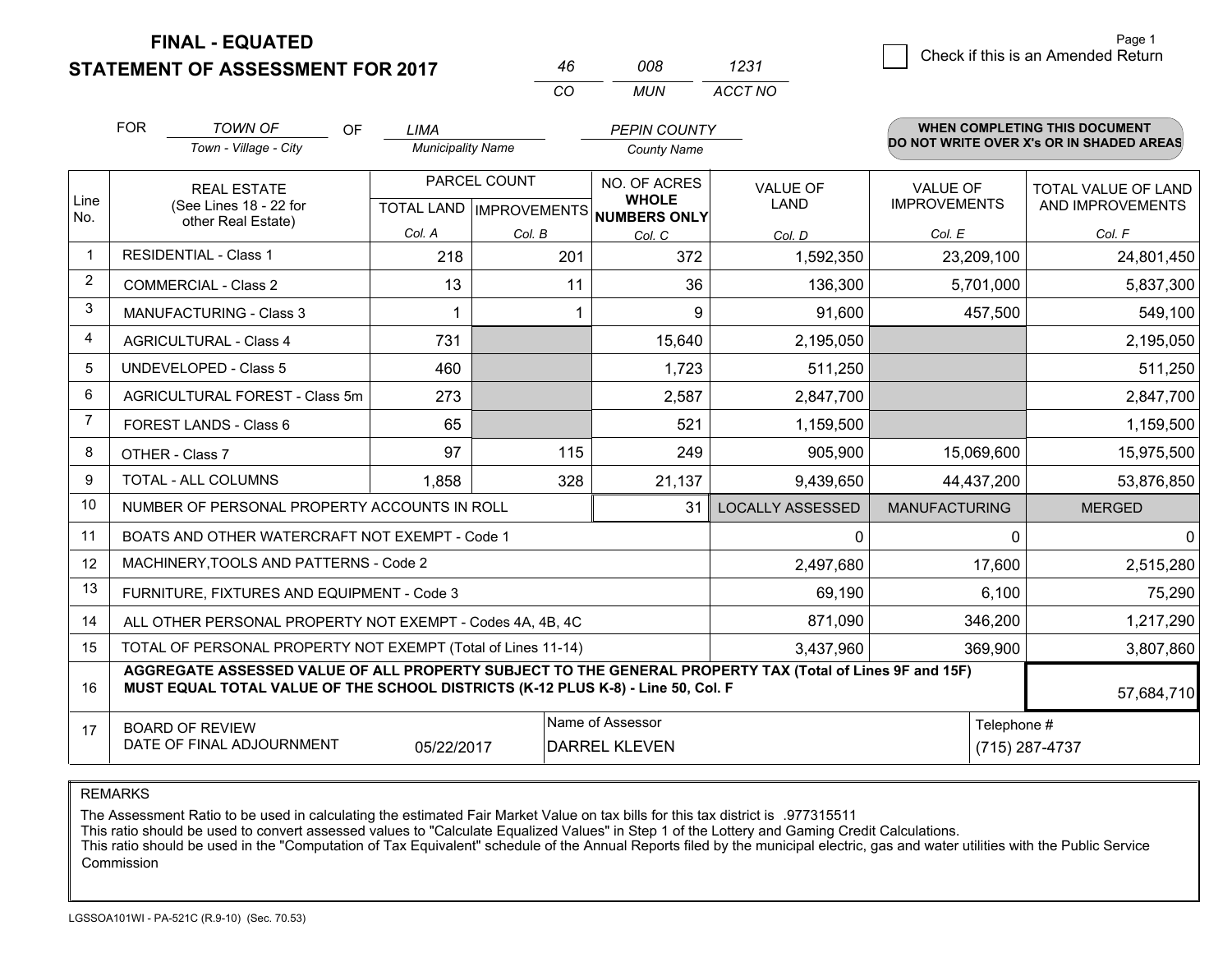# FINAL - EQUATED
## STATEMENT OF ASSESSMENT FOR 2017

| 46 | 008 | 1231 |
|---|---|---|
| CO | MUN | ACCT NO |

Page 1

☐ Check if this is an Amended Return

FOR *TOWN OF* (Town - Village - City) OF *LIMA* (Municipality Name) *PEPIN COUNTY* (County Name)

**WHEN COMPLETING THIS DOCUMENT DO NOT WRITE OVER X's OR IN SHADED AREAS**

| Line No. | REAL ESTATE (See Lines 18 - 22 for other Real Estate) | PARCEL COUNT | | NO. OF ACRES WHOLE NUMBERS ONLY | VALUE OF LAND | VALUE OF IMPROVEMENTS | TOTAL VALUE OF LAND AND IMPROVEMENTS |
|---|---|---|---|---|---|---|---|
| | | TOTAL LAND Col. A | IMPROVEMENTS Col. B | Col. C | Col. D | Col. E | Col. F |
| 1 | RESIDENTIAL - Class 1 | 218 | 201 | 372 | 1,592,350 | 23,209,100 | 24,801,450 |
| 2 | COMMERCIAL - Class 2 | 13 | 11 | 36 | 136,300 | 5,701,000 | 5,837,300 |
| 3 | MANUFACTURING - Class 3 | 1 | 1 | 9 | 91,600 | 457,500 | 549,100 |
| 4 | AGRICULTURAL - Class 4 | 731 | | 15,640 | 2,195,050 | | 2,195,050 |
| 5 | UNDEVELOPED - Class 5 | 460 | | 1,723 | 511,250 | | 511,250 |
| 6 | AGRICULTURAL FOREST - Class 5m | 273 | | 2,587 | 2,847,700 | | 2,847,700 |
| 7 | FOREST LANDS - Class 6 | 65 | | 521 | 1,159,500 | | 1,159,500 |
| 8 | OTHER - Class 7 | 97 | 115 | 249 | 905,900 | 15,069,600 | 15,975,500 |
| 9 | TOTAL - ALL COLUMNS | 1,858 | 328 | 21,137 | 9,439,650 | 44,437,200 | 53,876,850 |
| 10 | NUMBER OF PERSONAL PROPERTY ACCOUNTS IN ROLL | | | 31 | LOCALLY ASSESSED | MANUFACTURING | MERGED |
| 11 | BOATS AND OTHER WATERCRAFT NOT EXEMPT - Code 1 | | | | 0 | 0 | 0 |
| 12 | MACHINERY,TOOLS AND PATTERNS - Code 2 | | | | 2,497,680 | 17,600 | 2,515,280 |
| 13 | FURNITURE, FIXTURES AND EQUIPMENT - Code 3 | | | | 69,190 | 6,100 | 75,290 |
| 14 | ALL OTHER PERSONAL PROPERTY NOT EXEMPT - Codes 4A, 4B, 4C | | | | 871,090 | 346,200 | 1,217,290 |
| 15 | TOTAL OF PERSONAL PROPERTY NOT EXEMPT (Total of Lines 11-14) | | | | 3,437,960 | 369,900 | 3,807,860 |
| 16 | **AGGREGATE ASSESSED VALUE OF ALL PROPERTY SUBJECT TO THE GENERAL PROPERTY TAX (Total of Lines 9F and 15F) MUST EQUAL TOTAL VALUE OF THE SCHOOL DISTRICTS (K-12 PLUS K-8) - Line 50, Col. F** | | | | | | 57,684,710 |
| 17 | BOARD OF REVIEW DATE OF FINAL ADJOURNMENT | 05/22/2017 | | Name of Assessor: DARREL KLEVEN | | Telephone #: (715) 287-4737 | |

REMARKS

The Assessment Ratio to be used in calculating the estimated Fair Market Value on tax bills for this tax district is .977315511
This ratio should be used to convert assessed values to "Calculate Equalized Values" in Step 1 of the Lottery and Gaming Credit Calculations.
This ratio should be used in the "Computation of Tax Equivalent" schedule of the Annual Reports filed by the municipal electric, gas and water utilities with the Public Service Commission

LGSSOA101WI - PA-521C (R.9-10) (Sec. 70.53)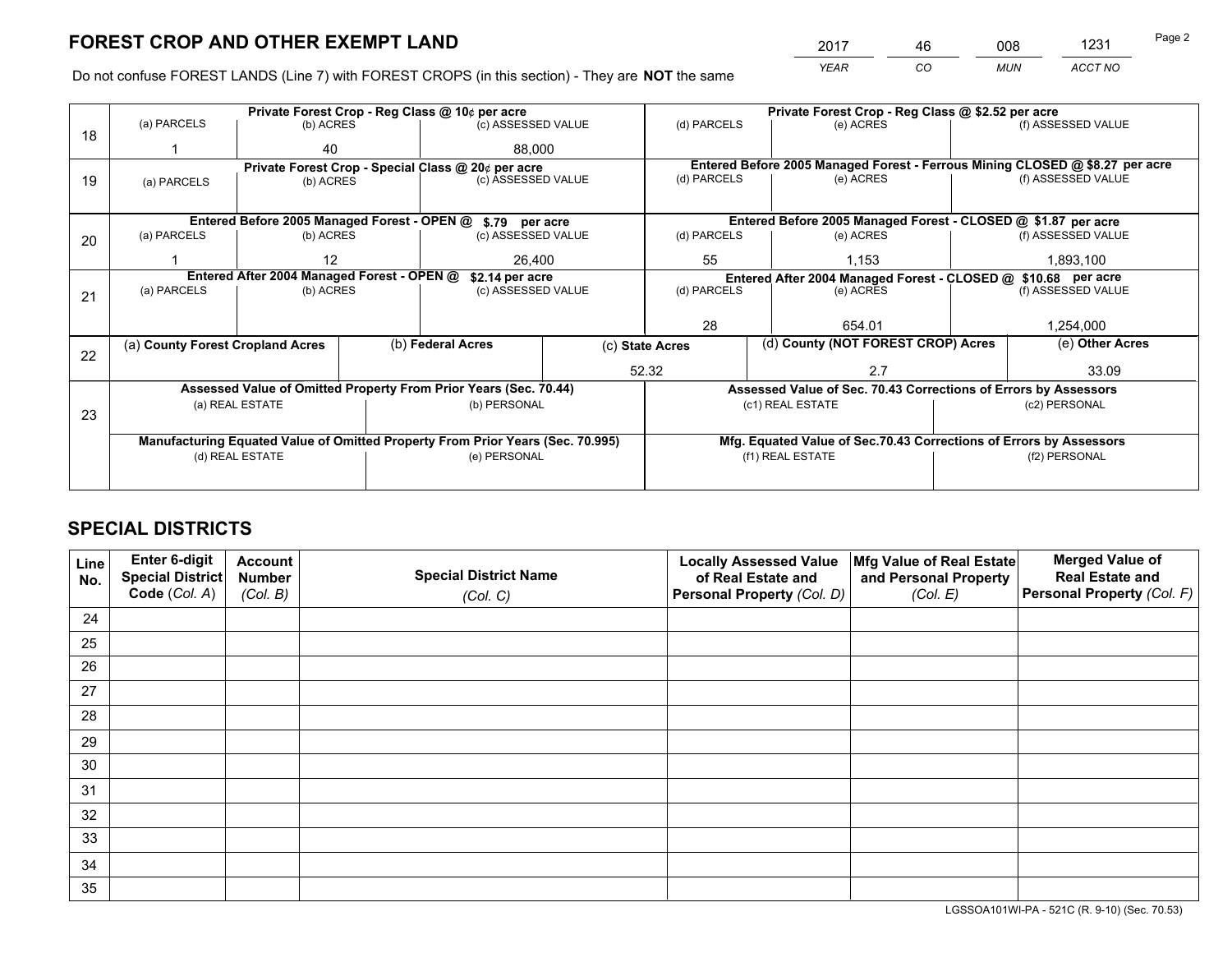# FOREST CROP AND OTHER EXEMPT LAND

| 2017 | 46 | 008 | 1231 |
|---|---|---|---|
| *YEAR* | *CO* | *MUN* | *ACCT NO* |

Do not confuse FOREST LANDS (Line 7) with FOREST CROPS (in this section) - They are **NOT** the same

| Line | Private Forest Crop - Reg Class @ 10¢ per acre | | | Private Forest Crop - Reg Class @ $2.52 per acre | | |
|---|---|---|---|---|---|---|
| 18 | (a) PARCELS | (b) ACRES | (c) ASSESSED VALUE | (d) PARCELS | (e) ACRES | (f) ASSESSED VALUE |
| | 1 | 40 | 88,000 | | | |
| | **Private Forest Crop - Special Class @ 20¢ per acre** | | | **Entered Before 2005 Managed Forest - Ferrous Mining CLOSED @ $8.27 per acre** | | |
| 19 | (a) PARCELS | (b) ACRES | (c) ASSESSED VALUE | (d) PARCELS | (e) ACRES | (f) ASSESSED VALUE |
| | | | | | | |
| | **Entered Before 2005 Managed Forest - OPEN @ $.79 per acre** | | | **Entered Before 2005 Managed Forest - CLOSED @ $1.87 per acre** | | |
| 20 | (a) PARCELS | (b) ACRES | (c) ASSESSED VALUE | (d) PARCELS | (e) ACRES | (f) ASSESSED VALUE |
| | 1 | 12 | 26,400 | 55 | 1,153 | 1,893,100 |
| | **Entered After 2004 Managed Forest - OPEN @ $2.14 per acre** | | | **Entered After 2004 Managed Forest - CLOSED @ $10.68 per acre** | | |
| 21 | (a) PARCELS | (b) ACRES | (c) ASSESSED VALUE | (d) PARCELS | (e) ACRES | (f) ASSESSED VALUE |
| | | | | 28 | 654.01 | 1,254,000 |

| Line | (a) County Forest Cropland Acres | (b) Federal Acres | (c) State Acres | (d) County (NOT FOREST CROP) Acres | (e) Other Acres |
|---|---|---|---|---|---|
| 22 | | | 52.32 | 2.7 | 33.09 |

| Line | Assessed Value of Omitted Property From Prior Years (Sec. 70.44) | | Assessed Value of Sec. 70.43 Corrections of Errors by Assessors | |
|---|---|---|---|---|
| 23 | (a) REAL ESTATE | (b) PERSONAL | (c1) REAL ESTATE | (c2) PERSONAL |
| | | | | |
| | **Manufacturing Equated Value of Omitted Property From Prior Years (Sec. 70.995)** | | **Mfg. Equated Value of Sec.70.43 Corrections of Errors by Assessors** | |
| | (d) REAL ESTATE | (e) PERSONAL | (f1) REAL ESTATE | (f2) PERSONAL |
| | | | | |

# SPECIAL DISTRICTS

| Line No. | Enter 6-digit Special District Code (Col. A) | Account Number (Col. B) | Special District Name (Col. C) | Locally Assessed Value of Real Estate and Personal Property (Col. D) | Mfg Value of Real Estate and Personal Property (Col. E) | Merged Value of Real Estate and Personal Property (Col. F) |
|---|---|---|---|---|---|---|
| 24 | | | | | | |
| 25 | | | | | | |
| 26 | | | | | | |
| 27 | | | | | | |
| 28 | | | | | | |
| 29 | | | | | | |
| 30 | | | | | | |
| 31 | | | | | | |
| 32 | | | | | | |
| 33 | | | | | | |
| 34 | | | | | | |
| 35 | | | | | | |

LGSSOA101WI-PA - 521C (R. 9-10) (Sec. 70.53)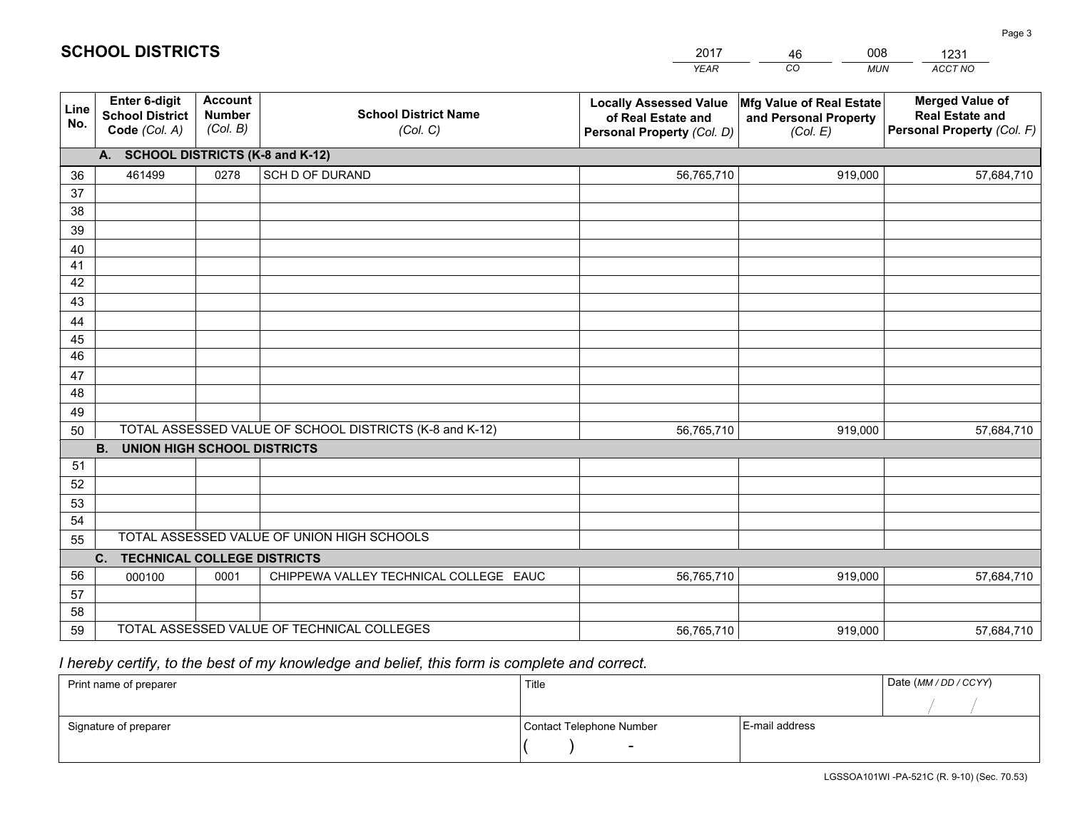## SCHOOL DISTRICTS

| 2017 | 46 | 008 | 1231 |
|---|---|---|---|
| *YEAR* | *CO* | *MUN* | *ACCT NO* |

| Line No. | Enter 6-digit School District Code *(Col. A)* | Account Number *(Col. B)* | School District Name *(Col. C)* | Locally Assessed Value of Real Estate and Personal Property *(Col. D)* | Mfg Value of Real Estate and Personal Property *(Col. E)* | Merged Value of Real Estate and Personal Property *(Col. F)* |
|---|---|---|---|---|---|---|
| **A. SCHOOL DISTRICTS (K-8 and K-12)** | | | | | | |
| 36 | 461499 | 0278 | SCH D OF DURAND | 56,765,710 | 919,000 | 57,684,710 |
| 37 | | | | | | |
| 38 | | | | | | |
| 39 | | | | | | |
| 40 | | | | | | |
| 41 | | | | | | |
| 42 | | | | | | |
| 43 | | | | | | |
| 44 | | | | | | |
| 45 | | | | | | |
| 46 | | | | | | |
| 47 | | | | | | |
| 48 | | | | | | |
| 49 | | | | | | |
| 50 | TOTAL ASSESSED VALUE OF SCHOOL DISTRICTS (K-8 and K-12) | | | 56,765,710 | 919,000 | 57,684,710 |
| **B. UNION HIGH SCHOOL DISTRICTS** | | | | | | |
| 51 | | | | | | |
| 52 | | | | | | |
| 53 | | | | | | |
| 54 | | | | | | |
| 55 | TOTAL ASSESSED VALUE OF UNION HIGH SCHOOLS | | | | | |
| **C. TECHNICAL COLLEGE DISTRICTS** | | | | | | |
| 56 | 000100 | 0001 | CHIPPEWA VALLEY TECHNICAL COLLEGE EAUC | 56,765,710 | 919,000 | 57,684,710 |
| 57 | | | | | | |
| 58 | | | | | | |
| 59 | TOTAL ASSESSED VALUE OF TECHNICAL COLLEGES | | | 56,765,710 | 919,000 | 57,684,710 |

*I hereby certify, to the best of my knowledge and belief, this form is complete and correct.*

| Print name of preparer | Title | | Date *(MM / DD / CCYY)* |
|---|---|---|---|
| | | | / / |
| Signature of preparer | Contact Telephone Number | E-mail address | |
| | ( ) - | | |

LGSSOA101WI -PA-521C (R. 9-10) (Sec. 70.53)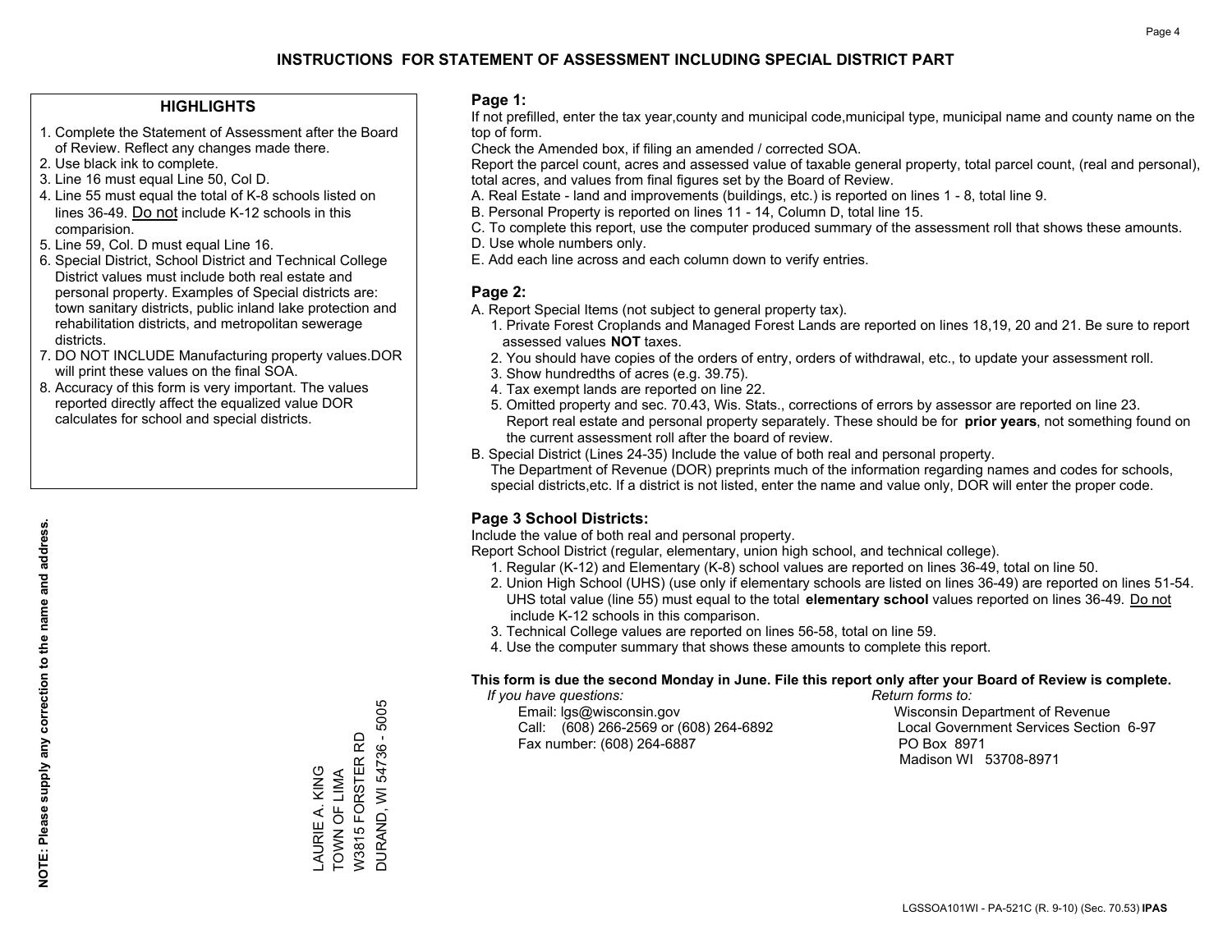# INSTRUCTIONS FOR STATEMENT OF ASSESSMENT INCLUDING SPECIAL DISTRICT PART

## HIGHLIGHTS

1. Complete the Statement of Assessment after the Board of Review. Reflect any changes made there.
2. Use black ink to complete.
3. Line 16 must equal Line 50, Col D.
4. Line 55 must equal the total of K-8 schools listed on lines 36-49. Do not include K-12 schools in this comparision.
5. Line 59, Col. D must equal Line 16.
6. Special District, School District and Technical College District values must include both real estate and personal property. Examples of Special districts are: town sanitary districts, public inland lake protection and rehabilitation districts, and metropolitan sewerage districts.
7. DO NOT INCLUDE Manufacturing property values.DOR will print these values on the final SOA.
8. Accuracy of this form is very important. The values reported directly affect the equalized value DOR calculates for school and special districts.

**NOTE: Please supply any correction to the name and address.**

LAURIE A. KING
TOWN OF LIMA
W3815 FORSTER RD
DURAND, WI 54736 - 5005

## Page 1:

If not prefilled, enter the tax year,county and municipal code,municipal type, municipal name and county name on the top of form.

Check the Amended box, if filing an amended / corrected SOA.

Report the parcel count, acres and assessed value of taxable general property, total parcel count, (real and personal), total acres, and values from final figures set by the Board of Review.

A. Real Estate - land and improvements (buildings, etc.) is reported on lines 1 - 8, total line 9.
B. Personal Property is reported on lines 11 - 14, Column D, total line 15.
C. To complete this report, use the computer produced summary of the assessment roll that shows these amounts.
D. Use whole numbers only.
E. Add each line across and each column down to verify entries.

## Page 2:

A. Report Special Items (not subject to general property tax).
   1. Private Forest Croplands and Managed Forest Lands are reported on lines 18,19, 20 and 21. Be sure to report assessed values **NOT** taxes.
   2. You should have copies of the orders of entry, orders of withdrawal, etc., to update your assessment roll.
   3. Show hundredths of acres (e.g. 39.75).
   4. Tax exempt lands are reported on line 22.
   5. Omitted property and sec. 70.43, Wis. Stats., corrections of errors by assessor are reported on line 23. Report real estate and personal property separately. These should be for **prior years**, not something found on the current assessment roll after the board of review.
B. Special District (Lines 24-35) Include the value of both real and personal property.
   The Department of Revenue (DOR) preprints much of the information regarding names and codes for schools, special districts,etc. If a district is not listed, enter the name and value only, DOR will enter the proper code.

## Page 3 School Districts:

Include the value of both real and personal property.

Report School District (regular, elementary, union high school, and technical college).

1. Regular (K-12) and Elementary (K-8) school values are reported on lines 36-49, total on line 50.
2. Union High School (UHS) (use only if elementary schools are listed on lines 36-49) are reported on lines 51-54. UHS total value (line 55) must equal to the total **elementary school** values reported on lines 36-49. Do not include K-12 schools in this comparison.
3. Technical College values are reported on lines 56-58, total on line 59.
4. Use the computer summary that shows these amounts to complete this report.

**This form is due the second Monday in June. File this report only after your Board of Review is complete.**

*If you have questions:*
Email: lgs@wisconsin.gov
Call: (608) 266-2569 or (608) 264-6892
Fax number: (608) 264-6887

*Return forms to:*
Wisconsin Department of Revenue
Local Government Services Section 6-97
PO Box 8971
Madison WI 53708-8971

LGSSOA101WI - PA-521C (R. 9-10) (Sec. 70.53) **IPAS**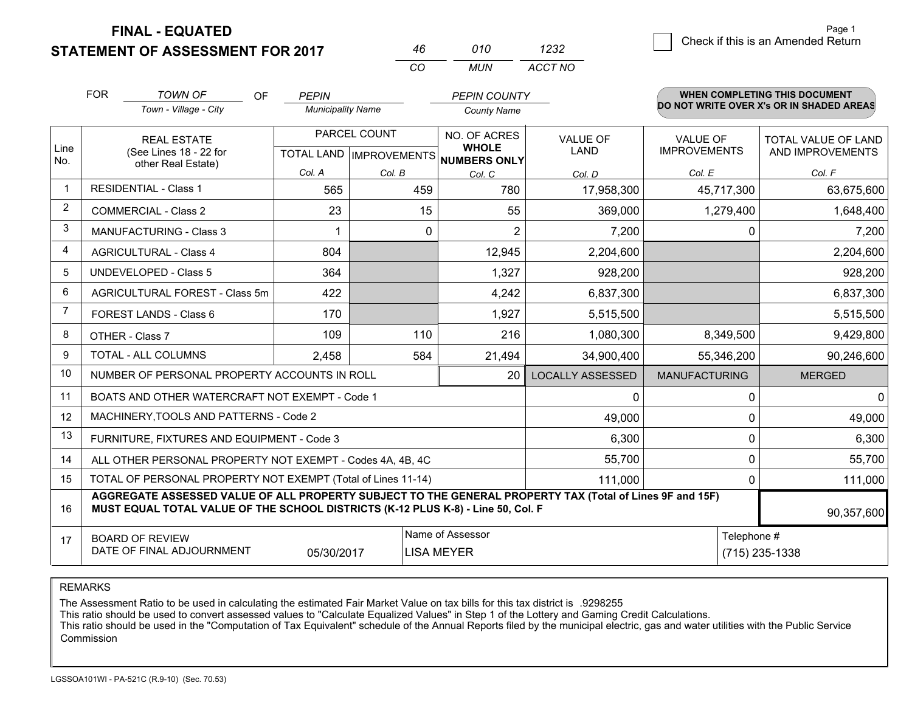**FINAL - EQUATED**
**STATEMENT OF ASSESSMENT FOR 2017**

| 46 | 010 | 1232 |
|---|---|---|
| CO | MUN | ACCT NO |

☐ Check if this is an Amended Return

FOR *TOWN OF* OF *PEPIN* *PEPIN COUNTY*
Town - Village - City / Municipality Name / County Name

**WHEN COMPLETING THIS DOCUMENT DO NOT WRITE OVER X's OR IN SHADED AREAS**

| Line No. | REAL ESTATE (See Lines 18 - 22 for other Real Estate) | PARCEL COUNT TOTAL LAND Col. A | PARCEL COUNT IMPROVEMENTS Col. B | NO. OF ACRES WHOLE NUMBERS ONLY Col. C | VALUE OF LAND Col. D | VALUE OF IMPROVEMENTS Col. E | TOTAL VALUE OF LAND AND IMPROVEMENTS Col. F |
|---|---|---|---|---|---|---|---|
| 1 | RESIDENTIAL - Class 1 | 565 | 459 | 780 | 17,958,300 | 45,717,300 | 63,675,600 |
| 2 | COMMERCIAL - Class 2 | 23 | 15 | 55 | 369,000 | 1,279,400 | 1,648,400 |
| 3 | MANUFACTURING - Class 3 | 1 | 0 | 2 | 7,200 | 0 | 7,200 |
| 4 | AGRICULTURAL - Class 4 | 804 | | 12,945 | 2,204,600 | | 2,204,600 |
| 5 | UNDEVELOPED - Class 5 | 364 | | 1,327 | 928,200 | | 928,200 |
| 6 | AGRICULTURAL FOREST - Class 5m | 422 | | 4,242 | 6,837,300 | | 6,837,300 |
| 7 | FOREST LANDS - Class 6 | 170 | | 1,927 | 5,515,500 | | 5,515,500 |
| 8 | OTHER - Class 7 | 109 | 110 | 216 | 1,080,300 | 8,349,500 | 9,429,800 |
| 9 | TOTAL - ALL COLUMNS | 2,458 | 584 | 21,494 | 34,900,400 | 55,346,200 | 90,246,600 |
| 10 | NUMBER OF PERSONAL PROPERTY ACCOUNTS IN ROLL | | | 20 | LOCALLY ASSESSED | MANUFACTURING | MERGED |
| 11 | BOATS AND OTHER WATERCRAFT NOT EXEMPT - Code 1 | | | | 0 | 0 | 0 |
| 12 | MACHINERY,TOOLS AND PATTERNS - Code 2 | | | | 49,000 | 0 | 49,000 |
| 13 | FURNITURE, FIXTURES AND EQUIPMENT - Code 3 | | | | 6,300 | 0 | 6,300 |
| 14 | ALL OTHER PERSONAL PROPERTY NOT EXEMPT - Codes 4A, 4B, 4C | | | | 55,700 | 0 | 55,700 |
| 15 | TOTAL OF PERSONAL PROPERTY NOT EXEMPT (Total of Lines 11-14) | | | | 111,000 | 0 | 111,000 |
| 16 | **AGGREGATE ASSESSED VALUE OF ALL PROPERTY SUBJECT TO THE GENERAL PROPERTY TAX (Total of Lines 9F and 15F) MUST EQUAL TOTAL VALUE OF THE SCHOOL DISTRICTS (K-12 PLUS K-8) - Line 50, Col. F** | | | | | | 90,357,600 |
| 17 | BOARD OF REVIEW DATE OF FINAL ADJOURNMENT | 05/30/2017 | Name of Assessor: LISA MEYER | | | Telephone #: (715) 235-1338 | |

REMARKS

The Assessment Ratio to be used in calculating the estimated Fair Market Value on tax bills for this tax district is .9298255
This ratio should be used to convert assessed values to "Calculate Equalized Values" in Step 1 of the Lottery and Gaming Credit Calculations.
This ratio should be used in the "Computation of Tax Equivalent" schedule of the Annual Reports filed by the municipal electric, gas and water utilities with the Public Service Commission

LGSSOA101WI - PA-521C (R.9-10) (Sec. 70.53)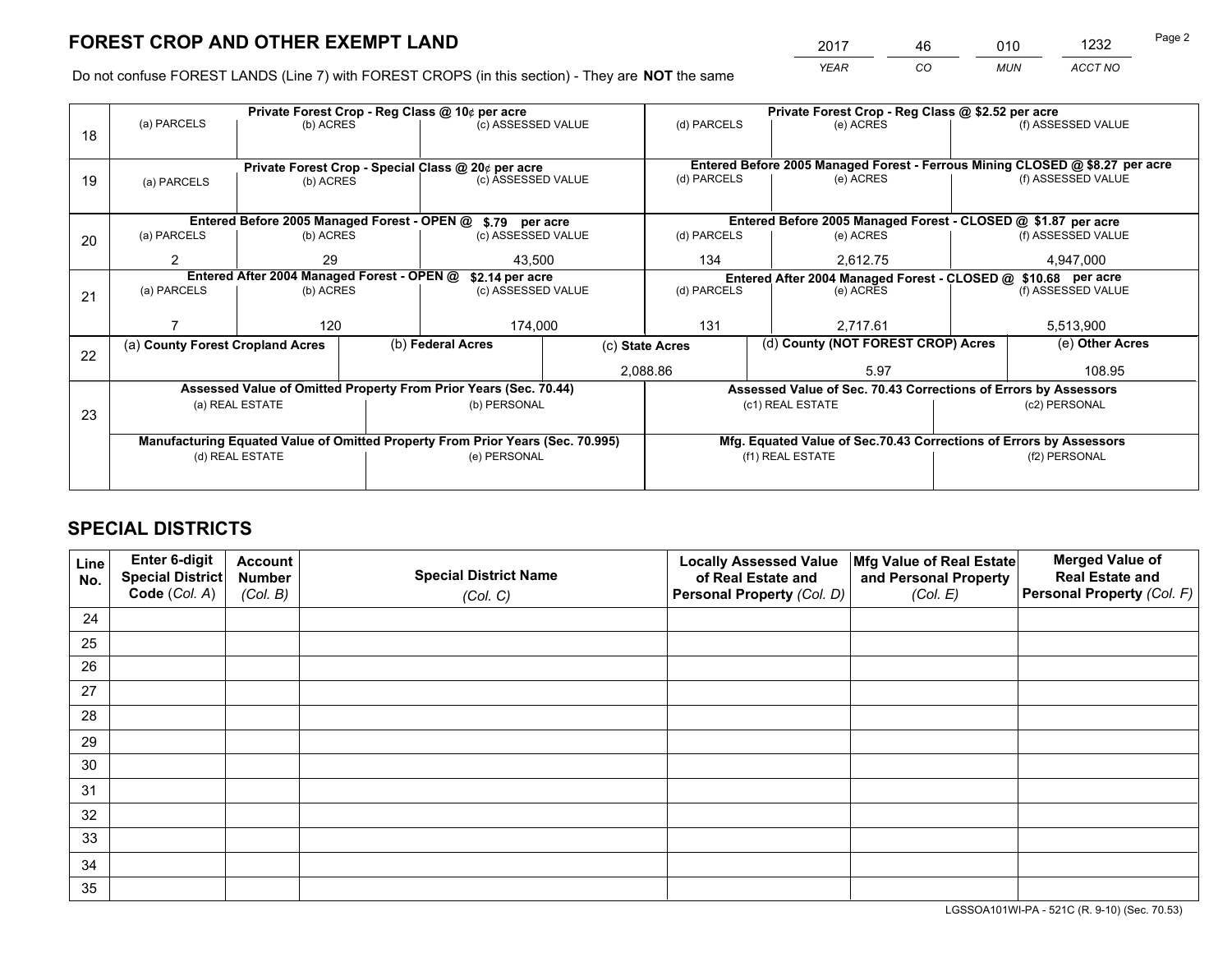# FOREST CROP AND OTHER EXEMPT LAND

| 2017 | 46 | 010 | 1232 |
|---|---|---|---|
| *YEAR* | *CO* | *MUN* | *ACCT NO* |

Do not confuse FOREST LANDS (Line 7) with FOREST CROPS (in this section) - They are **NOT** the same

| Line | Private Forest Crop - Reg Class @ 10¢ per acre | | | Private Forest Crop - Reg Class @ $2.52 per acre | | |
|---|---|---|---|---|---|---|
| | (a) PARCELS | (b) ACRES | (c) ASSESSED VALUE | (d) PARCELS | (e) ACRES | (f) ASSESSED VALUE |
| 18 | | | | | | |
| | **Private Forest Crop - Special Class @ 20¢ per acre** | | | **Entered Before 2005 Managed Forest - Ferrous Mining CLOSED @ $8.27 per acre** | | |
| | (a) PARCELS | (b) ACRES | (c) ASSESSED VALUE | (d) PARCELS | (e) ACRES | (f) ASSESSED VALUE |
| 19 | | | | | | |
| | **Entered Before 2005 Managed Forest - OPEN @ $.79 per acre** | | | **Entered Before 2005 Managed Forest - CLOSED @ $1.87 per acre** | | |
| | (a) PARCELS | (b) ACRES | (c) ASSESSED VALUE | (d) PARCELS | (e) ACRES | (f) ASSESSED VALUE |
| 20 | 2 | 29 | 43,500 | 134 | 2,612.75 | 4,947,000 |
| | **Entered After 2004 Managed Forest - OPEN @ $2.14 per acre** | | | **Entered After 2004 Managed Forest - CLOSED @ $10.68 per acre** | | |
| | (a) PARCELS | (b) ACRES | (c) ASSESSED VALUE | (d) PARCELS | (e) ACRES | (f) ASSESSED VALUE |
| 21 | 7 | 120 | 174,000 | 131 | 2,717.61 | 5,513,900 |

| Line | (a) County Forest Cropland Acres | (b) Federal Acres | (c) State Acres | (d) County (NOT FOREST CROP) Acres | (e) Other Acres |
|---|---|---|---|---|---|
| 22 | | | 2,088.86 | 5.97 | 108.95 |

| Line | Assessed Value of Omitted Property From Prior Years (Sec. 70.44) | | Assessed Value of Sec. 70.43 Corrections of Errors by Assessors | |
|---|---|---|---|---|
| | (a) REAL ESTATE | (b) PERSONAL | (c1) REAL ESTATE | (c2) PERSONAL |
| 23 | | | | |
| | **Manufacturing Equated Value of Omitted Property From Prior Years (Sec. 70.995)** | | **Mfg. Equated Value of Sec.70.43 Corrections of Errors by Assessors** | |
| | (d) REAL ESTATE | (e) PERSONAL | (f1) REAL ESTATE | (f2) PERSONAL |
| | | | | |

# SPECIAL DISTRICTS

| Line No. | Enter 6-digit Special District Code (Col. A) | Account Number (Col. B) | Special District Name (Col. C) | Locally Assessed Value of Real Estate and Personal Property (Col. D) | Mfg Value of Real Estate and Personal Property (Col. E) | Merged Value of Real Estate and Personal Property (Col. F) |
|---|---|---|---|---|---|---|
| 24 | | | | | | |
| 25 | | | | | | |
| 26 | | | | | | |
| 27 | | | | | | |
| 28 | | | | | | |
| 29 | | | | | | |
| 30 | | | | | | |
| 31 | | | | | | |
| 32 | | | | | | |
| 33 | | | | | | |
| 34 | | | | | | |
| 35 | | | | | | |

LGSSOA101WI-PA - 521C (R. 9-10) (Sec. 70.53)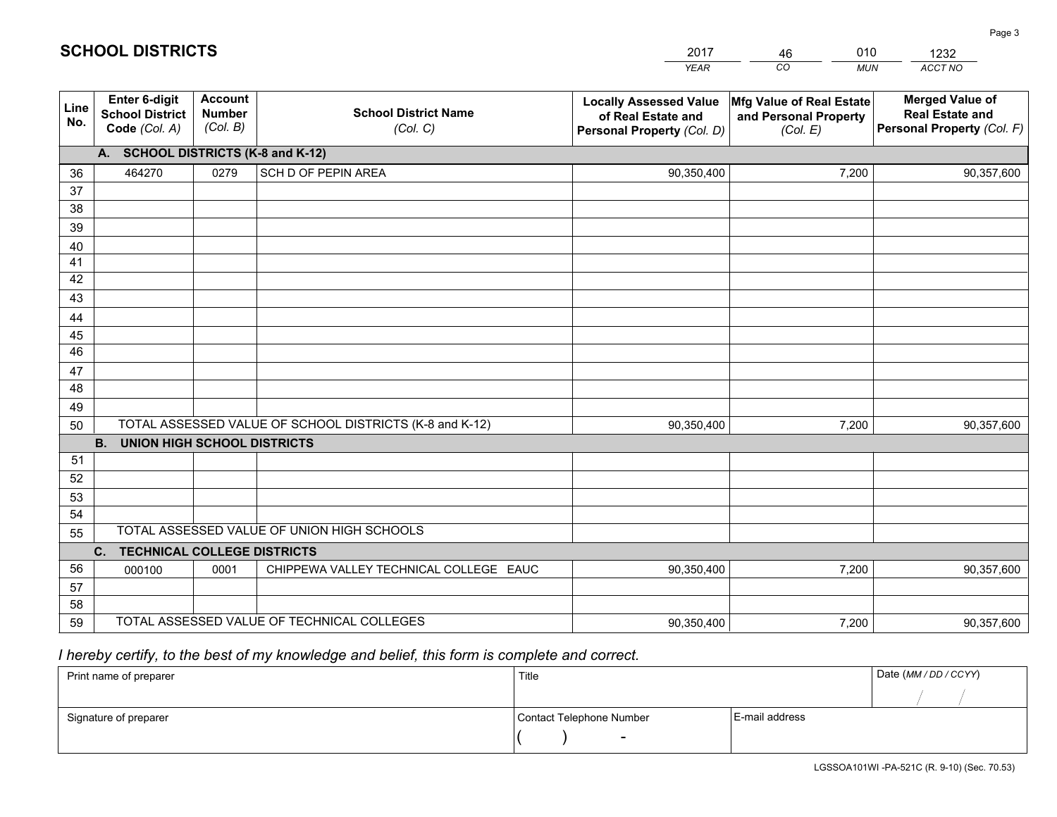# SCHOOL DISTRICTS

| 2017 | 46 | 010 | 1232 |
|---|---|---|---|
| *YEAR* | *CO* | *MUN* | *ACCT NO* |

| Line No. | Enter 6-digit School District Code *(Col. A)* | Account Number *(Col. B)* | School District Name *(Col. C)* | Locally Assessed Value of Real Estate and Personal Property *(Col. D)* | Mfg Value of Real Estate and Personal Property *(Col. E)* | Merged Value of Real Estate and Personal Property *(Col. F)* |
|---|---|---|---|---|---|---|
| | **A. SCHOOL DISTRICTS (K-8 and K-12)** | | | | | |
| 36 | 464270 | 0279 | SCH D OF PEPIN AREA | 90,350,400 | 7,200 | 90,357,600 |
| 37 | | | | | | |
| 38 | | | | | | |
| 39 | | | | | | |
| 40 | | | | | | |
| 41 | | | | | | |
| 42 | | | | | | |
| 43 | | | | | | |
| 44 | | | | | | |
| 45 | | | | | | |
| 46 | | | | | | |
| 47 | | | | | | |
| 48 | | | | | | |
| 49 | | | | | | |
| 50 | TOTAL ASSESSED VALUE OF SCHOOL DISTRICTS (K-8 and K-12) | | | 90,350,400 | 7,200 | 90,357,600 |
| | **B. UNION HIGH SCHOOL DISTRICTS** | | | | | |
| 51 | | | | | | |
| 52 | | | | | | |
| 53 | | | | | | |
| 54 | | | | | | |
| 55 | TOTAL ASSESSED VALUE OF UNION HIGH SCHOOLS | | | | | |
| | **C. TECHNICAL COLLEGE DISTRICTS** | | | | | |
| 56 | 000100 | 0001 | CHIPPEWA VALLEY TECHNICAL COLLEGE EAUC | 90,350,400 | 7,200 | 90,357,600 |
| 57 | | | | | | |
| 58 | | | | | | |
| 59 | TOTAL ASSESSED VALUE OF TECHNICAL COLLEGES | | | 90,350,400 | 7,200 | 90,357,600 |

*I hereby certify, to the best of my knowledge and belief, this form is complete and correct.*

| Print name of preparer | Title | | Date *(MM / DD / CCYY)* |
|---|---|---|---|
| | | | / / |
| Signature of preparer | Contact Telephone Number | E-mail address | |
| | ( ) - | | |

LGSSOA101WI -PA-521C (R. 9-10) (Sec. 70.53)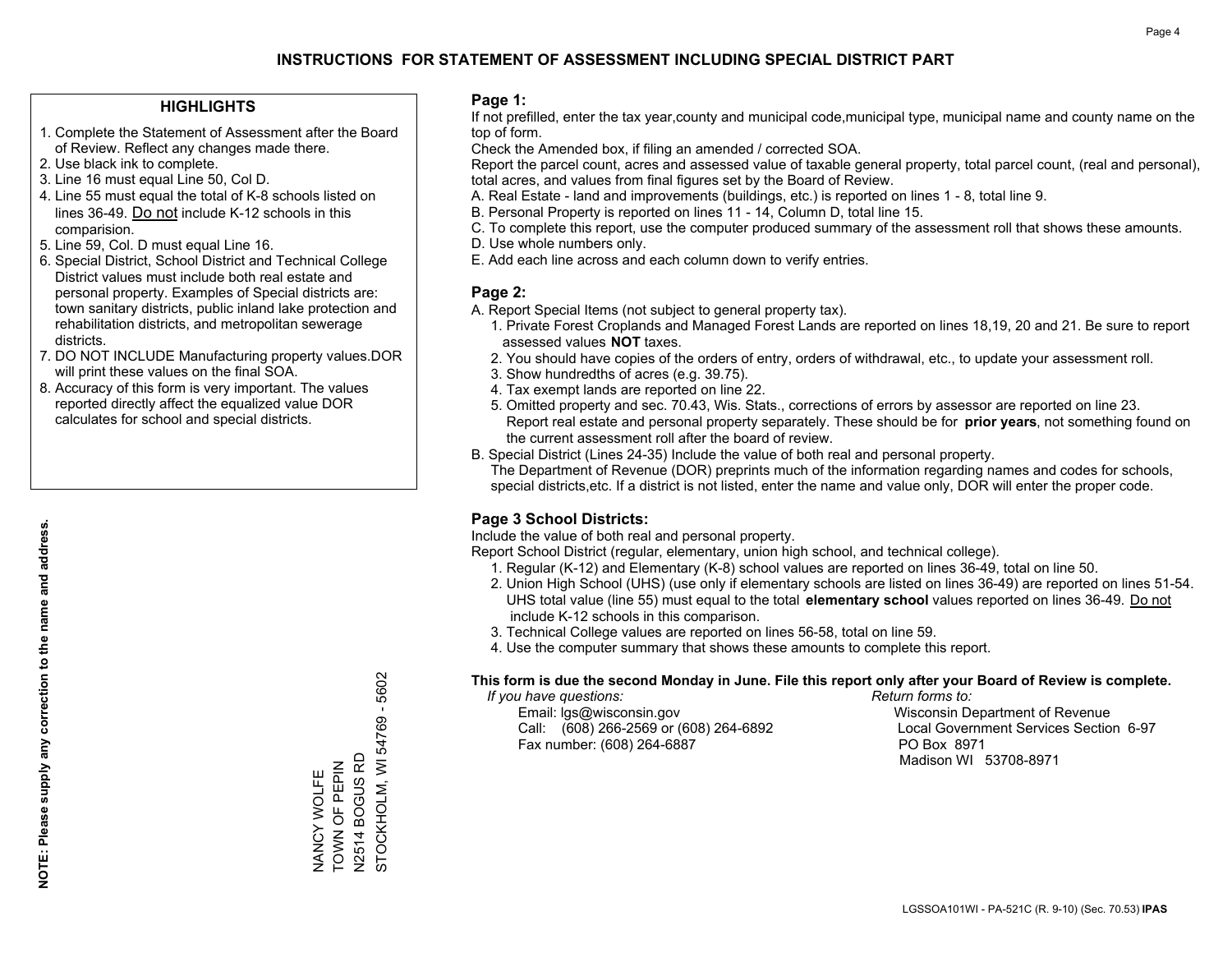# INSTRUCTIONS FOR STATEMENT OF ASSESSMENT INCLUDING SPECIAL DISTRICT PART

## HIGHLIGHTS

1. Complete the Statement of Assessment after the Board of Review. Reflect any changes made there.
2. Use black ink to complete.
3. Line 16 must equal Line 50, Col D.
4. Line 55 must equal the total of K-8 schools listed on lines 36-49. Do not include K-12 schools in this comparision.
5. Line 59, Col. D must equal Line 16.
6. Special District, School District and Technical College District values must include both real estate and personal property. Examples of Special districts are: town sanitary districts, public inland lake protection and rehabilitation districts, and metropolitan sewerage districts.
7. DO NOT INCLUDE Manufacturing property values.DOR will print these values on the final SOA.
8. Accuracy of this form is very important. The values reported directly affect the equalized value DOR calculates for school and special districts.

**NOTE: Please supply any correction to the name and address.**

NANCY WOLFE
TOWN OF PEPIN
N2514 BOGUS RD
STOCKHOLM, WI 54769 - 5602

## Page 1:

If not prefilled, enter the tax year,county and municipal code,municipal type, municipal name and county name on the top of form.

Check the Amended box, if filing an amended / corrected SOA.

Report the parcel count, acres and assessed value of taxable general property, total parcel count, (real and personal), total acres, and values from final figures set by the Board of Review.

A. Real Estate - land and improvements (buildings, etc.) is reported on lines 1 - 8, total line 9.
B. Personal Property is reported on lines 11 - 14, Column D, total line 15.
C. To complete this report, use the computer produced summary of the assessment roll that shows these amounts.
D. Use whole numbers only.
E. Add each line across and each column down to verify entries.

## Page 2:

A. Report Special Items (not subject to general property tax).
   1. Private Forest Croplands and Managed Forest Lands are reported on lines 18,19, 20 and 21. Be sure to report assessed values **NOT** taxes.
   2. You should have copies of the orders of entry, orders of withdrawal, etc., to update your assessment roll.
   3. Show hundredths of acres (e.g. 39.75).
   4. Tax exempt lands are reported on line 22.
   5. Omitted property and sec. 70.43, Wis. Stats., corrections of errors by assessor are reported on line 23. Report real estate and personal property separately. These should be for **prior years**, not something found on the current assessment roll after the board of review.
B. Special District (Lines 24-35) Include the value of both real and personal property.
   The Department of Revenue (DOR) preprints much of the information regarding names and codes for schools, special districts,etc. If a district is not listed, enter the name and value only, DOR will enter the proper code.

## Page 3 School Districts:

Include the value of both real and personal property.

Report School District (regular, elementary, union high school, and technical college).

1. Regular (K-12) and Elementary (K-8) school values are reported on lines 36-49, total on line 50.
2. Union High School (UHS) (use only if elementary schools are listed on lines 36-49) are reported on lines 51-54. UHS total value (line 55) must equal to the total **elementary school** values reported on lines 36-49. Do not include K-12 schools in this comparison.
3. Technical College values are reported on lines 56-58, total on line 59.
4. Use the computer summary that shows these amounts to complete this report.

**This form is due the second Monday in June. File this report only after your Board of Review is complete.**

*If you have questions:*
Email: lgs@wisconsin.gov
Call: (608) 266-2569 or (608) 264-6892
Fax number: (608) 264-6887

*Return forms to:*
Wisconsin Department of Revenue
Local Government Services Section 6-97
PO Box 8971
Madison WI 53708-8971

LGSSOA101WI - PA-521C (R. 9-10) (Sec. 70.53) **IPAS**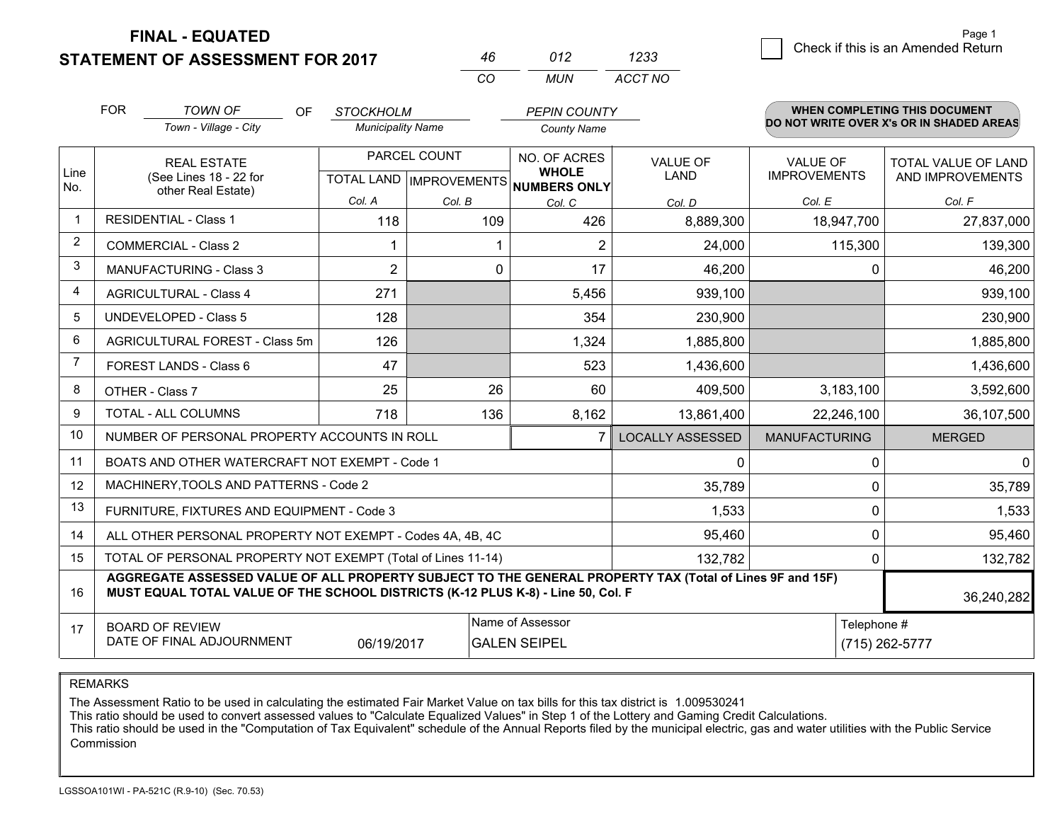# FINAL - EQUATED
## STATEMENT OF ASSESSMENT FOR 2017

| 46 | 012 | 1233 |
|---|---|---|
| CO | MUN | ACCT NO |

Page 1

☐ Check if this is an Amended Return

FOR *TOWN OF* (Town - Village - City) OF *STOCKHOLM* (Municipality Name) *PEPIN COUNTY* (County Name)

**WHEN COMPLETING THIS DOCUMENT DO NOT WRITE OVER X's OR IN SHADED AREAS**

| Line No. | REAL ESTATE (See Lines 18 - 22 for other Real Estate) | PARCEL COUNT TOTAL LAND Col. A | PARCEL COUNT IMPROVEMENTS Col. B | NO. OF ACRES WHOLE NUMBERS ONLY Col. C | VALUE OF LAND Col. D | VALUE OF IMPROVEMENTS Col. E | TOTAL VALUE OF LAND AND IMPROVEMENTS Col. F |
|---|---|---|---|---|---|---|---|
| 1 | RESIDENTIAL - Class 1 | 118 | 109 | 426 | 8,889,300 | 18,947,700 | 27,837,000 |
| 2 | COMMERCIAL - Class 2 | 1 | 1 | 2 | 24,000 | 115,300 | 139,300 |
| 3 | MANUFACTURING - Class 3 | 2 | 0 | 17 | 46,200 | 0 | 46,200 |
| 4 | AGRICULTURAL - Class 4 | 271 | | 5,456 | 939,100 | | 939,100 |
| 5 | UNDEVELOPED - Class 5 | 128 | | 354 | 230,900 | | 230,900 |
| 6 | AGRICULTURAL FOREST - Class 5m | 126 | | 1,324 | 1,885,800 | | 1,885,800 |
| 7 | FOREST LANDS - Class 6 | 47 | | 523 | 1,436,600 | | 1,436,600 |
| 8 | OTHER - Class 7 | 25 | 26 | 60 | 409,500 | 3,183,100 | 3,592,600 |
| 9 | TOTAL - ALL COLUMNS | 718 | 136 | 8,162 | 13,861,400 | 22,246,100 | 36,107,500 |
| 10 | NUMBER OF PERSONAL PROPERTY ACCOUNTS IN ROLL | | | 7 | LOCALLY ASSESSED | MANUFACTURING | MERGED |
| 11 | BOATS AND OTHER WATERCRAFT NOT EXEMPT - Code 1 | | | | 0 | 0 | 0 |
| 12 | MACHINERY,TOOLS AND PATTERNS - Code 2 | | | | 35,789 | 0 | 35,789 |
| 13 | FURNITURE, FIXTURES AND EQUIPMENT - Code 3 | | | | 1,533 | 0 | 1,533 |
| 14 | ALL OTHER PERSONAL PROPERTY NOT EXEMPT - Codes 4A, 4B, 4C | | | | 95,460 | 0 | 95,460 |
| 15 | TOTAL OF PERSONAL PROPERTY NOT EXEMPT (Total of Lines 11-14) | | | | 132,782 | 0 | 132,782 |
| 16 | **AGGREGATE ASSESSED VALUE OF ALL PROPERTY SUBJECT TO THE GENERAL PROPERTY TAX (Total of Lines 9F and 15F) MUST EQUAL TOTAL VALUE OF THE SCHOOL DISTRICTS (K-12 PLUS K-8) - Line 50, Col. F** | | | | | | 36,240,282 |
| 17 | BOARD OF REVIEW DATE OF FINAL ADJOURNMENT | 06/19/2017 | | Name of Assessor: GALEN SEIPEL | | Telephone #: (715) 262-5777 | |

REMARKS

The Assessment Ratio to be used in calculating the estimated Fair Market Value on tax bills for this tax district is 1.009530241
This ratio should be used to convert assessed values to "Calculate Equalized Values" in Step 1 of the Lottery and Gaming Credit Calculations.
This ratio should be used in the "Computation of Tax Equivalent" schedule of the Annual Reports filed by the municipal electric, gas and water utilities with the Public Service Commission

LGSSOA101WI - PA-521C (R.9-10) (Sec. 70.53)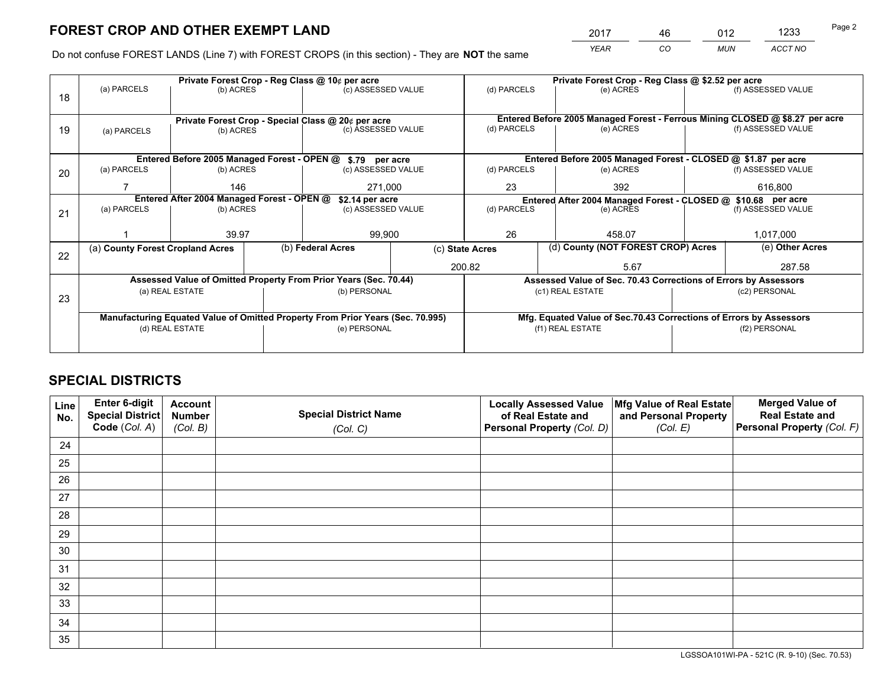# FOREST CROP AND OTHER EXEMPT LAND

| 2017 | 46 | 012 | 1233 |
|---|---|---|---|
| YEAR | CO | MUN | ACCT NO |

Do not confuse FOREST LANDS (Line 7) with FOREST CROPS (in this section) - They are **NOT** the same

| Line | Private Forest Crop - Reg Class @ 10¢ per acre | | | Private Forest Crop - Reg Class @ $2.52 per acre | | |
|---|---|---|---|---|---|---|
| 18 | (a) PARCELS | (b) ACRES | (c) ASSESSED VALUE | (d) PARCELS | (e) ACRES | (f) ASSESSED VALUE |
| | | | | | | |
| | **Private Forest Crop - Special Class @ 20¢ per acre** | | | **Entered Before 2005 Managed Forest - Ferrous Mining CLOSED @ $8.27 per acre** | | |
| 19 | (a) PARCELS | (b) ACRES | (c) ASSESSED VALUE | (d) PARCELS | (e) ACRES | (f) ASSESSED VALUE |
| | | | | | | |
| | **Entered Before 2005 Managed Forest - OPEN @ $.79 per acre** | | | **Entered Before 2005 Managed Forest - CLOSED @ $1.87 per acre** | | |
| 20 | (a) PARCELS | (b) ACRES | (c) ASSESSED VALUE | (d) PARCELS | (e) ACRES | (f) ASSESSED VALUE |
| | 7 | 146 | 271,000 | 23 | 392 | 616,800 |
| | **Entered After 2004 Managed Forest - OPEN @ $2.14 per acre** | | | **Entered After 2004 Managed Forest - CLOSED @ $10.68 per acre** | | |
| 21 | (a) PARCELS | (b) ACRES | (c) ASSESSED VALUE | (d) PARCELS | (e) ACRES | (f) ASSESSED VALUE |
| | 1 | 39.97 | 99,900 | 26 | 458.07 | 1,017,000 |

| Line | (a) County Forest Cropland Acres | (b) Federal Acres | (c) State Acres | (d) County (NOT FOREST CROP) Acres | (e) Other Acres |
|---|---|---|---|---|---|
| 22 | | | 200.82 | 5.67 | 287.58 |

| Line | Assessed Value of Omitted Property From Prior Years (Sec. 70.44) | | Assessed Value of Sec. 70.43 Corrections of Errors by Assessors | |
|---|---|---|---|---|
| 23 | (a) REAL ESTATE | (b) PERSONAL | (c1) REAL ESTATE | (c2) PERSONAL |
| | | | | |
| | **Manufacturing Equated Value of Omitted Property From Prior Years (Sec. 70.995)** | | **Mfg. Equated Value of Sec.70.43 Corrections of Errors by Assessors** | |
| | (d) REAL ESTATE | (e) PERSONAL | (f1) REAL ESTATE | (f2) PERSONAL |
| | | | | |

# SPECIAL DISTRICTS

| Line No. | Enter 6-digit Special District Code (Col. A) | Account Number (Col. B) | Special District Name (Col. C) | Locally Assessed Value of Real Estate and Personal Property (Col. D) | Mfg Value of Real Estate and Personal Property (Col. E) | Merged Value of Real Estate and Personal Property (Col. F) |
|---|---|---|---|---|---|---|
| 24 | | | | | | |
| 25 | | | | | | |
| 26 | | | | | | |
| 27 | | | | | | |
| 28 | | | | | | |
| 29 | | | | | | |
| 30 | | | | | | |
| 31 | | | | | | |
| 32 | | | | | | |
| 33 | | | | | | |
| 34 | | | | | | |
| 35 | | | | | | |

LGSSOA101WI-PA - 521C (R. 9-10) (Sec. 70.53)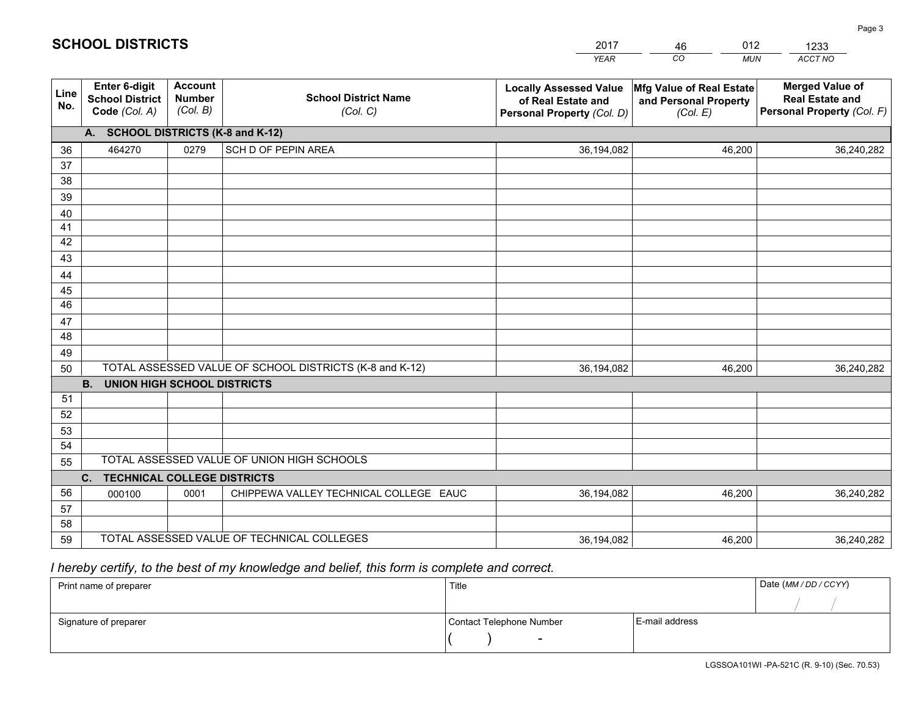# SCHOOL DISTRICTS

| 2017 | 46 | 012 | 1233 |
|---|---|---|---|
| *YEAR* | *CO* | *MUN* | *ACCT NO* |

| Line No. | Enter 6-digit School District Code *(Col. A)* | Account Number *(Col. B)* | School District Name *(Col. C)* | Locally Assessed Value of Real Estate and Personal Property *(Col. D)* | Mfg Value of Real Estate and Personal Property *(Col. E)* | Merged Value of Real Estate and Personal Property *(Col. F)* |
|---|---|---|---|---|---|---|
| | **A. SCHOOL DISTRICTS (K-8 and K-12)** | | | | | |
| 36 | 464270 | 0279 | SCH D OF PEPIN AREA | 36,194,082 | 46,200 | 36,240,282 |
| 37 | | | | | | |
| 38 | | | | | | |
| 39 | | | | | | |
| 40 | | | | | | |
| 41 | | | | | | |
| 42 | | | | | | |
| 43 | | | | | | |
| 44 | | | | | | |
| 45 | | | | | | |
| 46 | | | | | | |
| 47 | | | | | | |
| 48 | | | | | | |
| 49 | | | | | | |
| 50 | TOTAL ASSESSED VALUE OF SCHOOL DISTRICTS (K-8 and K-12) | | | 36,194,082 | 46,200 | 36,240,282 |
| | **B. UNION HIGH SCHOOL DISTRICTS** | | | | | |
| 51 | | | | | | |
| 52 | | | | | | |
| 53 | | | | | | |
| 54 | | | | | | |
| 55 | TOTAL ASSESSED VALUE OF UNION HIGH SCHOOLS | | | | | |
| | **C. TECHNICAL COLLEGE DISTRICTS** | | | | | |
| 56 | 000100 | 0001 | CHIPPEWA VALLEY TECHNICAL COLLEGE EAUC | 36,194,082 | 46,200 | 36,240,282 |
| 57 | | | | | | |
| 58 | | | | | | |
| 59 | TOTAL ASSESSED VALUE OF TECHNICAL COLLEGES | | | 36,194,082 | 46,200 | 36,240,282 |

*I hereby certify, to the best of my knowledge and belief, this form is complete and correct.*

| Print name of preparer | Title | | Date *(MM / DD / CCYY)* |
|---|---|---|---|
| | | | / / |
| Signature of preparer | Contact Telephone Number | E-mail address | |
| | ( ) - | | |

LGSSOA101WI -PA-521C (R. 9-10) (Sec. 70.53)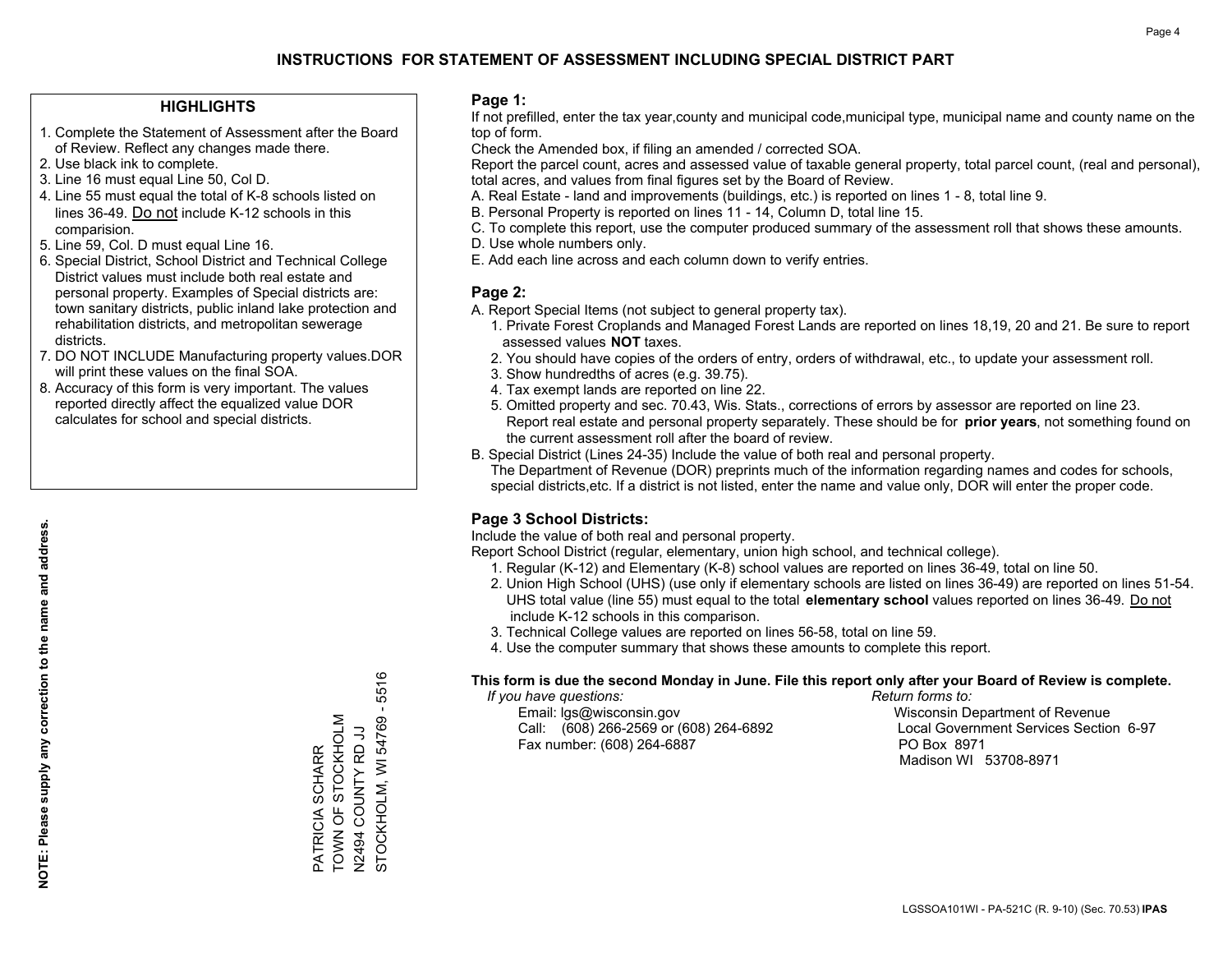# INSTRUCTIONS FOR STATEMENT OF ASSESSMENT INCLUDING SPECIAL DISTRICT PART

## HIGHLIGHTS

1. Complete the Statement of Assessment after the Board of Review. Reflect any changes made there.
2. Use black ink to complete.
3. Line 16 must equal Line 50, Col D.
4. Line 55 must equal the total of K-8 schools listed on lines 36-49. Do not include K-12 schools in this comparision.
5. Line 59, Col. D must equal Line 16.
6. Special District, School District and Technical College District values must include both real estate and personal property. Examples of Special districts are: town sanitary districts, public inland lake protection and rehabilitation districts, and metropolitan sewerage districts.
7. DO NOT INCLUDE Manufacturing property values.DOR will print these values on the final SOA.
8. Accuracy of this form is very important. The values reported directly affect the equalized value DOR calculates for school and special districts.

**NOTE: Please supply any correction to the name and address.**

PATRICIA SCHARR
TOWN OF STOCKHOLM
N2494 COUNTY RD JJ
STOCKHOLM, WI 54769 - 5516

## Page 1:

If not prefilled, enter the tax year,county and municipal code,municipal type, municipal name and county name on the top of form.

Check the Amended box, if filing an amended / corrected SOA.

Report the parcel count, acres and assessed value of taxable general property, total parcel count, (real and personal), total acres, and values from final figures set by the Board of Review.

A. Real Estate - land and improvements (buildings, etc.) is reported on lines 1 - 8, total line 9.
B. Personal Property is reported on lines 11 - 14, Column D, total line 15.
C. To complete this report, use the computer produced summary of the assessment roll that shows these amounts.
D. Use whole numbers only.
E. Add each line across and each column down to verify entries.

## Page 2:

A. Report Special Items (not subject to general property tax).
   1. Private Forest Croplands and Managed Forest Lands are reported on lines 18,19, 20 and 21. Be sure to report assessed values **NOT** taxes.
   2. You should have copies of the orders of entry, orders of withdrawal, etc., to update your assessment roll.
   3. Show hundredths of acres (e.g. 39.75).
   4. Tax exempt lands are reported on line 22.
   5. Omitted property and sec. 70.43, Wis. Stats., corrections of errors by assessor are reported on line 23. Report real estate and personal property separately. These should be for **prior years**, not something found on the current assessment roll after the board of review.
B. Special District (Lines 24-35) Include the value of both real and personal property.
   The Department of Revenue (DOR) preprints much of the information regarding names and codes for schools, special districts,etc. If a district is not listed, enter the name and value only, DOR will enter the proper code.

## Page 3 School Districts:

Include the value of both real and personal property.

Report School District (regular, elementary, union high school, and technical college).

1. Regular (K-12) and Elementary (K-8) school values are reported on lines 36-49, total on line 50.
2. Union High School (UHS) (use only if elementary schools are listed on lines 36-49) are reported on lines 51-54. UHS total value (line 55) must equal to the total **elementary school** values reported on lines 36-49. Do not include K-12 schools in this comparison.
3. Technical College values are reported on lines 56-58, total on line 59.
4. Use the computer summary that shows these amounts to complete this report.

**This form is due the second Monday in June. File this report only after your Board of Review is complete.**

*If you have questions:*
Email: lgs@wisconsin.gov
Call: (608) 266-2569 or (608) 264-6892
Fax number: (608) 264-6887

*Return forms to:*
Wisconsin Department of Revenue
Local Government Services Section 6-97
PO Box 8971
Madison WI 53708-8971

LGSSOA101WI - PA-521C (R. 9-10) (Sec. 70.53) **IPAS**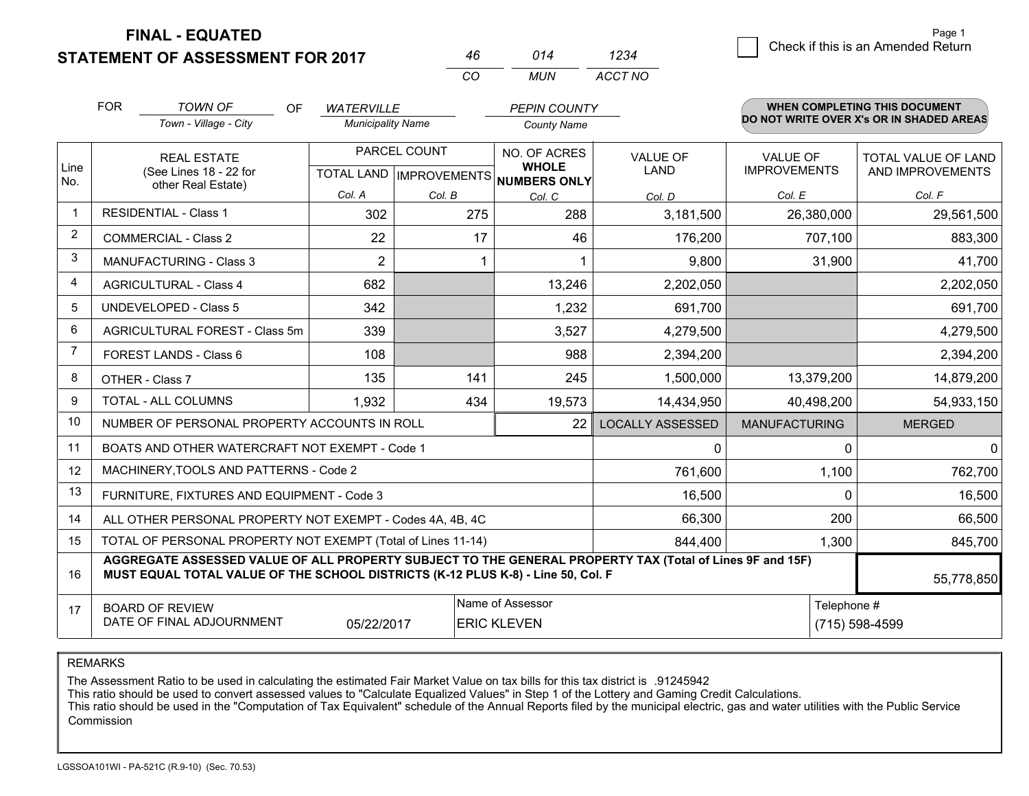# FINAL - EQUATED
# STATEMENT OF ASSESSMENT FOR 2017

| 46 | 014 | 1234 |
|---|---|---|
| CO | MUN | ACCT NO |

☐ Check if this is an Amended Return

FOR *TOWN OF* (Town - Village - City) OF *WATERVILLE* (Municipality Name) *PEPIN COUNTY* (County Name)

**WHEN COMPLETING THIS DOCUMENT DO NOT WRITE OVER X's OR IN SHADED AREAS**

| Line No. | REAL ESTATE (See Lines 18 - 22 for other Real Estate) | PARCEL COUNT TOTAL LAND Col. A | PARCEL COUNT IMPROVEMENTS Col. B | NO. OF ACRES WHOLE NUMBERS ONLY Col. C | VALUE OF LAND Col. D | VALUE OF IMPROVEMENTS Col. E | TOTAL VALUE OF LAND AND IMPROVEMENTS Col. F |
|---|---|---|---|---|---|---|---|
| 1 | RESIDENTIAL - Class 1 | 302 | 275 | 288 | 3,181,500 | 26,380,000 | 29,561,500 |
| 2 | COMMERCIAL - Class 2 | 22 | 17 | 46 | 176,200 | 707,100 | 883,300 |
| 3 | MANUFACTURING - Class 3 | 2 | 1 | 1 | 9,800 | 31,900 | 41,700 |
| 4 | AGRICULTURAL - Class 4 | 682 | | 13,246 | 2,202,050 | | 2,202,050 |
| 5 | UNDEVELOPED - Class 5 | 342 | | 1,232 | 691,700 | | 691,700 |
| 6 | AGRICULTURAL FOREST - Class 5m | 339 | | 3,527 | 4,279,500 | | 4,279,500 |
| 7 | FOREST LANDS - Class 6 | 108 | | 988 | 2,394,200 | | 2,394,200 |
| 8 | OTHER - Class 7 | 135 | 141 | 245 | 1,500,000 | 13,379,200 | 14,879,200 |
| 9 | TOTAL - ALL COLUMNS | 1,932 | 434 | 19,573 | 14,434,950 | 40,498,200 | 54,933,150 |
| 10 | NUMBER OF PERSONAL PROPERTY ACCOUNTS IN ROLL | | | 22 | LOCALLY ASSESSED | MANUFACTURING | MERGED |
| 11 | BOATS AND OTHER WATERCRAFT NOT EXEMPT - Code 1 | | | | 0 | 0 | 0 |
| 12 | MACHINERY,TOOLS AND PATTERNS - Code 2 | | | | 761,600 | 1,100 | 762,700 |
| 13 | FURNITURE, FIXTURES AND EQUIPMENT - Code 3 | | | | 16,500 | 0 | 16,500 |
| 14 | ALL OTHER PERSONAL PROPERTY NOT EXEMPT - Codes 4A, 4B, 4C | | | | 66,300 | 200 | 66,500 |
| 15 | TOTAL OF PERSONAL PROPERTY NOT EXEMPT (Total of Lines 11-14) | | | | 844,400 | 1,300 | 845,700 |
| 16 | **AGGREGATE ASSESSED VALUE OF ALL PROPERTY SUBJECT TO THE GENERAL PROPERTY TAX (Total of Lines 9F and 15F) MUST EQUAL TOTAL VALUE OF THE SCHOOL DISTRICTS (K-12 PLUS K-8) - Line 50, Col. F** | | | | | | 55,778,850 |
| 17 | BOARD OF REVIEW DATE OF FINAL ADJOURNMENT | 05/22/2017 | | Name of Assessor: ERIC KLEVEN | | Telephone #: (715) 598-4599 | |

REMARKS

The Assessment Ratio to be used in calculating the estimated Fair Market Value on tax bills for this tax district is .91245942
This ratio should be used to convert assessed values to "Calculate Equalized Values" in Step 1 of the Lottery and Gaming Credit Calculations.
This ratio should be used in the "Computation of Tax Equivalent" schedule of the Annual Reports filed by the municipal electric, gas and water utilities with the Public Service Commission

LGSSOA101WI - PA-521C (R.9-10) (Sec. 70.53)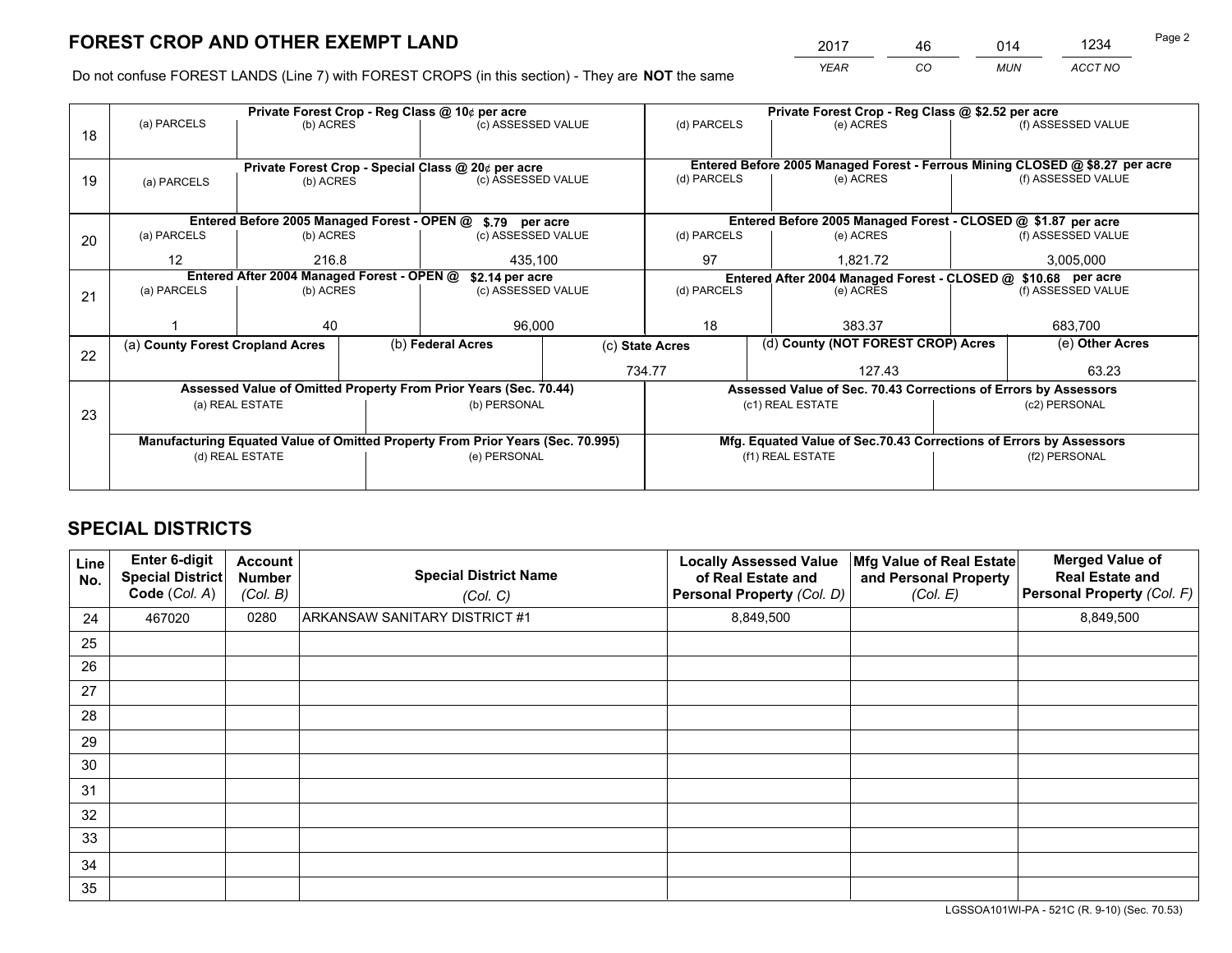# FOREST CROP AND OTHER EXEMPT LAND

| YEAR | CO | MUN | ACCT NO |
|---|---|---|---|
| 2017 | 46 | 014 | 1234 |

Do not confuse FOREST LANDS (Line 7) with FOREST CROPS (in this section) - They are **NOT** the same

| Line | Private Forest Crop - Reg Class @ 10¢ per acre | | | Private Forest Crop - Reg Class @ $2.52 per acre | | |
|---|---|---|---|---|---|---|
| 18 | (a) PARCELS | (b) ACRES | (c) ASSESSED VALUE | (d) PARCELS | (e) ACRES | (f) ASSESSED VALUE |
| | | | | | | |
| | **Private Forest Crop - Special Class @ 20¢ per acre** | | | **Entered Before 2005 Managed Forest - Ferrous Mining CLOSED @ $8.27 per acre** | | |
| 19 | (a) PARCELS | (b) ACRES | (c) ASSESSED VALUE | (d) PARCELS | (e) ACRES | (f) ASSESSED VALUE |
| | | | | | | |
| | **Entered Before 2005 Managed Forest - OPEN @ $.79 per acre** | | | **Entered Before 2005 Managed Forest - CLOSED @ $1.87 per acre** | | |
| 20 | (a) PARCELS | (b) ACRES | (c) ASSESSED VALUE | (d) PARCELS | (e) ACRES | (f) ASSESSED VALUE |
| | 12 | 216.8 | 435,100 | 97 | 1,821.72 | 3,005,000 |
| | **Entered After 2004 Managed Forest - OPEN @ $2.14 per acre** | | | **Entered After 2004 Managed Forest - CLOSED @ $10.68 per acre** | | |
| 21 | (a) PARCELS | (b) ACRES | (c) ASSESSED VALUE | (d) PARCELS | (e) ACRES | (f) ASSESSED VALUE |
| | 1 | 40 | 96,000 | 18 | 383.37 | 683,700 |

| Line | (a) County Forest Cropland Acres | (b) Federal Acres | (c) State Acres | (d) County (NOT FOREST CROP) Acres | (e) Other Acres |
|---|---|---|---|---|---|
| 22 | | | 734.77 | 127.43 | 63.23 |

| Line | Assessed Value of Omitted Property From Prior Years (Sec. 70.44) | | Assessed Value of Sec. 70.43 Corrections of Errors by Assessors | |
|---|---|---|---|---|
| 23 | (a) REAL ESTATE | (b) PERSONAL | (c1) REAL ESTATE | (c2) PERSONAL |
| | | | | |
| | **Manufacturing Equated Value of Omitted Property From Prior Years (Sec. 70.995)** | | **Mfg. Equated Value of Sec.70.43 Corrections of Errors by Assessors** | |
| | (d) REAL ESTATE | (e) PERSONAL | (f1) REAL ESTATE | (f2) PERSONAL |
| | | | | |

# SPECIAL DISTRICTS

| Line No. | Enter 6-digit Special District Code (Col. A) | Account Number (Col. B) | Special District Name (Col. C) | Locally Assessed Value of Real Estate and Personal Property (Col. D) | Mfg Value of Real Estate and Personal Property (Col. E) | Merged Value of Real Estate and Personal Property (Col. F) |
|---|---|---|---|---|---|---|
| 24 | 467020 | 0280 | ARKANSAW SANITARY DISTRICT #1 | 8,849,500 | | 8,849,500 |
| 25 | | | | | | |
| 26 | | | | | | |
| 27 | | | | | | |
| 28 | | | | | | |
| 29 | | | | | | |
| 30 | | | | | | |
| 31 | | | | | | |
| 32 | | | | | | |
| 33 | | | | | | |
| 34 | | | | | | |
| 35 | | | | | | |

LGSSOA101WI-PA - 521C (R. 9-10) (Sec. 70.53)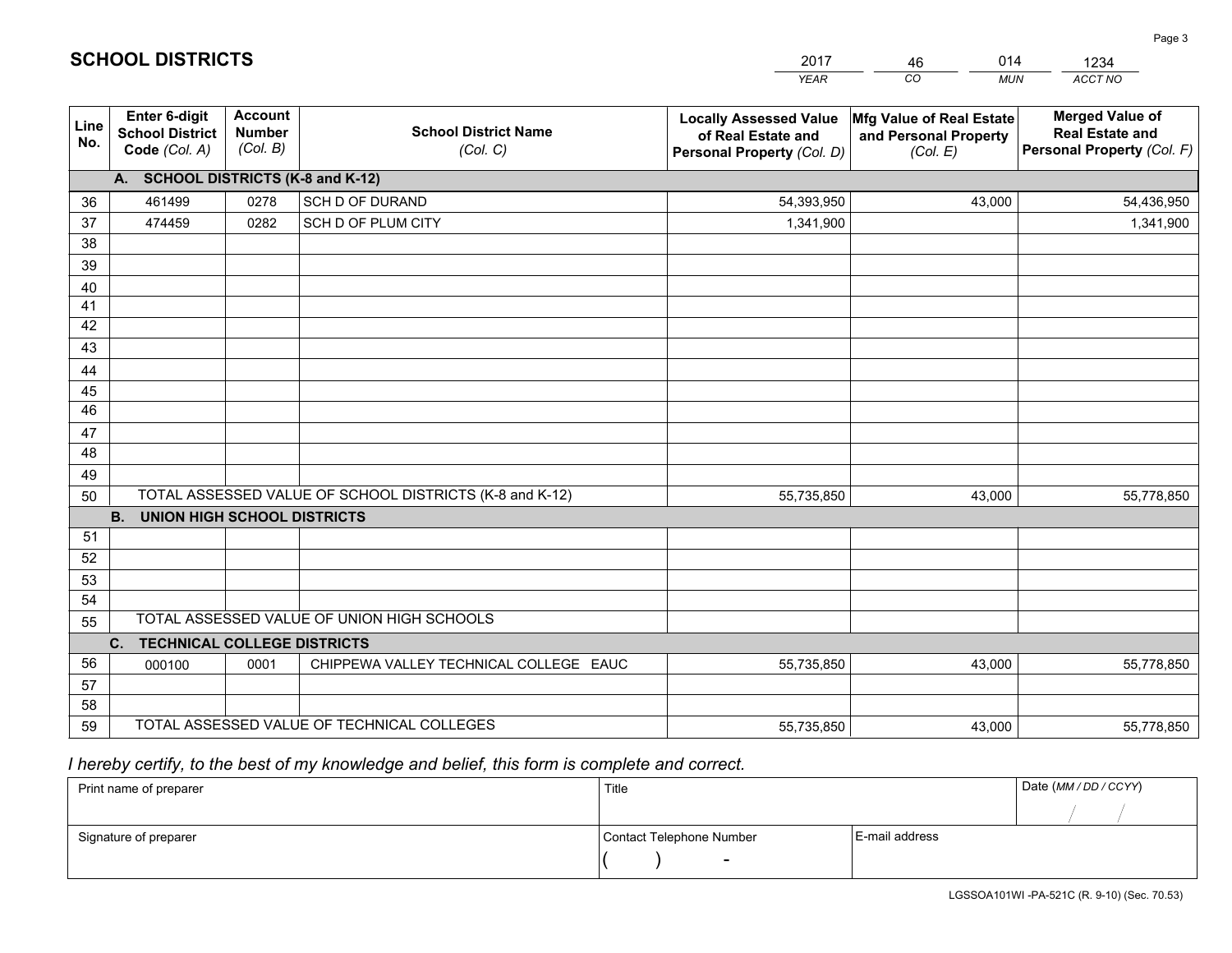# SCHOOL DISTRICTS

| 2017 | 46 | 014 | 1234 |
|---|---|---|---|
| YEAR | CO | MUN | ACCT NO |

| Line No. | Enter 6-digit School District Code (Col. A) | Account Number (Col. B) | School District Name (Col. C) | Locally Assessed Value of Real Estate and Personal Property (Col. D) | Mfg Value of Real Estate and Personal Property (Col. E) | Merged Value of Real Estate and Personal Property (Col. F) |
|---|---|---|---|---|---|---|
| | **A. SCHOOL DISTRICTS (K-8 and K-12)** | | | | | |
| 36 | 461499 | 0278 | SCH D OF DURAND | 54,393,950 | 43,000 | 54,436,950 |
| 37 | 474459 | 0282 | SCH D OF PLUM CITY | 1,341,900 | | 1,341,900 |
| 38 | | | | | | |
| 39 | | | | | | |
| 40 | | | | | | |
| 41 | | | | | | |
| 42 | | | | | | |
| 43 | | | | | | |
| 44 | | | | | | |
| 45 | | | | | | |
| 46 | | | | | | |
| 47 | | | | | | |
| 48 | | | | | | |
| 49 | | | | | | |
| 50 | TOTAL ASSESSED VALUE OF SCHOOL DISTRICTS (K-8 and K-12) | | | 55,735,850 | 43,000 | 55,778,850 |
| | **B. UNION HIGH SCHOOL DISTRICTS** | | | | | |
| 51 | | | | | | |
| 52 | | | | | | |
| 53 | | | | | | |
| 54 | | | | | | |
| 55 | TOTAL ASSESSED VALUE OF UNION HIGH SCHOOLS | | | | | |
| | **C. TECHNICAL COLLEGE DISTRICTS** | | | | | |
| 56 | 000100 | 0001 | CHIPPEWA VALLEY TECHNICAL COLLEGE EAUC | 55,735,850 | 43,000 | 55,778,850 |
| 57 | | | | | | |
| 58 | | | | | | |
| 59 | TOTAL ASSESSED VALUE OF TECHNICAL COLLEGES | | | 55,735,850 | 43,000 | 55,778,850 |

*I hereby certify, to the best of my knowledge and belief, this form is complete and correct.*

| Print name of preparer | Title | | Date (MM / DD / CCYY) |
|---|---|---|---|
| | | | / / |
| Signature of preparer | Contact Telephone Number | E-mail address | |
| | ( ) - | | |

LGSSOA101WI -PA-521C (R. 9-10) (Sec. 70.53)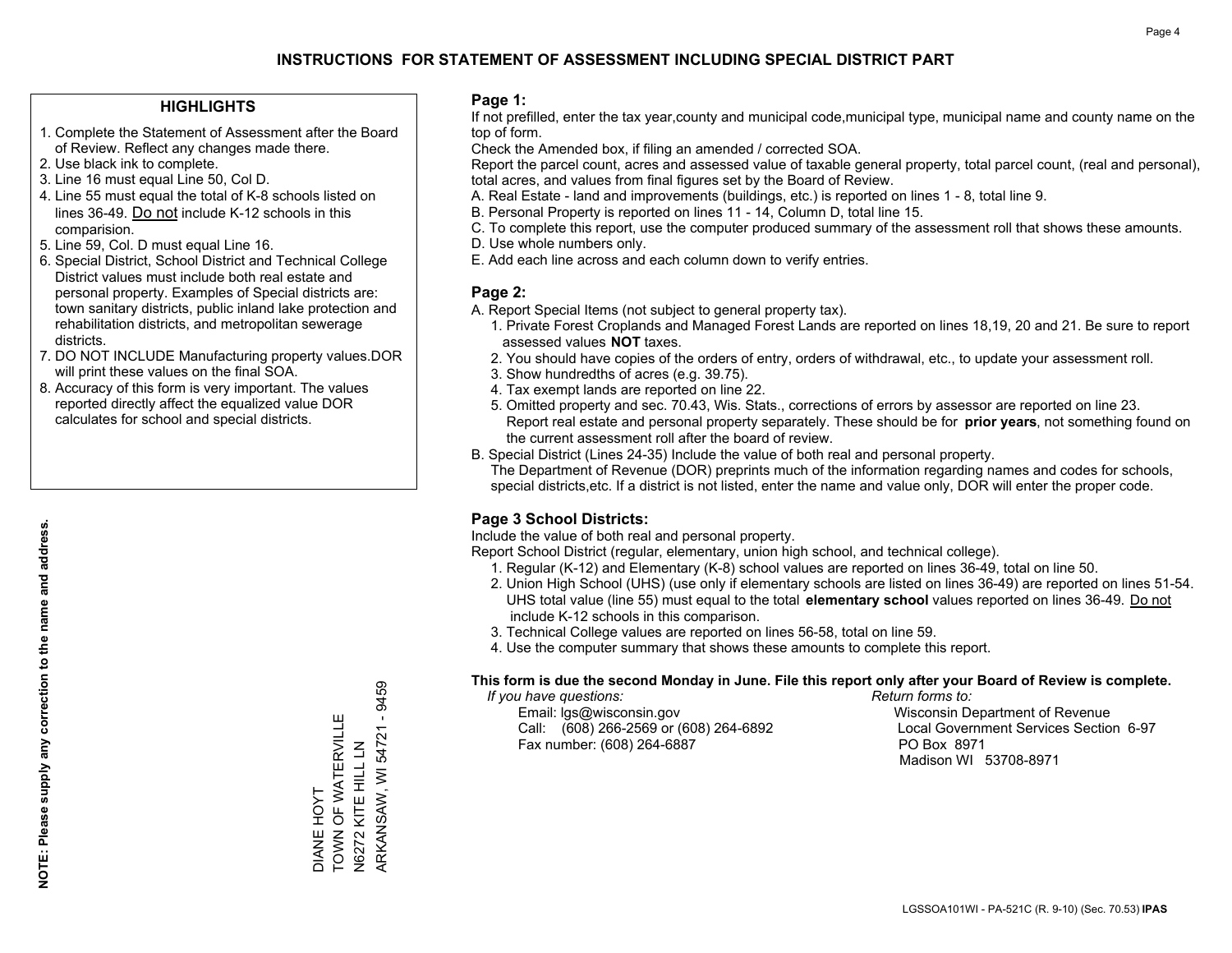# INSTRUCTIONS FOR STATEMENT OF ASSESSMENT INCLUDING SPECIAL DISTRICT PART

## HIGHLIGHTS

1. Complete the Statement of Assessment after the Board of Review. Reflect any changes made there.
2. Use black ink to complete.
3. Line 16 must equal Line 50, Col D.
4. Line 55 must equal the total of K-8 schools listed on lines 36-49. Do not include K-12 schools in this comparision.
5. Line 59, Col. D must equal Line 16.
6. Special District, School District and Technical College District values must include both real estate and personal property. Examples of Special districts are: town sanitary districts, public inland lake protection and rehabilitation districts, and metropolitan sewerage districts.
7. DO NOT INCLUDE Manufacturing property values.DOR will print these values on the final SOA.
8. Accuracy of this form is very important. The values reported directly affect the equalized value DOR calculates for school and special districts.

**NOTE: Please supply any correction to the name and address.**

DIANE HOYT
TOWN OF WATERVILLE
N6272 KITE HILL LN
ARKANSAW, WI 54721 - 9459

## Page 1:

If not prefilled, enter the tax year,county and municipal code,municipal type, municipal name and county name on the top of form.

Check the Amended box, if filing an amended / corrected SOA.

Report the parcel count, acres and assessed value of taxable general property, total parcel count, (real and personal), total acres, and values from final figures set by the Board of Review.

A. Real Estate - land and improvements (buildings, etc.) is reported on lines 1 - 8, total line 9.
B. Personal Property is reported on lines 11 - 14, Column D, total line 15.
C. To complete this report, use the computer produced summary of the assessment roll that shows these amounts.
D. Use whole numbers only.
E. Add each line across and each column down to verify entries.

## Page 2:

A. Report Special Items (not subject to general property tax).
   1. Private Forest Croplands and Managed Forest Lands are reported on lines 18,19, 20 and 21. Be sure to report assessed values **NOT** taxes.
   2. You should have copies of the orders of entry, orders of withdrawal, etc., to update your assessment roll.
   3. Show hundredths of acres (e.g. 39.75).
   4. Tax exempt lands are reported on line 22.
   5. Omitted property and sec. 70.43, Wis. Stats., corrections of errors by assessor are reported on line 23. Report real estate and personal property separately. These should be for **prior years**, not something found on the current assessment roll after the board of review.

B. Special District (Lines 24-35) Include the value of both real and personal property.
   The Department of Revenue (DOR) preprints much of the information regarding names and codes for schools, special districts,etc. If a district is not listed, enter the name and value only, DOR will enter the proper code.

## Page 3 School Districts:

Include the value of both real and personal property.

Report School District (regular, elementary, union high school, and technical college).

1. Regular (K-12) and Elementary (K-8) school values are reported on lines 36-49, total on line 50.
2. Union High School (UHS) (use only if elementary schools are listed on lines 36-49) are reported on lines 51-54. UHS total value (line 55) must equal to the total **elementary school** values reported on lines 36-49. Do not include K-12 schools in this comparison.
3. Technical College values are reported on lines 56-58, total on line 59.
4. Use the computer summary that shows these amounts to complete this report.

**This form is due the second Monday in June. File this report only after your Board of Review is complete.**

*If you have questions:*
Email: lgs@wisconsin.gov
Call: (608) 266-2569 or (608) 264-6892
Fax number: (608) 264-6887

*Return forms to:*
Wisconsin Department of Revenue
Local Government Services Section 6-97
PO Box 8971
Madison WI 53708-8971

LGSSOA101WI - PA-521C (R. 9-10) (Sec. 70.53) **IPAS**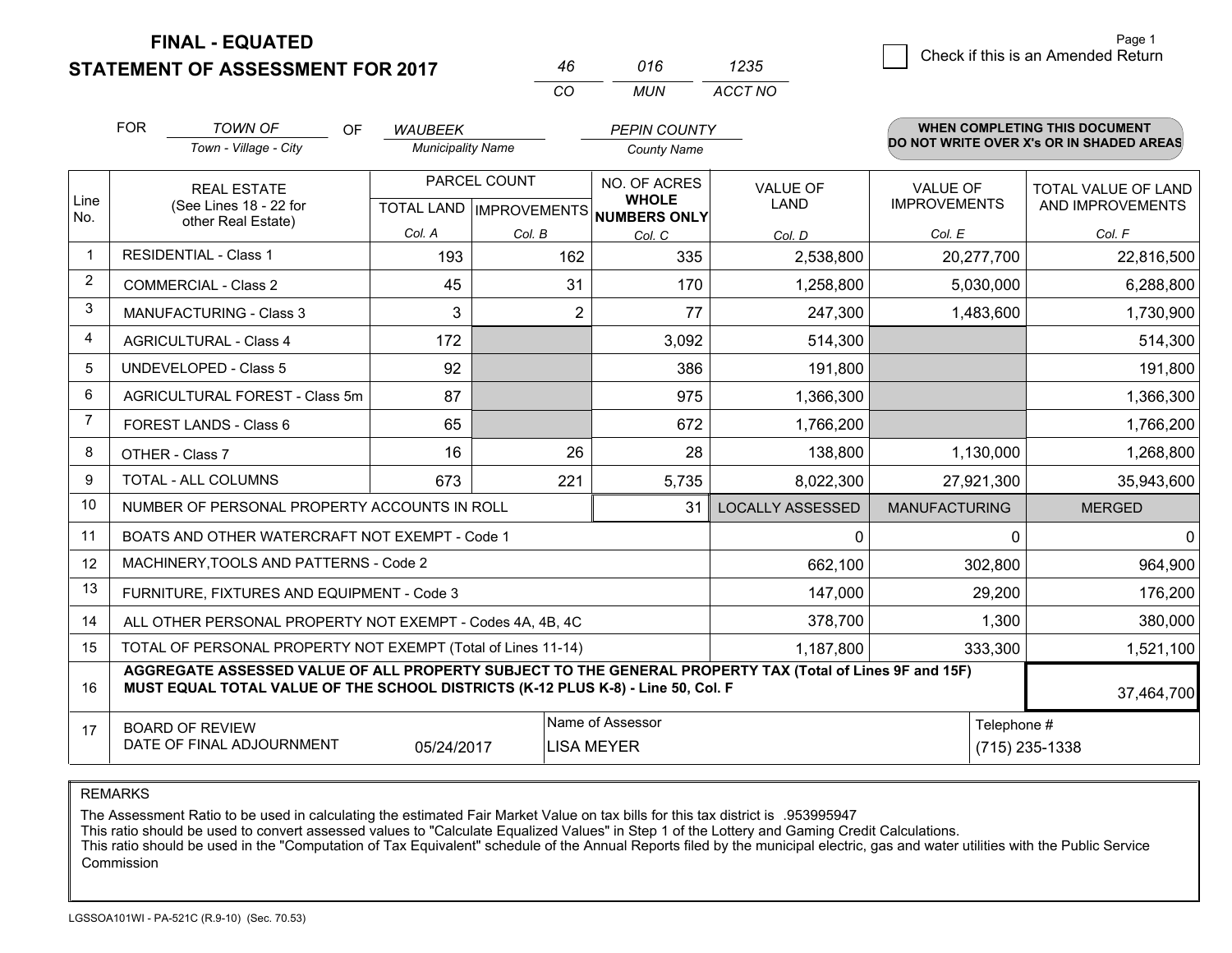# FINAL - EQUATED
# STATEMENT OF ASSESSMENT FOR 2017

| 46 | 016 | 1235 |
|---|---|---|
| CO | MUN | ACCT NO |

Check if this is an Amended Return

Page 1

FOR *TOWN OF* (Town - Village - City) OF *WAUBEEK* (Municipality Name) *PEPIN COUNTY* (County Name)

**WHEN COMPLETING THIS DOCUMENT DO NOT WRITE OVER X's OR IN SHADED AREAS**

| Line No. | REAL ESTATE (See Lines 18 - 22 for other Real Estate) | PARCEL COUNT TOTAL LAND Col. A | IMPROVEMENTS Col. B | NO. OF ACRES WHOLE NUMBERS ONLY Col. C | VALUE OF LAND Col. D | VALUE OF IMPROVEMENTS Col. E | TOTAL VALUE OF LAND AND IMPROVEMENTS Col. F |
|---|---|---|---|---|---|---|---|
| 1 | RESIDENTIAL - Class 1 | 193 | 162 | 335 | 2,538,800 | 20,277,700 | 22,816,500 |
| 2 | COMMERCIAL - Class 2 | 45 | 31 | 170 | 1,258,800 | 5,030,000 | 6,288,800 |
| 3 | MANUFACTURING - Class 3 | 3 | 2 | 77 | 247,300 | 1,483,600 | 1,730,900 |
| 4 | AGRICULTURAL - Class 4 | 172 | | 3,092 | 514,300 | | 514,300 |
| 5 | UNDEVELOPED - Class 5 | 92 | | 386 | 191,800 | | 191,800 |
| 6 | AGRICULTURAL FOREST - Class 5m | 87 | | 975 | 1,366,300 | | 1,366,300 |
| 7 | FOREST LANDS - Class 6 | 65 | | 672 | 1,766,200 | | 1,766,200 |
| 8 | OTHER - Class 7 | 16 | 26 | 28 | 138,800 | 1,130,000 | 1,268,800 |
| 9 | TOTAL - ALL COLUMNS | 673 | 221 | 5,735 | 8,022,300 | 27,921,300 | 35,943,600 |
| 10 | NUMBER OF PERSONAL PROPERTY ACCOUNTS IN ROLL | | | 31 | LOCALLY ASSESSED | MANUFACTURING | MERGED |
| 11 | BOATS AND OTHER WATERCRAFT NOT EXEMPT - Code 1 | | | | 0 | 0 | 0 |
| 12 | MACHINERY,TOOLS AND PATTERNS - Code 2 | | | | 662,100 | 302,800 | 964,900 |
| 13 | FURNITURE, FIXTURES AND EQUIPMENT - Code 3 | | | | 147,000 | 29,200 | 176,200 |
| 14 | ALL OTHER PERSONAL PROPERTY NOT EXEMPT - Codes 4A, 4B, 4C | | | | 378,700 | 1,300 | 380,000 |
| 15 | TOTAL OF PERSONAL PROPERTY NOT EXEMPT (Total of Lines 11-14) | | | | 1,187,800 | 333,300 | 1,521,100 |
| 16 | **AGGREGATE ASSESSED VALUE OF ALL PROPERTY SUBJECT TO THE GENERAL PROPERTY TAX (Total of Lines 9F and 15F) MUST EQUAL TOTAL VALUE OF THE SCHOOL DISTRICTS (K-12 PLUS K-8) - Line 50, Col. F** | | | | | | 37,464,700 |
| 17 | BOARD OF REVIEW DATE OF FINAL ADJOURNMENT | 05/24/2017 | Name of Assessor: LISA MEYER | | | Telephone #: (715) 235-1338 | |

REMARKS

The Assessment Ratio to be used in calculating the estimated Fair Market Value on tax bills for this tax district is .953995947
This ratio should be used to convert assessed values to "Calculate Equalized Values" in Step 1 of the Lottery and Gaming Credit Calculations.
This ratio should be used in the "Computation of Tax Equivalent" schedule of the Annual Reports filed by the municipal electric, gas and water utilities with the Public Service Commission

LGSSOA101WI - PA-521C (R.9-10) (Sec. 70.53)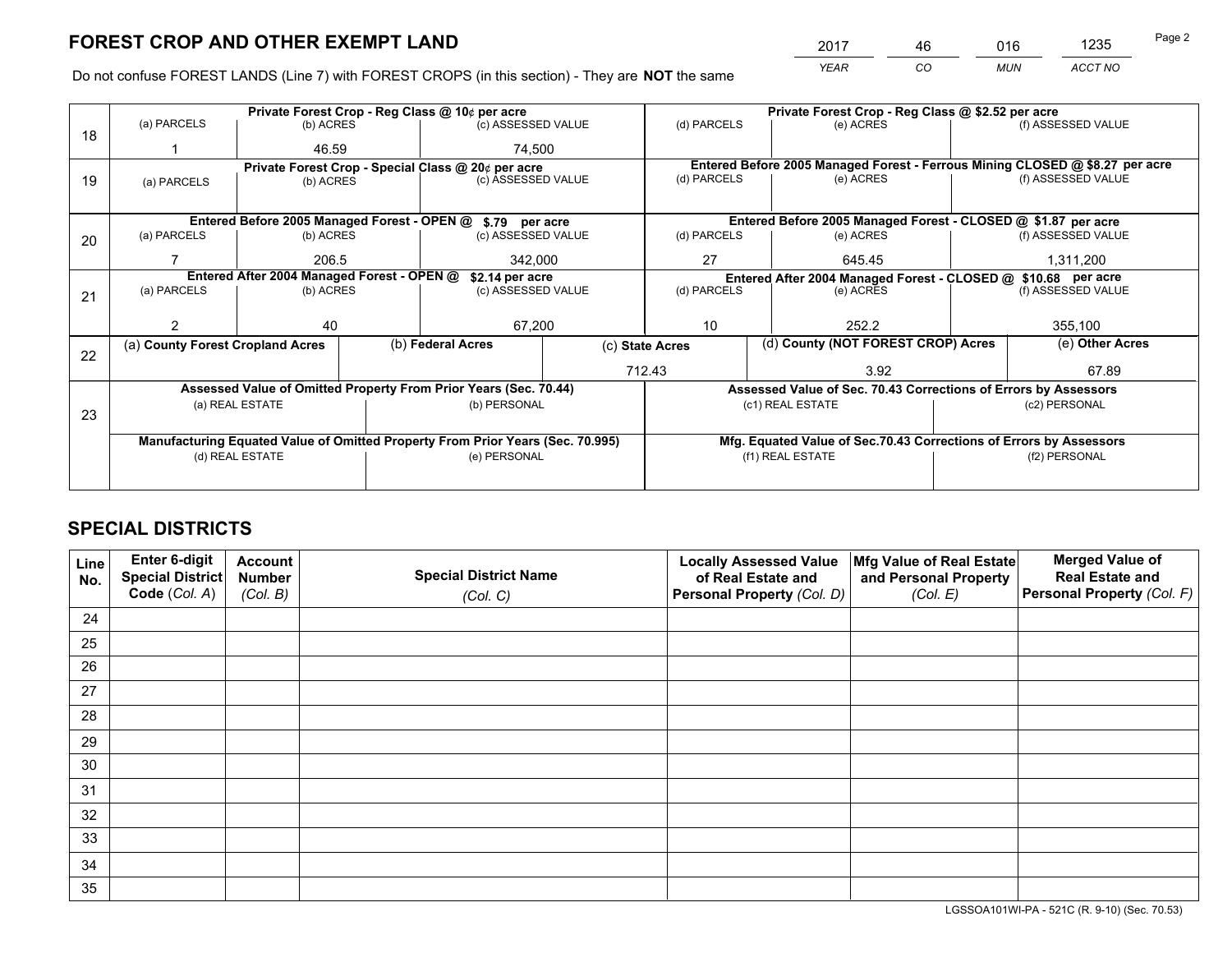# FOREST CROP AND OTHER EXEMPT LAND

| 2017 | 46 | 016 | 1235 |
|---|---|---|---|
| YEAR | CO | MUN | ACCT NO |

Do not confuse FOREST LANDS (Line 7) with FOREST CROPS (in this section) - They are **NOT** the same

| Line | Private Forest Crop - Reg Class @ 10¢ per acre | | | Private Forest Crop - Reg Class @ $2.52 per acre | | |
|---|---|---|---|---|---|---|
| 18 | (a) PARCELS | (b) ACRES | (c) ASSESSED VALUE | (d) PARCELS | (e) ACRES | (f) ASSESSED VALUE |
| | 1 | 46.59 | 74,500 | | | |
| | **Private Forest Crop - Special Class @ 20¢ per acre** | | | **Entered Before 2005 Managed Forest - Ferrous Mining CLOSED @ $8.27 per acre** | | |
| 19 | (a) PARCELS | (b) ACRES | (c) ASSESSED VALUE | (d) PARCELS | (e) ACRES | (f) ASSESSED VALUE |
| | | | | | | |
| | **Entered Before 2005 Managed Forest - OPEN @ $.79 per acre** | | | **Entered Before 2005 Managed Forest - CLOSED @ $1.87 per acre** | | |
| 20 | (a) PARCELS | (b) ACRES | (c) ASSESSED VALUE | (d) PARCELS | (e) ACRES | (f) ASSESSED VALUE |
| | 7 | 206.5 | 342,000 | 27 | 645.45 | 1,311,200 |
| | **Entered After 2004 Managed Forest - OPEN @ $2.14 per acre** | | | **Entered After 2004 Managed Forest - CLOSED @ $10.68 per acre** | | |
| 21 | (a) PARCELS | (b) ACRES | (c) ASSESSED VALUE | (d) PARCELS | (e) ACRES | (f) ASSESSED VALUE |
| | 2 | 40 | 67,200 | 10 | 252.2 | 355,100 |

| Line | (a) County Forest Cropland Acres | (b) Federal Acres | (c) State Acres | (d) County (NOT FOREST CROP) Acres | (e) Other Acres |
|---|---|---|---|---|---|
| 22 | | | 712.43 | 3.92 | 67.89 |

| Line | Assessed Value of Omitted Property From Prior Years (Sec. 70.44) | | Assessed Value of Sec. 70.43 Corrections of Errors by Assessors | |
|---|---|---|---|---|
| 23 | (a) REAL ESTATE | (b) PERSONAL | (c1) REAL ESTATE | (c2) PERSONAL |
| | | | | |
| | **Manufacturing Equated Value of Omitted Property From Prior Years (Sec. 70.995)** | | **Mfg. Equated Value of Sec.70.43 Corrections of Errors by Assessors** | |
| | (d) REAL ESTATE | (e) PERSONAL | (f1) REAL ESTATE | (f2) PERSONAL |
| | | | | |

# SPECIAL DISTRICTS

| Line No. | Enter 6-digit Special District Code (Col. A) | Account Number (Col. B) | Special District Name (Col. C) | Locally Assessed Value of Real Estate and Personal Property (Col. D) | Mfg Value of Real Estate and Personal Property (Col. E) | Merged Value of Real Estate and Personal Property (Col. F) |
|---|---|---|---|---|---|---|
| 24 | | | | | | |
| 25 | | | | | | |
| 26 | | | | | | |
| 27 | | | | | | |
| 28 | | | | | | |
| 29 | | | | | | |
| 30 | | | | | | |
| 31 | | | | | | |
| 32 | | | | | | |
| 33 | | | | | | |
| 34 | | | | | | |
| 35 | | | | | | |

LGSSOA101WI-PA - 521C (R. 9-10) (Sec. 70.53)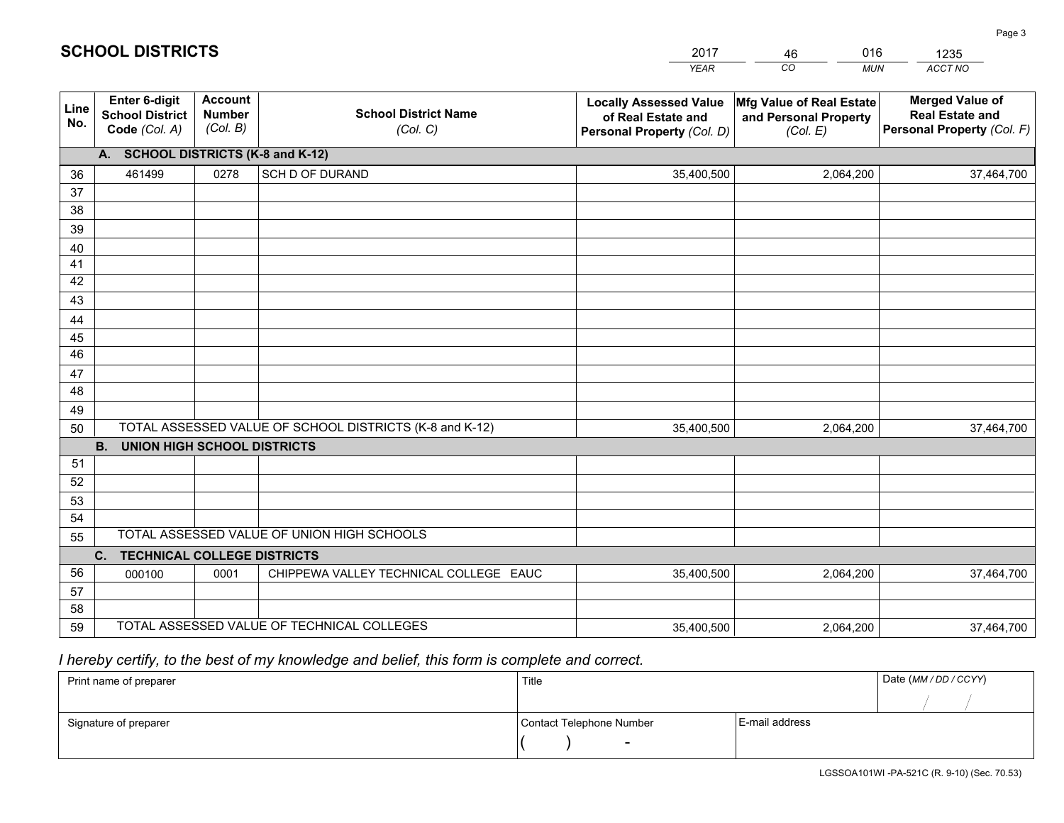# SCHOOL DISTRICTS

| 2017 | 46 | 016 | 1235 |
|---|---|---|---|
| *YEAR* | *CO* | *MUN* | *ACCT NO* |

| Line No. | Enter 6-digit School District Code *(Col. A)* | Account Number *(Col. B)* | School District Name *(Col. C)* | Locally Assessed Value of Real Estate and Personal Property *(Col. D)* | Mfg Value of Real Estate and Personal Property *(Col. E)* | Merged Value of Real Estate and Personal Property *(Col. F)* |
|---|---|---|---|---|---|---|
| | **A. SCHOOL DISTRICTS (K-8 and K-12)** | | | | | |
| 36 | 461499 | 0278 | SCH D OF DURAND | 35,400,500 | 2,064,200 | 37,464,700 |
| 37 | | | | | | |
| 38 | | | | | | |
| 39 | | | | | | |
| 40 | | | | | | |
| 41 | | | | | | |
| 42 | | | | | | |
| 43 | | | | | | |
| 44 | | | | | | |
| 45 | | | | | | |
| 46 | | | | | | |
| 47 | | | | | | |
| 48 | | | | | | |
| 49 | | | | | | |
| 50 | TOTAL ASSESSED VALUE OF SCHOOL DISTRICTS (K-8 and K-12) | | | 35,400,500 | 2,064,200 | 37,464,700 |
| | **B. UNION HIGH SCHOOL DISTRICTS** | | | | | |
| 51 | | | | | | |
| 52 | | | | | | |
| 53 | | | | | | |
| 54 | | | | | | |
| 55 | TOTAL ASSESSED VALUE OF UNION HIGH SCHOOLS | | | | | |
| | **C. TECHNICAL COLLEGE DISTRICTS** | | | | | |
| 56 | 000100 | 0001 | CHIPPEWA VALLEY TECHNICAL COLLEGE EAUC | 35,400,500 | 2,064,200 | 37,464,700 |
| 57 | | | | | | |
| 58 | | | | | | |
| 59 | TOTAL ASSESSED VALUE OF TECHNICAL COLLEGES | | | 35,400,500 | 2,064,200 | 37,464,700 |

*I hereby certify, to the best of my knowledge and belief, this form is complete and correct.*

| Print name of preparer | Title | | Date *(MM / DD / CCYY)* |
|---|---|---|---|
| | | | / / |
| Signature of preparer | Contact Telephone Number | E-mail address | |
| | ( ) - | | |

LGSSOA101WI -PA-521C (R. 9-10) (Sec. 70.53)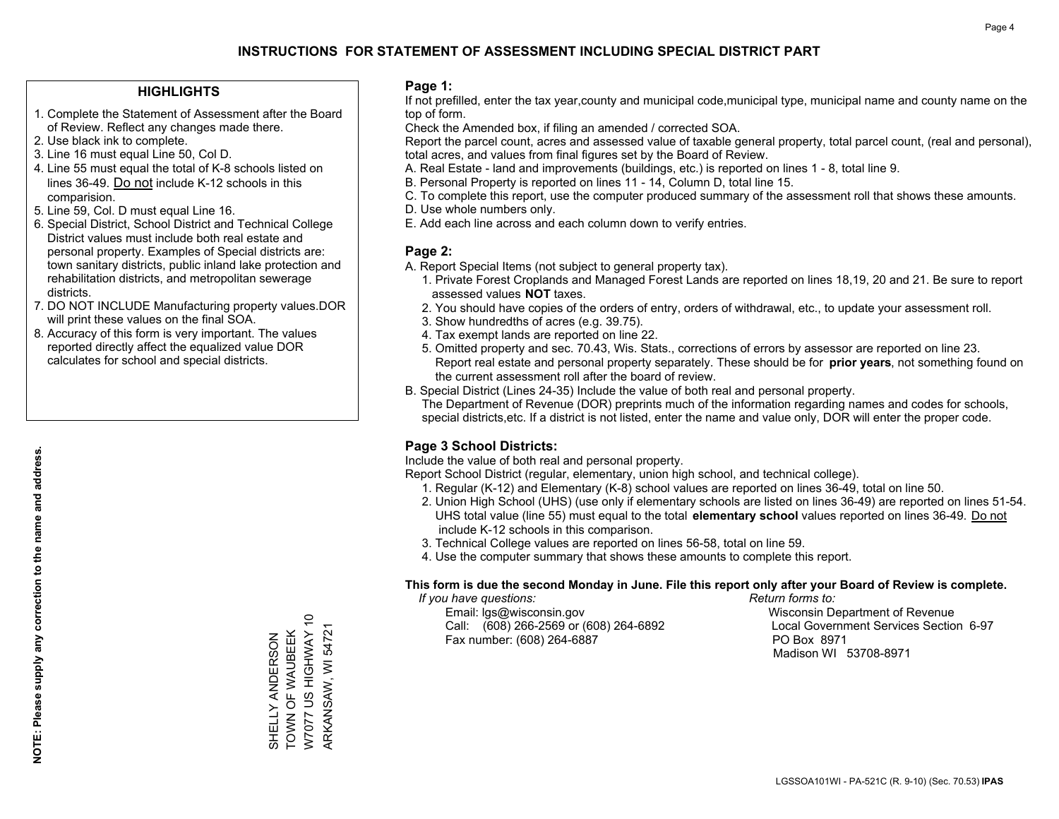# INSTRUCTIONS FOR STATEMENT OF ASSESSMENT INCLUDING SPECIAL DISTRICT PART

## HIGHLIGHTS

1. Complete the Statement of Assessment after the Board of Review. Reflect any changes made there.
2. Use black ink to complete.
3. Line 16 must equal Line 50, Col D.
4. Line 55 must equal the total of K-8 schools listed on lines 36-49. Do not include K-12 schools in this comparision.
5. Line 59, Col. D must equal Line 16.
6. Special District, School District and Technical College District values must include both real estate and personal property. Examples of Special districts are: town sanitary districts, public inland lake protection and rehabilitation districts, and metropolitan sewerage districts.
7. DO NOT INCLUDE Manufacturing property values.DOR will print these values on the final SOA.
8. Accuracy of this form is very important. The values reported directly affect the equalized value DOR calculates for school and special districts.

**NOTE: Please supply any correction to the name and address.**

SHELLY ANDERSON
TOWN OF WAUBEEK
W7077 US HIGHWAY 10
ARKANSAW, WI 54721

## Page 1:

If not prefilled, enter the tax year,county and municipal code,municipal type, municipal name and county name on the top of form.

Check the Amended box, if filing an amended / corrected SOA.

Report the parcel count, acres and assessed value of taxable general property, total parcel count, (real and personal), total acres, and values from final figures set by the Board of Review.

A. Real Estate - land and improvements (buildings, etc.) is reported on lines 1 - 8, total line 9.
B. Personal Property is reported on lines 11 - 14, Column D, total line 15.
C. To complete this report, use the computer produced summary of the assessment roll that shows these amounts.
D. Use whole numbers only.
E. Add each line across and each column down to verify entries.

## Page 2:

A. Report Special Items (not subject to general property tax).
   1. Private Forest Croplands and Managed Forest Lands are reported on lines 18,19, 20 and 21. Be sure to report assessed values **NOT** taxes.
   2. You should have copies of the orders of entry, orders of withdrawal, etc., to update your assessment roll.
   3. Show hundredths of acres (e.g. 39.75).
   4. Tax exempt lands are reported on line 22.
   5. Omitted property and sec. 70.43, Wis. Stats., corrections of errors by assessor are reported on line 23. Report real estate and personal property separately. These should be for **prior years**, not something found on the current assessment roll after the board of review.
B. Special District (Lines 24-35) Include the value of both real and personal property.
   The Department of Revenue (DOR) preprints much of the information regarding names and codes for schools, special districts,etc. If a district is not listed, enter the name and value only, DOR will enter the proper code.

## Page 3 School Districts:

Include the value of both real and personal property.

Report School District (regular, elementary, union high school, and technical college).

1. Regular (K-12) and Elementary (K-8) school values are reported on lines 36-49, total on line 50.
2. Union High School (UHS) (use only if elementary schools are listed on lines 36-49) are reported on lines 51-54. UHS total value (line 55) must equal to the total **elementary school** values reported on lines 36-49. Do not include K-12 schools in this comparison.
3. Technical College values are reported on lines 56-58, total on line 59.
4. Use the computer summary that shows these amounts to complete this report.

**This form is due the second Monday in June. File this report only after your Board of Review is complete.**

*If you have questions:*
Email: lgs@wisconsin.gov
Call: (608) 266-2569 or (608) 264-6892
Fax number: (608) 264-6887

*Return forms to:*
Wisconsin Department of Revenue
Local Government Services Section 6-97
PO Box 8971
Madison WI 53708-8971

LGSSOA101WI - PA-521C (R. 9-10) (Sec. 70.53) **IPAS**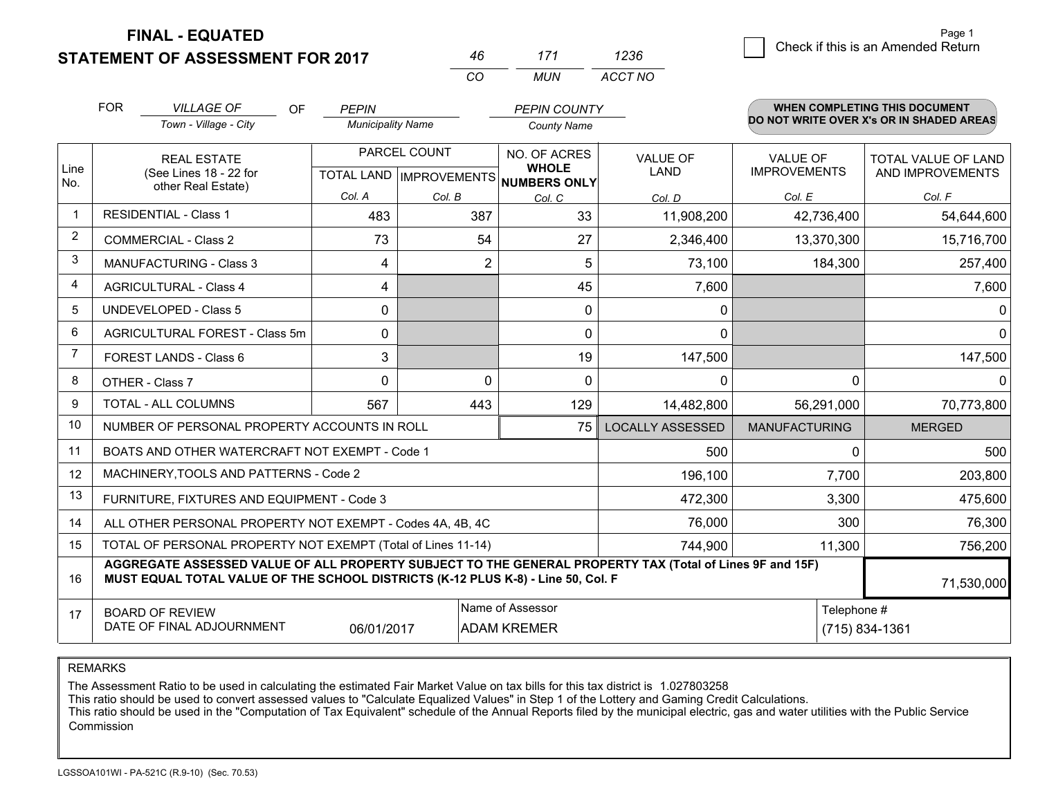# FINAL - EQUATED
## STATEMENT OF ASSESSMENT FOR 2017

| 46 | 171 | 1236 |
|---|---|---|
| CO | MUN | ACCT NO |

Page 1

☐ Check if this is an Amended Return

FOR *VILLAGE OF* (Town - Village - City) OF *PEPIN* (Municipality Name) *PEPIN COUNTY* (County Name)

**WHEN COMPLETING THIS DOCUMENT DO NOT WRITE OVER X's OR IN SHADED AREAS**

| Line No. | REAL ESTATE (See Lines 18 - 22 for other Real Estate) | PARCEL COUNT TOTAL LAND Col. A | PARCEL COUNT IMPROVEMENTS Col. B | NO. OF ACRES WHOLE NUMBERS ONLY Col. C | VALUE OF LAND Col. D | VALUE OF IMPROVEMENTS Col. E | TOTAL VALUE OF LAND AND IMPROVEMENTS Col. F |
|---|---|---|---|---|---|---|---|
| 1 | RESIDENTIAL - Class 1 | 483 | 387 | 33 | 11,908,200 | 42,736,400 | 54,644,600 |
| 2 | COMMERCIAL - Class 2 | 73 | 54 | 27 | 2,346,400 | 13,370,300 | 15,716,700 |
| 3 | MANUFACTURING - Class 3 | 4 | 2 | 5 | 73,100 | 184,300 | 257,400 |
| 4 | AGRICULTURAL - Class 4 | 4 | | 45 | 7,600 | | 7,600 |
| 5 | UNDEVELOPED - Class 5 | 0 | | 0 | 0 | | 0 |
| 6 | AGRICULTURAL FOREST - Class 5m | 0 | | 0 | 0 | | 0 |
| 7 | FOREST LANDS - Class 6 | 3 | | 19 | 147,500 | | 147,500 |
| 8 | OTHER - Class 7 | 0 | 0 | 0 | 0 | 0 | 0 |
| 9 | TOTAL - ALL COLUMNS | 567 | 443 | 129 | 14,482,800 | 56,291,000 | 70,773,800 |
| 10 | NUMBER OF PERSONAL PROPERTY ACCOUNTS IN ROLL | | | 75 | LOCALLY ASSESSED | MANUFACTURING | MERGED |
| 11 | BOATS AND OTHER WATERCRAFT NOT EXEMPT - Code 1 | | | | 500 | 0 | 500 |
| 12 | MACHINERY,TOOLS AND PATTERNS - Code 2 | | | | 196,100 | 7,700 | 203,800 |
| 13 | FURNITURE, FIXTURES AND EQUIPMENT - Code 3 | | | | 472,300 | 3,300 | 475,600 |
| 14 | ALL OTHER PERSONAL PROPERTY NOT EXEMPT - Codes 4A, 4B, 4C | | | | 76,000 | 300 | 76,300 |
| 15 | TOTAL OF PERSONAL PROPERTY NOT EXEMPT (Total of Lines 11-14) | | | | 744,900 | 11,300 | 756,200 |
| 16 | **AGGREGATE ASSESSED VALUE OF ALL PROPERTY SUBJECT TO THE GENERAL PROPERTY TAX (Total of Lines 9F and 15F) MUST EQUAL TOTAL VALUE OF THE SCHOOL DISTRICTS (K-12 PLUS K-8) - Line 50, Col. F** | | | | | | 71,530,000 |
| 17 | BOARD OF REVIEW DATE OF FINAL ADJOURNMENT | 06/01/2017 | | Name of Assessor: ADAM KREMER | | Telephone #: (715) 834-1361 | |

REMARKS

The Assessment Ratio to be used in calculating the estimated Fair Market Value on tax bills for this tax district is 1.027803258
This ratio should be used to convert assessed values to "Calculate Equalized Values" in Step 1 of the Lottery and Gaming Credit Calculations.
This ratio should be used in the "Computation of Tax Equivalent" schedule of the Annual Reports filed by the municipal electric, gas and water utilities with the Public Service Commission

LGSSOA101WI - PA-521C (R.9-10) (Sec. 70.53)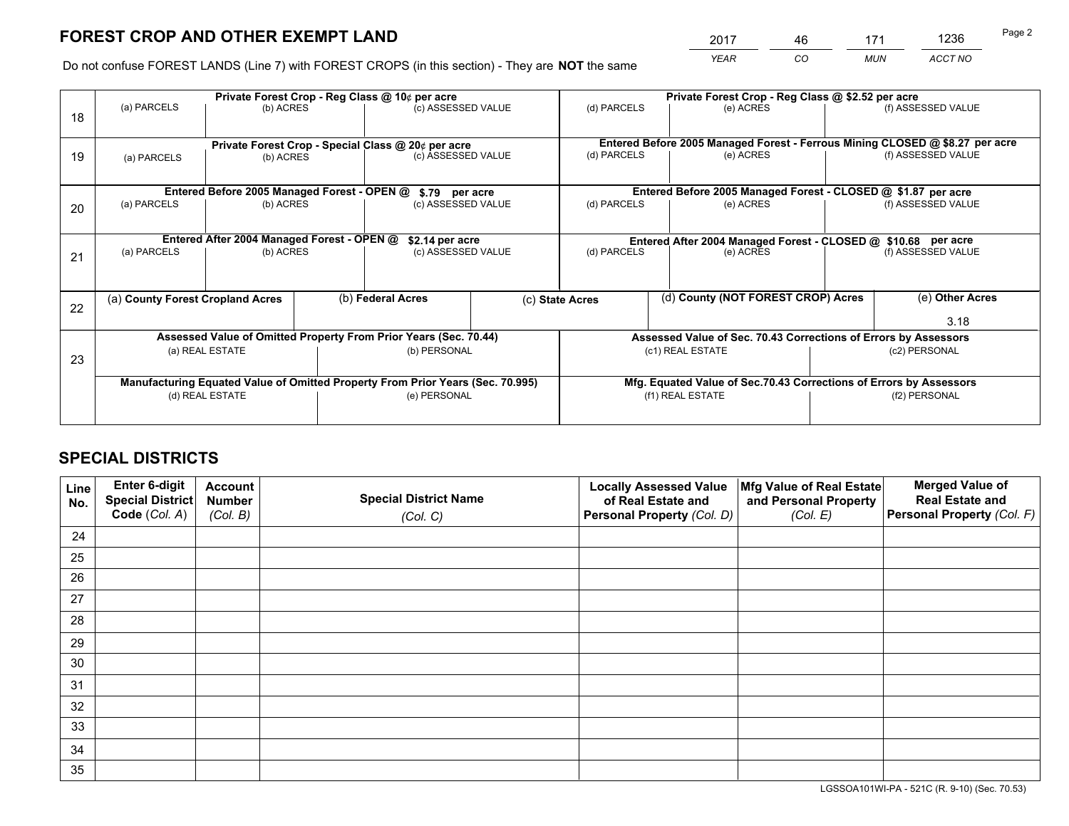# FOREST CROP AND OTHER EXEMPT LAND

| 2017 | 46 | 171 | 1236 |
|---|---|---|---|
| *YEAR* | *CO* | *MUN* | *ACCT NO* |

Do not confuse FOREST LANDS (Line 7) with FOREST CROPS (in this section) - They are **NOT** the same

| | Private Forest Crop - Reg Class @ 10¢ per acre | | | Private Forest Crop - Reg Class @ $2.52 per acre | | |
|---|---|---|---|---|---|---|
| 18 | (a) PARCELS | (b) ACRES | (c) ASSESSED VALUE | (d) PARCELS | (e) ACRES | (f) ASSESSED VALUE |
| | **Private Forest Crop - Special Class @ 20¢ per acre** | | | **Entered Before 2005 Managed Forest - Ferrous Mining CLOSED @ $8.27 per acre** | | |
| 19 | (a) PARCELS | (b) ACRES | (c) ASSESSED VALUE | (d) PARCELS | (e) ACRES | (f) ASSESSED VALUE |
| | **Entered Before 2005 Managed Forest - OPEN @ $.79 per acre** | | | **Entered Before 2005 Managed Forest - CLOSED @ $1.87 per acre** | | |
| 20 | (a) PARCELS | (b) ACRES | (c) ASSESSED VALUE | (d) PARCELS | (e) ACRES | (f) ASSESSED VALUE |
| | **Entered After 2004 Managed Forest - OPEN @ $2.14 per acre** | | | **Entered After 2004 Managed Forest - CLOSED @ $10.68 per acre** | | |
| 21 | (a) PARCELS | (b) ACRES | (c) ASSESSED VALUE | (d) PARCELS | (e) ACRES | (f) ASSESSED VALUE |

| 22 | (a) **County Forest Cropland Acres** | (b) **Federal Acres** | (c) **State Acres** | (d) **County (NOT FOREST CROP) Acres** | (e) **Other Acres** |
|---|---|---|---|---|---|
| | | | | | 3.18 |

| 23 | **Assessed Value of Omitted Property From Prior Years (Sec. 70.44)** | | **Assessed Value of Sec. 70.43 Corrections of Errors by Assessors** | |
|---|---|---|---|---|
| | (a) REAL ESTATE | (b) PERSONAL | (c1) REAL ESTATE | (c2) PERSONAL |
| | **Manufacturing Equated Value of Omitted Property From Prior Years (Sec. 70.995)** | | **Mfg. Equated Value of Sec.70.43 Corrections of Errors by Assessors** | |
| | (d) REAL ESTATE | (e) PERSONAL | (f1) REAL ESTATE | (f2) PERSONAL |

# SPECIAL DISTRICTS

| Line No. | Enter 6-digit Special District Code (*Col. A*) | Account Number (*Col. B*) | Special District Name (*Col. C*) | Locally Assessed Value of Real Estate and Personal Property (*Col. D*) | Mfg Value of Real Estate and Personal Property (*Col. E*) | Merged Value of Real Estate and Personal Property (*Col. F*) |
|---|---|---|---|---|---|---|
| 24 | | | | | | |
| 25 | | | | | | |
| 26 | | | | | | |
| 27 | | | | | | |
| 28 | | | | | | |
| 29 | | | | | | |
| 30 | | | | | | |
| 31 | | | | | | |
| 32 | | | | | | |
| 33 | | | | | | |
| 34 | | | | | | |
| 35 | | | | | | |

LGSSOA101WI-PA - 521C (R. 9-10) (Sec. 70.53)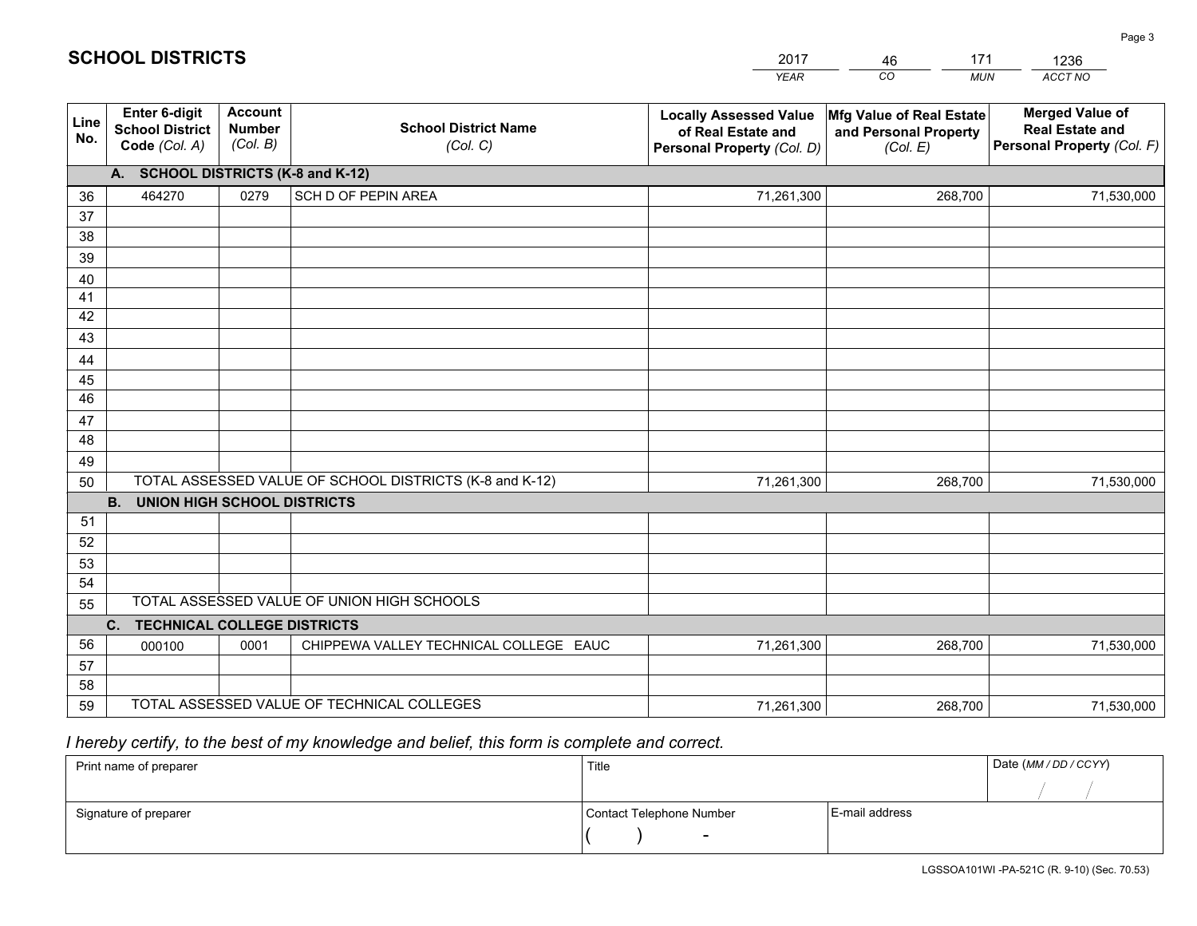# SCHOOL DISTRICTS

| 2017 | 46 | 171 | 1236 |
|---|---|---|---|
| *YEAR* | *CO* | *MUN* | *ACCT NO* |

| Line No. | Enter 6-digit School District Code *(Col. A)* | Account Number *(Col. B)* | School District Name *(Col. C)* | Locally Assessed Value of Real Estate and Personal Property *(Col. D)* | Mfg Value of Real Estate and Personal Property *(Col. E)* | Merged Value of Real Estate and Personal Property *(Col. F)* |
|---|---|---|---|---|---|---|
| | **A. SCHOOL DISTRICTS (K-8 and K-12)** | | | | | |
| 36 | 464270 | 0279 | SCH D OF PEPIN AREA | 71,261,300 | 268,700 | 71,530,000 |
| 37 | | | | | | |
| 38 | | | | | | |
| 39 | | | | | | |
| 40 | | | | | | |
| 41 | | | | | | |
| 42 | | | | | | |
| 43 | | | | | | |
| 44 | | | | | | |
| 45 | | | | | | |
| 46 | | | | | | |
| 47 | | | | | | |
| 48 | | | | | | |
| 49 | | | | | | |
| 50 | TOTAL ASSESSED VALUE OF SCHOOL DISTRICTS (K-8 and K-12) | | | 71,261,300 | 268,700 | 71,530,000 |
| | **B. UNION HIGH SCHOOL DISTRICTS** | | | | | |
| 51 | | | | | | |
| 52 | | | | | | |
| 53 | | | | | | |
| 54 | | | | | | |
| 55 | TOTAL ASSESSED VALUE OF UNION HIGH SCHOOLS | | | | | |
| | **C. TECHNICAL COLLEGE DISTRICTS** | | | | | |
| 56 | 000100 | 0001 | CHIPPEWA VALLEY TECHNICAL COLLEGE EAUC | 71,261,300 | 268,700 | 71,530,000 |
| 57 | | | | | | |
| 58 | | | | | | |
| 59 | TOTAL ASSESSED VALUE OF TECHNICAL COLLEGES | | | 71,261,300 | 268,700 | 71,530,000 |

*I hereby certify, to the best of my knowledge and belief, this form is complete and correct.*

| Print name of preparer | Title | | Date *(MM / DD / CCYY)* |
|---|---|---|---|
| | | | / / |
| Signature of preparer | Contact Telephone Number | E-mail address | |
| | ( ) - | | |

LGSSOA101WI -PA-521C (R. 9-10) (Sec. 70.53)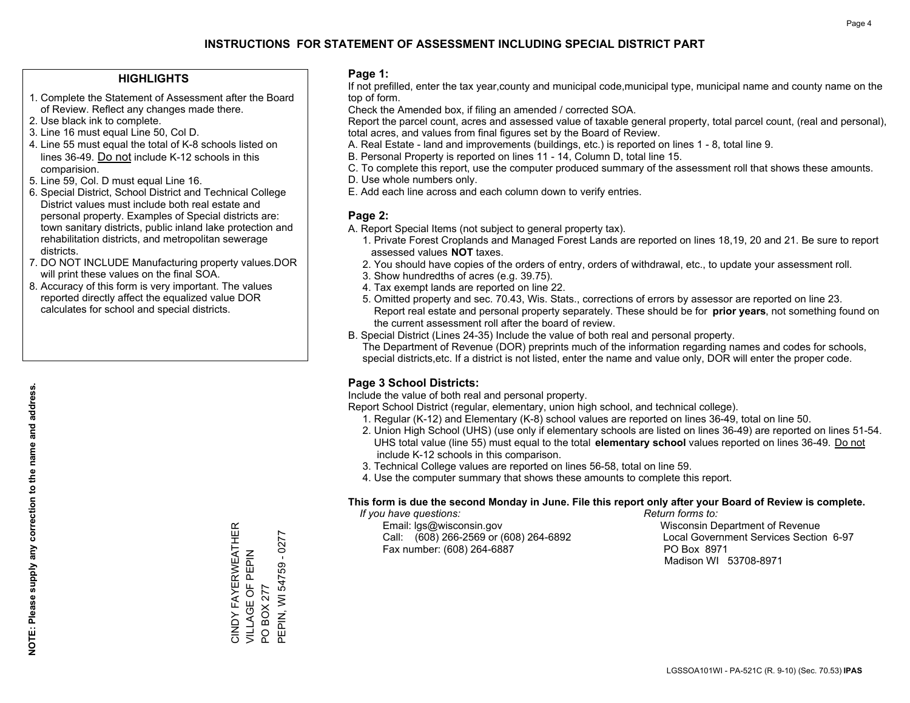# INSTRUCTIONS FOR STATEMENT OF ASSESSMENT INCLUDING SPECIAL DISTRICT PART

## HIGHLIGHTS

1. Complete the Statement of Assessment after the Board of Review. Reflect any changes made there.
2. Use black ink to complete.
3. Line 16 must equal Line 50, Col D.
4. Line 55 must equal the total of K-8 schools listed on lines 36-49. Do not include K-12 schools in this comparision.
5. Line 59, Col. D must equal Line 16.
6. Special District, School District and Technical College District values must include both real estate and personal property. Examples of Special districts are: town sanitary districts, public inland lake protection and rehabilitation districts, and metropolitan sewerage districts.
7. DO NOT INCLUDE Manufacturing property values.DOR will print these values on the final SOA.
8. Accuracy of this form is very important. The values reported directly affect the equalized value DOR calculates for school and special districts.

**NOTE: Please supply any correction to the name and address.**

CINDY FAYERWEATHER
VILLAGE OF PEPIN
PO BOX 277
PEPIN, WI 54759 - 0277

## Page 1:

If not prefilled, enter the tax year,county and municipal code,municipal type, municipal name and county name on the top of form.

Check the Amended box, if filing an amended / corrected SOA.

Report the parcel count, acres and assessed value of taxable general property, total parcel count, (real and personal), total acres, and values from final figures set by the Board of Review.

A. Real Estate - land and improvements (buildings, etc.) is reported on lines 1 - 8, total line 9.
B. Personal Property is reported on lines 11 - 14, Column D, total line 15.
C. To complete this report, use the computer produced summary of the assessment roll that shows these amounts.
D. Use whole numbers only.
E. Add each line across and each column down to verify entries.

## Page 2:

A. Report Special Items (not subject to general property tax).
   1. Private Forest Croplands and Managed Forest Lands are reported on lines 18,19, 20 and 21. Be sure to report assessed values **NOT** taxes.
   2. You should have copies of the orders of entry, orders of withdrawal, etc., to update your assessment roll.
   3. Show hundredths of acres (e.g. 39.75).
   4. Tax exempt lands are reported on line 22.
   5. Omitted property and sec. 70.43, Wis. Stats., corrections of errors by assessor are reported on line 23. Report real estate and personal property separately. These should be for **prior years**, not something found on the current assessment roll after the board of review.

B. Special District (Lines 24-35) Include the value of both real and personal property.
   The Department of Revenue (DOR) preprints much of the information regarding names and codes for schools, special districts,etc. If a district is not listed, enter the name and value only, DOR will enter the proper code.

## Page 3 School Districts:

Include the value of both real and personal property.

Report School District (regular, elementary, union high school, and technical college).

1. Regular (K-12) and Elementary (K-8) school values are reported on lines 36-49, total on line 50.
2. Union High School (UHS) (use only if elementary schools are listed on lines 36-49) are reported on lines 51-54. UHS total value (line 55) must equal to the total **elementary school** values reported on lines 36-49. Do not include K-12 schools in this comparison.
3. Technical College values are reported on lines 56-58, total on line 59.
4. Use the computer summary that shows these amounts to complete this report.

**This form is due the second Monday in June. File this report only after your Board of Review is complete.**

*If you have questions:*
Email: lgs@wisconsin.gov
Call: (608) 266-2569 or (608) 264-6892
Fax number: (608) 264-6887

*Return forms to:*
Wisconsin Department of Revenue
Local Government Services Section 6-97
PO Box 8971
Madison WI 53708-8971

LGSSOA101WI - PA-521C (R. 9-10) (Sec. 70.53) **IPAS**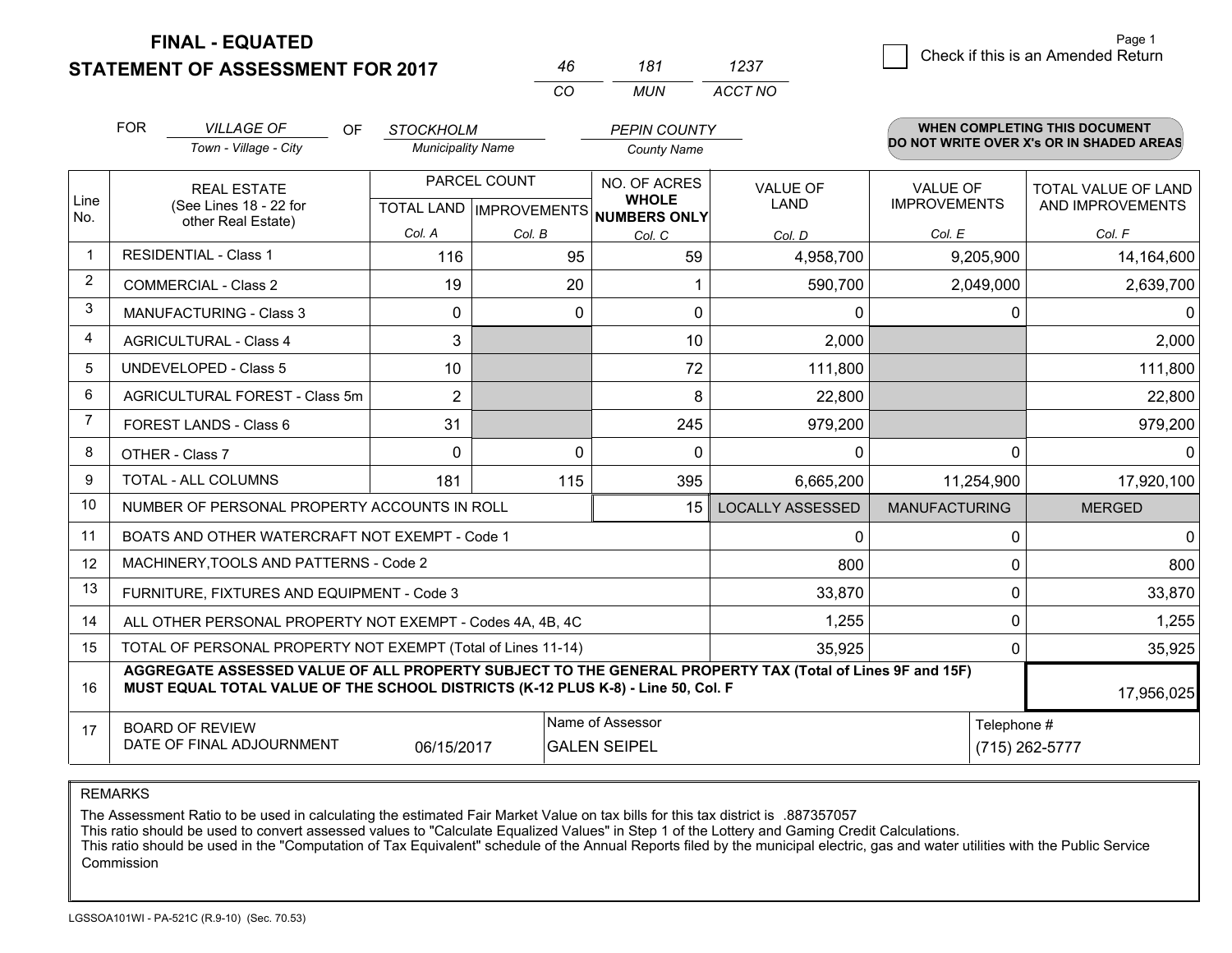# FINAL - EQUATED
## STATEMENT OF ASSESSMENT FOR 2017

| 46 | 181 | 1237 |
|---|---|---|
| CO | MUN | ACCT NO |

Page 1

☐ Check if this is an Amended Return

FOR *VILLAGE OF* (Town - Village - City) OF *STOCKHOLM* (Municipality Name) *PEPIN COUNTY* (County Name)

**WHEN COMPLETING THIS DOCUMENT DO NOT WRITE OVER X's OR IN SHADED AREAS**

| Line No. | REAL ESTATE (See Lines 18 - 22 for other Real Estate) | PARCEL COUNT TOTAL LAND Col. A | PARCEL COUNT IMPROVEMENTS Col. B | NO. OF ACRES WHOLE NUMBERS ONLY Col. C | VALUE OF LAND Col. D | VALUE OF IMPROVEMENTS Col. E | TOTAL VALUE OF LAND AND IMPROVEMENTS Col. F |
|---|---|---|---|---|---|---|---|
| 1 | RESIDENTIAL - Class 1 | 116 | 95 | 59 | 4,958,700 | 9,205,900 | 14,164,600 |
| 2 | COMMERCIAL - Class 2 | 19 | 20 | 1 | 590,700 | 2,049,000 | 2,639,700 |
| 3 | MANUFACTURING - Class 3 | 0 | 0 | 0 | 0 | 0 | 0 |
| 4 | AGRICULTURAL - Class 4 | 3 | | 10 | 2,000 | | 2,000 |
| 5 | UNDEVELOPED - Class 5 | 10 | | 72 | 111,800 | | 111,800 |
| 6 | AGRICULTURAL FOREST - Class 5m | 2 | | 8 | 22,800 | | 22,800 |
| 7 | FOREST LANDS - Class 6 | 31 | | 245 | 979,200 | | 979,200 |
| 8 | OTHER - Class 7 | 0 | 0 | 0 | 0 | 0 | 0 |
| 9 | TOTAL - ALL COLUMNS | 181 | 115 | 395 | 6,665,200 | 11,254,900 | 17,920,100 |
| 10 | NUMBER OF PERSONAL PROPERTY ACCOUNTS IN ROLL | | | 15 | LOCALLY ASSESSED | MANUFACTURING | MERGED |
| 11 | BOATS AND OTHER WATERCRAFT NOT EXEMPT - Code 1 | | | | 0 | 0 | 0 |
| 12 | MACHINERY,TOOLS AND PATTERNS - Code 2 | | | | 800 | 0 | 800 |
| 13 | FURNITURE, FIXTURES AND EQUIPMENT - Code 3 | | | | 33,870 | 0 | 33,870 |
| 14 | ALL OTHER PERSONAL PROPERTY NOT EXEMPT - Codes 4A, 4B, 4C | | | | 1,255 | 0 | 1,255 |
| 15 | TOTAL OF PERSONAL PROPERTY NOT EXEMPT (Total of Lines 11-14) | | | | 35,925 | 0 | 35,925 |
| 16 | **AGGREGATE ASSESSED VALUE OF ALL PROPERTY SUBJECT TO THE GENERAL PROPERTY TAX (Total of Lines 9F and 15F) MUST EQUAL TOTAL VALUE OF THE SCHOOL DISTRICTS (K-12 PLUS K-8) - Line 50, Col. F** | | | | | | 17,956,025 |
| 17 | BOARD OF REVIEW DATE OF FINAL ADJOURNMENT | 06/15/2017 | Name of Assessor | GALEN SEIPEL | | Telephone # | (715) 262-5777 |

REMARKS

The Assessment Ratio to be used in calculating the estimated Fair Market Value on tax bills for this tax district is .887357057
This ratio should be used to convert assessed values to "Calculate Equalized Values" in Step 1 of the Lottery and Gaming Credit Calculations.
This ratio should be used in the "Computation of Tax Equivalent" schedule of the Annual Reports filed by the municipal electric, gas and water utilities with the Public Service Commission

LGSSOA101WI - PA-521C (R.9-10) (Sec. 70.53)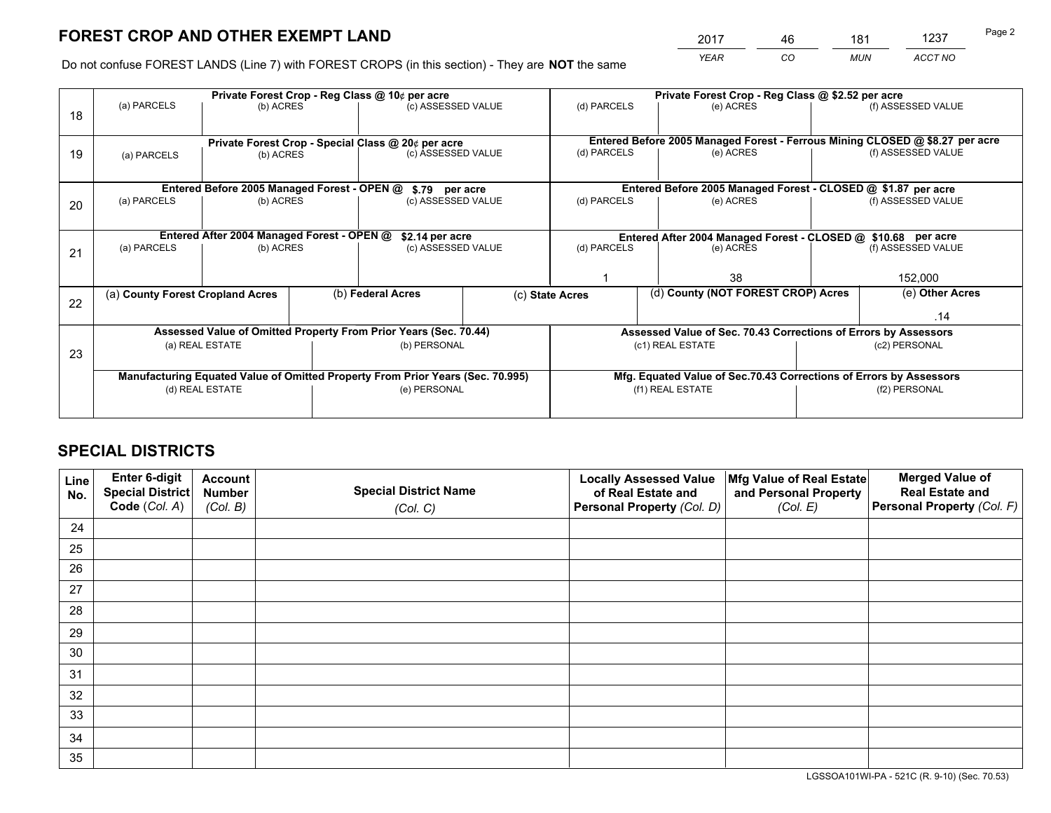# FOREST CROP AND OTHER EXEMPT LAND

| 2017 | 46 | 181 | 1237 |
|---|---|---|---|
| *YEAR* | *CO* | *MUN* | *ACCT NO* |

Do not confuse FOREST LANDS (Line 7) with FOREST CROPS (in this section) - They are **NOT** the same

| Line | Private Forest Crop - Reg Class @ 10¢ per acre | | | Private Forest Crop - Reg Class @ $2.52 per acre | | |
|---|---|---|---|---|---|---|
| 18 | (a) PARCELS | (b) ACRES | (c) ASSESSED VALUE | (d) PARCELS | (e) ACRES | (f) ASSESSED VALUE |
| | | | | | | |
| | **Private Forest Crop - Special Class @ 20¢ per acre** | | | **Entered Before 2005 Managed Forest - Ferrous Mining CLOSED @ $8.27 per acre** | | |
| 19 | (a) PARCELS | (b) ACRES | (c) ASSESSED VALUE | (d) PARCELS | (e) ACRES | (f) ASSESSED VALUE |
| | | | | | | |
| | **Entered Before 2005 Managed Forest - OPEN @ $.79 per acre** | | | **Entered Before 2005 Managed Forest - CLOSED @ $1.87 per acre** | | |
| 20 | (a) PARCELS | (b) ACRES | (c) ASSESSED VALUE | (d) PARCELS | (e) ACRES | (f) ASSESSED VALUE |
| | | | | | | |
| | **Entered After 2004 Managed Forest - OPEN @ $2.14 per acre** | | | **Entered After 2004 Managed Forest - CLOSED @ $10.68 per acre** | | |
| 21 | (a) PARCELS | (b) ACRES | (c) ASSESSED VALUE | (d) PARCELS | (e) ACRES | (f) ASSESSED VALUE |
| | | | | 1 | 38 | 152,000 |

| Line | (a) County Forest Cropland Acres | (b) Federal Acres | (c) State Acres | (d) County (NOT FOREST CROP) Acres | (e) Other Acres |
|---|---|---|---|---|---|
| 22 | | | | | .14 |

| Line | Assessed Value of Omitted Property From Prior Years (Sec. 70.44) | | Assessed Value of Sec. 70.43 Corrections of Errors by Assessors | |
|---|---|---|---|---|
| 23 | (a) REAL ESTATE | (b) PERSONAL | (c1) REAL ESTATE | (c2) PERSONAL |
| | | | | |
| | **Manufacturing Equated Value of Omitted Property From Prior Years (Sec. 70.995)** | | **Mfg. Equated Value of Sec.70.43 Corrections of Errors by Assessors** | |
| | (d) REAL ESTATE | (e) PERSONAL | (f1) REAL ESTATE | (f2) PERSONAL |
| | | | | |

# SPECIAL DISTRICTS

| Line No. | Enter 6-digit Special District Code (Col. A) | Account Number (Col. B) | Special District Name (Col. C) | Locally Assessed Value of Real Estate and Personal Property (Col. D) | Mfg Value of Real Estate and Personal Property (Col. E) | Merged Value of Real Estate and Personal Property (Col. F) |
|---|---|---|---|---|---|---|
| 24 | | | | | | |
| 25 | | | | | | |
| 26 | | | | | | |
| 27 | | | | | | |
| 28 | | | | | | |
| 29 | | | | | | |
| 30 | | | | | | |
| 31 | | | | | | |
| 32 | | | | | | |
| 33 | | | | | | |
| 34 | | | | | | |
| 35 | | | | | | |

LGSSOA101WI-PA - 521C (R. 9-10) (Sec. 70.53)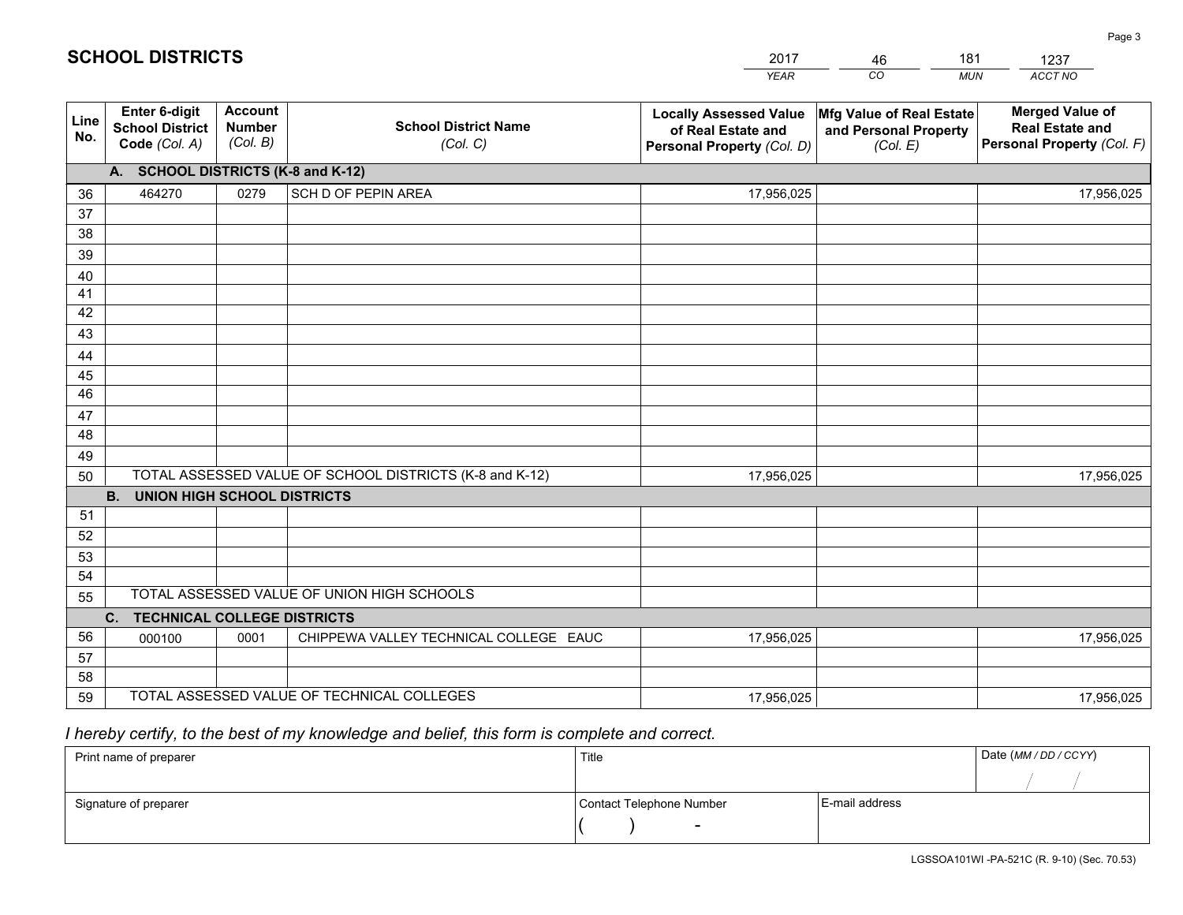# SCHOOL DISTRICTS

| 2017 | 46 | 181 | 1237 |
|---|---|---|---|
| *YEAR* | *CO* | *MUN* | *ACCT NO* |

| Line No. | Enter 6-digit School District Code *(Col. A)* | Account Number *(Col. B)* | School District Name *(Col. C)* | Locally Assessed Value of Real Estate and Personal Property *(Col. D)* | Mfg Value of Real Estate and Personal Property *(Col. E)* | Merged Value of Real Estate and Personal Property *(Col. F)* |
|---|---|---|---|---|---|---|
| | **A. SCHOOL DISTRICTS (K-8 and K-12)** | | | | | |
| 36 | 464270 | 0279 | SCH D OF PEPIN AREA | 17,956,025 | | 17,956,025 |
| 37 | | | | | | |
| 38 | | | | | | |
| 39 | | | | | | |
| 40 | | | | | | |
| 41 | | | | | | |
| 42 | | | | | | |
| 43 | | | | | | |
| 44 | | | | | | |
| 45 | | | | | | |
| 46 | | | | | | |
| 47 | | | | | | |
| 48 | | | | | | |
| 49 | | | | | | |
| 50 | TOTAL ASSESSED VALUE OF SCHOOL DISTRICTS (K-8 and K-12) | | | 17,956,025 | | 17,956,025 |
| | **B. UNION HIGH SCHOOL DISTRICTS** | | | | | |
| 51 | | | | | | |
| 52 | | | | | | |
| 53 | | | | | | |
| 54 | | | | | | |
| 55 | TOTAL ASSESSED VALUE OF UNION HIGH SCHOOLS | | | | | |
| | **C. TECHNICAL COLLEGE DISTRICTS** | | | | | |
| 56 | 000100 | 0001 | CHIPPEWA VALLEY TECHNICAL COLLEGE EAUC | 17,956,025 | | 17,956,025 |
| 57 | | | | | | |
| 58 | | | | | | |
| 59 | TOTAL ASSESSED VALUE OF TECHNICAL COLLEGES | | | 17,956,025 | | 17,956,025 |

*I hereby certify, to the best of my knowledge and belief, this form is complete and correct.*

| Print name of preparer | Title | | Date *(MM / DD / CCYY)* |
|---|---|---|---|
| | | | / / |
| Signature of preparer | Contact Telephone Number | E-mail address | |
| | ( ) - | | |

LGSSOA101WI -PA-521C (R. 9-10) (Sec. 70.53)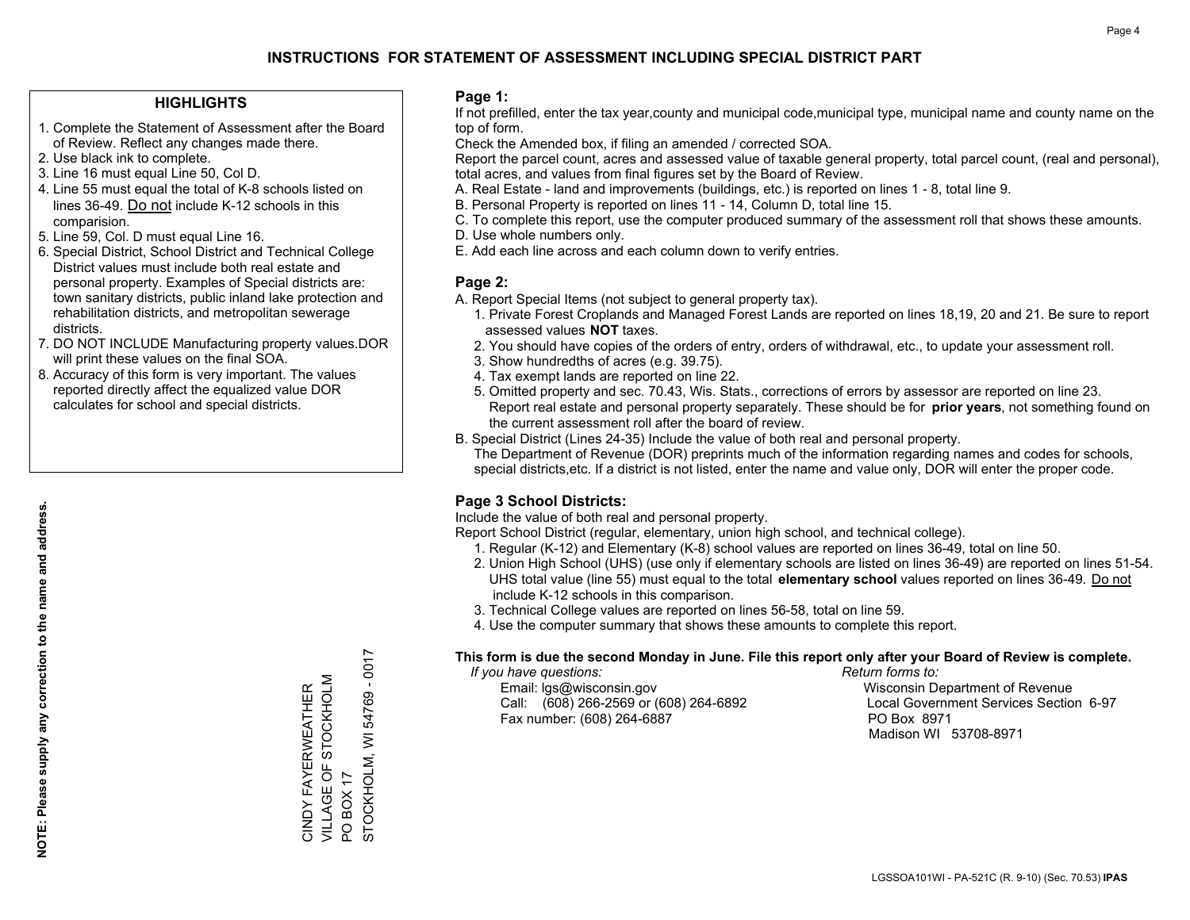# INSTRUCTIONS FOR STATEMENT OF ASSESSMENT INCLUDING SPECIAL DISTRICT PART

## HIGHLIGHTS

1. Complete the Statement of Assessment after the Board of Review. Reflect any changes made there.
2. Use black ink to complete.
3. Line 16 must equal Line 50, Col D.
4. Line 55 must equal the total of K-8 schools listed on lines 36-49. Do not include K-12 schools in this comparision.
5. Line 59, Col. D must equal Line 16.
6. Special District, School District and Technical College District values must include both real estate and personal property. Examples of Special districts are: town sanitary districts, public inland lake protection and rehabilitation districts, and metropolitan sewerage districts.
7. DO NOT INCLUDE Manufacturing property values.DOR will print these values on the final SOA.
8. Accuracy of this form is very important. The values reported directly affect the equalized value DOR calculates for school and special districts.

**NOTE: Please supply any correction to the name and address.**

CINDY FAYERWEATHER
VILLAGE OF STOCKHOLM
PO BOX 17
STOCKHOLM, WI 54769 - 0017

## Page 1:

If not prefilled, enter the tax year,county and municipal code,municipal type, municipal name and county name on the top of form.

Check the Amended box, if filing an amended / corrected SOA.

Report the parcel count, acres and assessed value of taxable general property, total parcel count, (real and personal), total acres, and values from final figures set by the Board of Review.

A. Real Estate - land and improvements (buildings, etc.) is reported on lines 1 - 8, total line 9.
B. Personal Property is reported on lines 11 - 14, Column D, total line 15.
C. To complete this report, use the computer produced summary of the assessment roll that shows these amounts.
D. Use whole numbers only.
E. Add each line across and each column down to verify entries.

## Page 2:

A. Report Special Items (not subject to general property tax).
   1. Private Forest Croplands and Managed Forest Lands are reported on lines 18,19, 20 and 21. Be sure to report assessed values **NOT** taxes.
   2. You should have copies of the orders of entry, orders of withdrawal, etc., to update your assessment roll.
   3. Show hundredths of acres (e.g. 39.75).
   4. Tax exempt lands are reported on line 22.
   5. Omitted property and sec. 70.43, Wis. Stats., corrections of errors by assessor are reported on line 23. Report real estate and personal property separately. These should be for **prior years**, not something found on the current assessment roll after the board of review.

B. Special District (Lines 24-35) Include the value of both real and personal property. The Department of Revenue (DOR) preprints much of the information regarding names and codes for schools, special districts,etc. If a district is not listed, enter the name and value only, DOR will enter the proper code.

## Page 3 School Districts:

Include the value of both real and personal property.

Report School District (regular, elementary, union high school, and technical college).

1. Regular (K-12) and Elementary (K-8) school values are reported on lines 36-49, total on line 50.
2. Union High School (UHS) (use only if elementary schools are listed on lines 36-49) are reported on lines 51-54. UHS total value (line 55) must equal to the total **elementary school** values reported on lines 36-49. Do not include K-12 schools in this comparison.
3. Technical College values are reported on lines 56-58, total on line 59.
4. Use the computer summary that shows these amounts to complete this report.

**This form is due the second Monday in June. File this report only after your Board of Review is complete.**

*If you have questions:*
Email: lgs@wisconsin.gov
Call: (608) 266-2569 or (608) 264-6892
Fax number: (608) 264-6887

*Return forms to:*
Wisconsin Department of Revenue
Local Government Services Section 6-97
PO Box 8971
Madison WI 53708-8971

LGSSOA101WI - PA-521C (R. 9-10) (Sec. 70.53) **IPAS**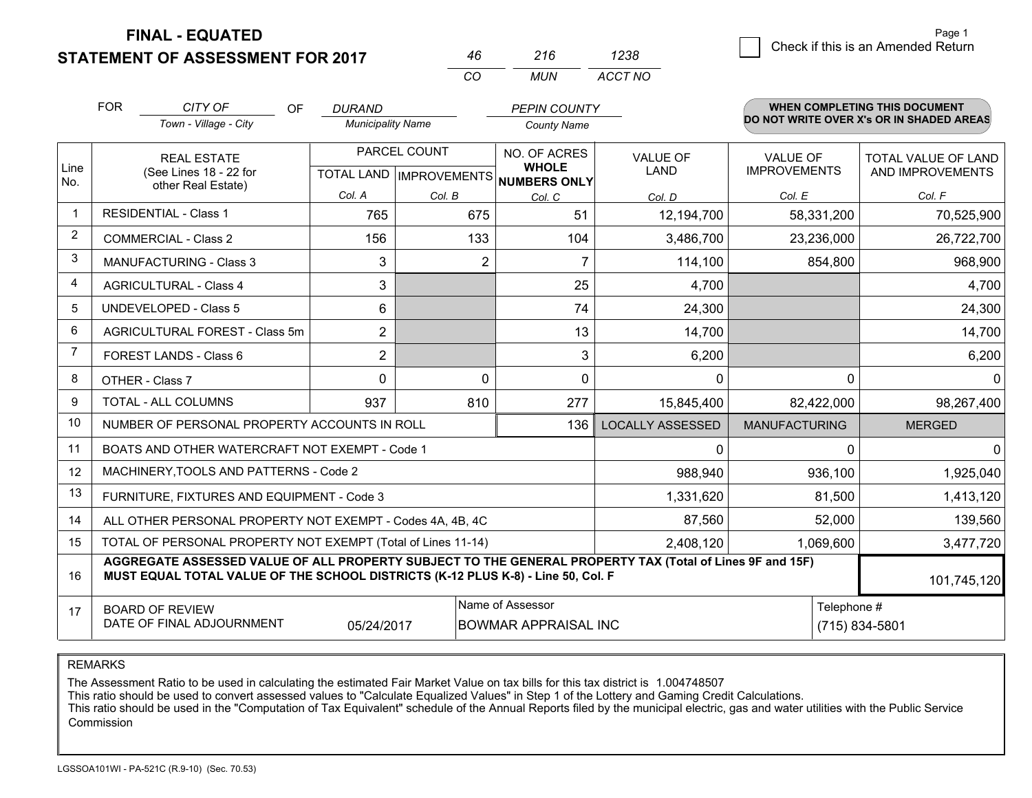**FINAL - EQUATED**

**STATEMENT OF ASSESSMENT FOR 2017**

| 46 | 216 | 1238 |
|---|---|---|
| CO | MUN | ACCT NO |

☐ Check if this is an Amended Return

Page 1

FOR *CITY OF* (Town - Village - City) OF *DURAND* (Municipality Name) *PEPIN COUNTY* (County Name)

**WHEN COMPLETING THIS DOCUMENT DO NOT WRITE OVER X's OR IN SHADED AREAS**

| Line No. | REAL ESTATE (See Lines 18 - 22 for other Real Estate) | PARCEL COUNT TOTAL LAND Col. A | PARCEL COUNT IMPROVEMENTS Col. B | NO. OF ACRES WHOLE NUMBERS ONLY Col. C | VALUE OF LAND Col. D | VALUE OF IMPROVEMENTS Col. E | TOTAL VALUE OF LAND AND IMPROVEMENTS Col. F |
|---|---|---|---|---|---|---|---|
| 1 | RESIDENTIAL - Class 1 | 765 | 675 | 51 | 12,194,700 | 58,331,200 | 70,525,900 |
| 2 | COMMERCIAL - Class 2 | 156 | 133 | 104 | 3,486,700 | 23,236,000 | 26,722,700 |
| 3 | MANUFACTURING - Class 3 | 3 | 2 | 7 | 114,100 | 854,800 | 968,900 |
| 4 | AGRICULTURAL - Class 4 | 3 | | 25 | 4,700 | | 4,700 |
| 5 | UNDEVELOPED - Class 5 | 6 | | 74 | 24,300 | | 24,300 |
| 6 | AGRICULTURAL FOREST - Class 5m | 2 | | 13 | 14,700 | | 14,700 |
| 7 | FOREST LANDS - Class 6 | 2 | | 3 | 6,200 | | 6,200 |
| 8 | OTHER - Class 7 | 0 | 0 | 0 | 0 | 0 | 0 |
| 9 | TOTAL - ALL COLUMNS | 937 | 810 | 277 | 15,845,400 | 82,422,000 | 98,267,400 |
| 10 | NUMBER OF PERSONAL PROPERTY ACCOUNTS IN ROLL | | | 136 | LOCALLY ASSESSED | MANUFACTURING | MERGED |
| 11 | BOATS AND OTHER WATERCRAFT NOT EXEMPT - Code 1 | | | | 0 | 0 | 0 |
| 12 | MACHINERY,TOOLS AND PATTERNS - Code 2 | | | | 988,940 | 936,100 | 1,925,040 |
| 13 | FURNITURE, FIXTURES AND EQUIPMENT - Code 3 | | | | 1,331,620 | 81,500 | 1,413,120 |
| 14 | ALL OTHER PERSONAL PROPERTY NOT EXEMPT - Codes 4A, 4B, 4C | | | | 87,560 | 52,000 | 139,560 |
| 15 | TOTAL OF PERSONAL PROPERTY NOT EXEMPT (Total of Lines 11-14) | | | | 2,408,120 | 1,069,600 | 3,477,720 |
| 16 | **AGGREGATE ASSESSED VALUE OF ALL PROPERTY SUBJECT TO THE GENERAL PROPERTY TAX (Total of Lines 9F and 15F) MUST EQUAL TOTAL VALUE OF THE SCHOOL DISTRICTS (K-12 PLUS K-8) - Line 50, Col. F** | | | | | | 101,745,120 |
| 17 | BOARD OF REVIEW DATE OF FINAL ADJOURNMENT | 05/24/2017 | | Name of Assessor: BOWMAR APPRAISAL INC | | Telephone #: (715) 834-5801 | |

REMARKS

The Assessment Ratio to be used in calculating the estimated Fair Market Value on tax bills for this tax district is 1.004748507
This ratio should be used to convert assessed values to "Calculate Equalized Values" in Step 1 of the Lottery and Gaming Credit Calculations.
This ratio should be used in the "Computation of Tax Equivalent" schedule of the Annual Reports filed by the municipal electric, gas and water utilities with the Public Service Commission

LGSSOA101WI - PA-521C (R.9-10) (Sec. 70.53)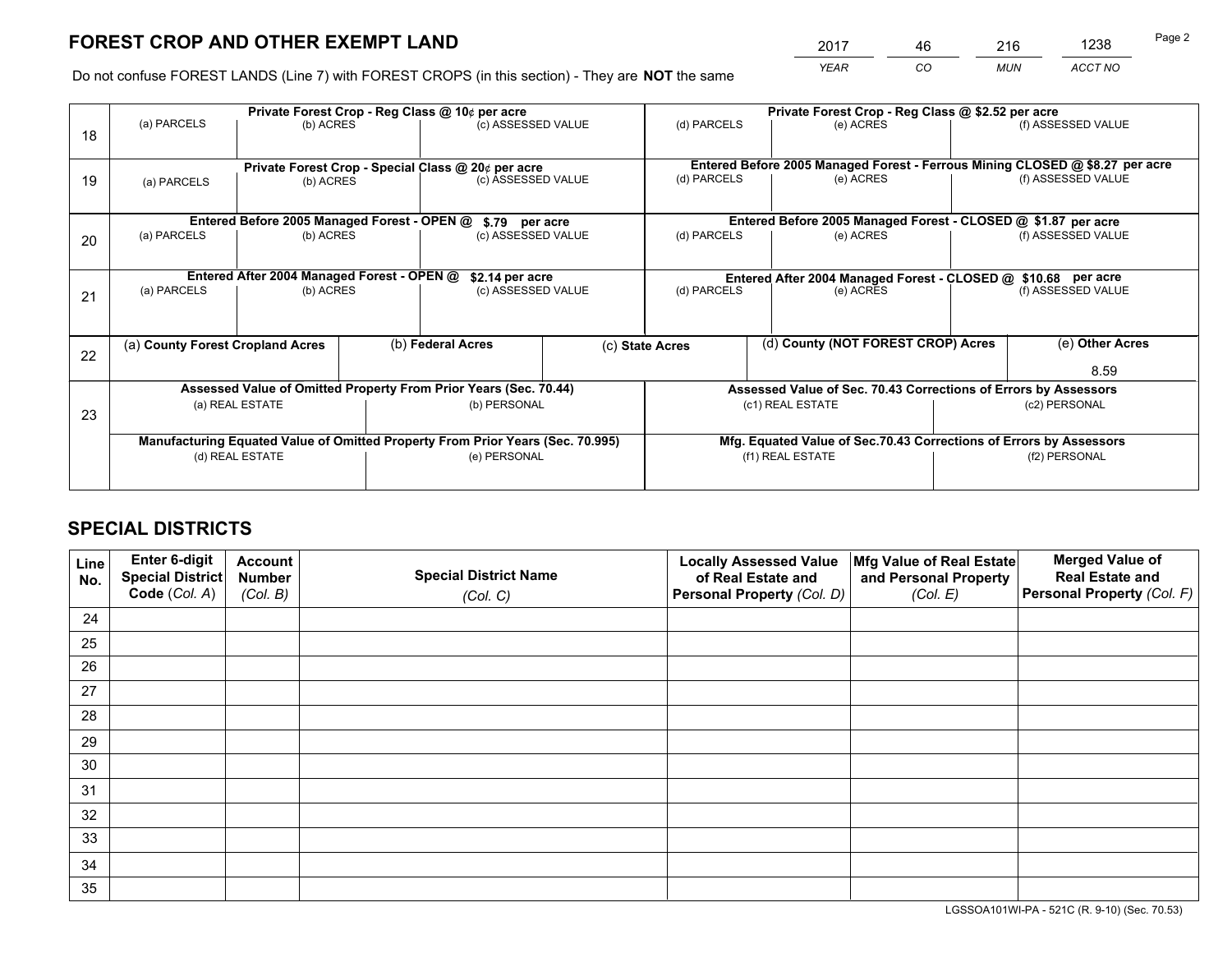# FOREST CROP AND OTHER EXEMPT LAND

| YEAR | CO | MUN | ACCT NO |
|---|---|---|---|
| 2017 | 46 | 216 | 1238 |

Do not confuse FOREST LANDS (Line 7) with FOREST CROPS (in this section) - They are **NOT** the same

| Line | (a) PARCELS | (b) ACRES | (c) ASSESSED VALUE | (d) PARCELS | (e) ACRES | (f) ASSESSED VALUE |
|---|---|---|---|---|---|---|
| 18 | Private Forest Crop - Reg Class @ 10¢ per acre | | | Private Forest Crop - Reg Class @ $2.52 per acre | | |
| | | | | | | |
| 19 | Private Forest Crop - Special Class @ 20¢ per acre | | | Entered Before 2005 Managed Forest - Ferrous Mining CLOSED @ $8.27 per acre | | |
| | | | | | | |
| 20 | Entered Before 2005 Managed Forest - OPEN @ $.79 per acre | | | Entered Before 2005 Managed Forest - CLOSED @ $1.87 per acre | | |
| | | | | | | |
| 21 | Entered After 2004 Managed Forest - OPEN @ $2.14 per acre | | | Entered After 2004 Managed Forest - CLOSED @ $10.68 per acre | | |
| | | | | | | |

| Line | (a) County Forest Cropland Acres | (b) Federal Acres | (c) State Acres | (d) County (NOT FOREST CROP) Acres | (e) Other Acres |
|---|---|---|---|---|---|
| 22 | | | | | 8.59 |

| Line | Assessed Value of Omitted Property From Prior Years (Sec. 70.44) | | Assessed Value of Sec. 70.43 Corrections of Errors by Assessors | |
|---|---|---|---|---|
| 23 | (a) REAL ESTATE | (b) PERSONAL | (c1) REAL ESTATE | (c2) PERSONAL |
| | | | | |
| | **Manufacturing Equated Value of Omitted Property From Prior Years (Sec. 70.995)** | | **Mfg. Equated Value of Sec.70.43 Corrections of Errors by Assessors** | |
| | (d) REAL ESTATE | (e) PERSONAL | (f1) REAL ESTATE | (f2) PERSONAL |
| | | | | |

# SPECIAL DISTRICTS

| Line No. | Enter 6-digit Special District Code (Col. A) | Account Number (Col. B) | Special District Name (Col. C) | Locally Assessed Value of Real Estate and Personal Property (Col. D) | Mfg Value of Real Estate and Personal Property (Col. E) | Merged Value of Real Estate and Personal Property (Col. F) |
|---|---|---|---|---|---|---|
| 24 | | | | | | |
| 25 | | | | | | |
| 26 | | | | | | |
| 27 | | | | | | |
| 28 | | | | | | |
| 29 | | | | | | |
| 30 | | | | | | |
| 31 | | | | | | |
| 32 | | | | | | |
| 33 | | | | | | |
| 34 | | | | | | |
| 35 | | | | | | |

LGSSOA101WI-PA - 521C (R. 9-10) (Sec. 70.53)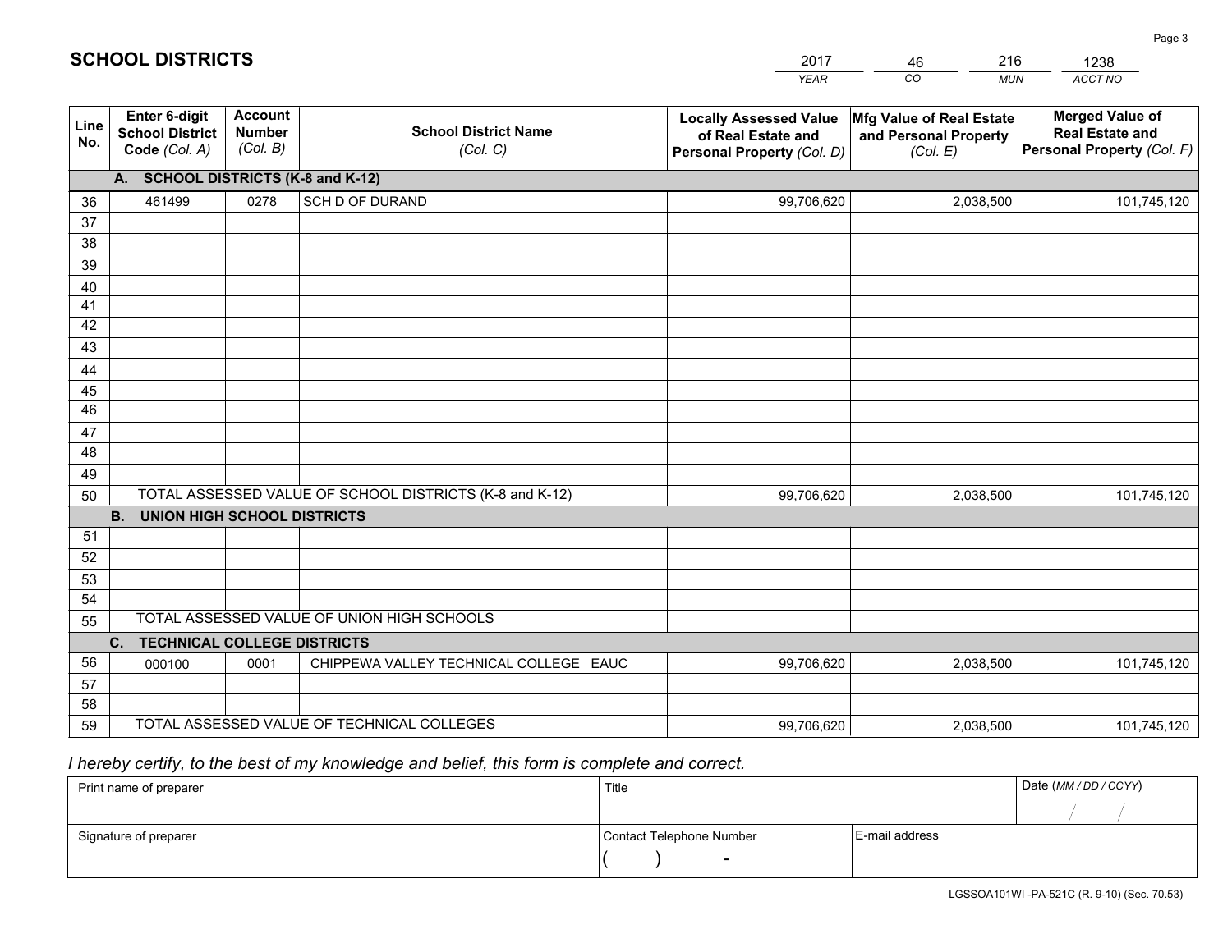## SCHOLL DISTRICTS

| YEAR | CO | MUN | ACCT NO |
|---|---|---|---|
| 2017 | 46 | 216 | 1238 |

| Line No. | Enter 6-digit School District Code (Col. A) | Account Number (Col. B) | School District Name (Col. C) | Locally Assessed Value of Real Estate and Personal Property (Col. D) | Mfg Value of Real Estate and Personal Property (Col. E) | Merged Value of Real Estate and Personal Property (Col. F) |
|---|---|---|---|---|---|---|
| | **A. SCHOOL DISTRICTS (K-8 and K-12)** | | | | | |
| 36 | 461499 | 0278 | SCH D OF DURAND | 99,706,620 | 2,038,500 | 101,745,120 |
| 37 | | | | | | |
| 38 | | | | | | |
| 39 | | | | | | |
| 40 | | | | | | |
| 41 | | | | | | |
| 42 | | | | | | |
| 43 | | | | | | |
| 44 | | | | | | |
| 45 | | | | | | |
| 46 | | | | | | |
| 47 | | | | | | |
| 48 | | | | | | |
| 49 | | | | | | |
| 50 | TOTAL ASSESSED VALUE OF SCHOOL DISTRICTS (K-8 and K-12) | | | 99,706,620 | 2,038,500 | 101,745,120 |
| | **B. UNION HIGH SCHOOL DISTRICTS** | | | | | |
| 51 | | | | | | |
| 52 | | | | | | |
| 53 | | | | | | |
| 54 | | | | | | |
| 55 | TOTAL ASSESSED VALUE OF UNION HIGH SCHOOLS | | | | | |
| | **C. TECHNICAL COLLEGE DISTRICTS** | | | | | |
| 56 | 000100 | 0001 | CHIPPEWA VALLEY TECHNICAL COLLEGE EAUC | 99,706,620 | 2,038,500 | 101,745,120 |
| 57 | | | | | | |
| 58 | | | | | | |
| 59 | TOTAL ASSESSED VALUE OF TECHNICAL COLLEGES | | | 99,706,620 | 2,038,500 | 101,745,120 |

*I hereby certify, to the best of my knowledge and belief, this form is complete and correct.*

| Print name of preparer | Title | | Date (MM / DD / CCYY) |
|---|---|---|---|
| | | | / / |
| **Signature of preparer** | **Contact Telephone Number** | **E-mail address** | |
| | ( ) - | | |

LGSSOA101WI -PA-521C (R. 9-10) (Sec. 70.53)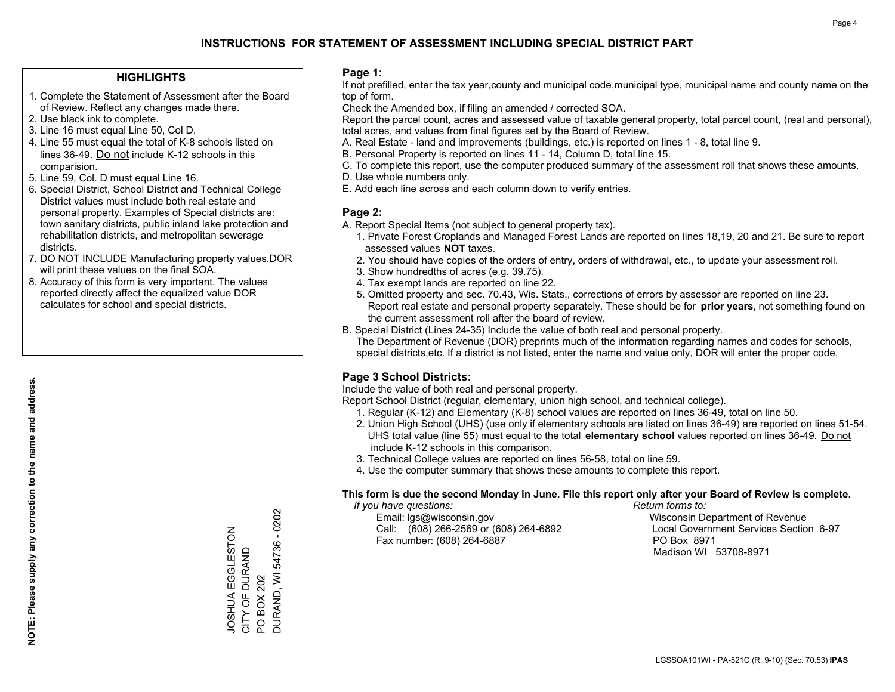# INSTRUCTIONS FOR STATEMENT OF ASSESSMENT INCLUDING SPECIAL DISTRICT PART

## HIGHLIGHTS

1. Complete the Statement of Assessment after the Board of Review. Reflect any changes made there.
2. Use black ink to complete.
3. Line 16 must equal Line 50, Col D.
4. Line 55 must equal the total of K-8 schools listed on lines 36-49. Do not include K-12 schools in this comparision.
5. Line 59, Col. D must equal Line 16.
6. Special District, School District and Technical College District values must include both real estate and personal property. Examples of Special districts are: town sanitary districts, public inland lake protection and rehabilitation districts, and metropolitan sewerage districts.
7. DO NOT INCLUDE Manufacturing property values.DOR will print these values on the final SOA.
8. Accuracy of this form is very important. The values reported directly affect the equalized value DOR calculates for school and special districts.

**NOTE: Please supply any correction to the name and address.**

JOSHUA EGGLESTON
CITY OF DURAND
PO BOX 202
DURAND, WI 54736 - 0202

## Page 1:

If not prefilled, enter the tax year,county and municipal code,municipal type, municipal name and county name on the top of form.

Check the Amended box, if filing an amended / corrected SOA.

Report the parcel count, acres and assessed value of taxable general property, total parcel count, (real and personal), total acres, and values from final figures set by the Board of Review.

A. Real Estate - land and improvements (buildings, etc.) is reported on lines 1 - 8, total line 9.
B. Personal Property is reported on lines 11 - 14, Column D, total line 15.
C. To complete this report, use the computer produced summary of the assessment roll that shows these amounts.
D. Use whole numbers only.
E. Add each line across and each column down to verify entries.

## Page 2:

A. Report Special Items (not subject to general property tax).
   1. Private Forest Croplands and Managed Forest Lands are reported on lines 18,19, 20 and 21. Be sure to report assessed values **NOT** taxes.
   2. You should have copies of the orders of entry, orders of withdrawal, etc., to update your assessment roll.
   3. Show hundredths of acres (e.g. 39.75).
   4. Tax exempt lands are reported on line 22.
   5. Omitted property and sec. 70.43, Wis. Stats., corrections of errors by assessor are reported on line 23. Report real estate and personal property separately. These should be for **prior years**, not something found on the current assessment roll after the board of review.
B. Special District (Lines 24-35) Include the value of both real and personal property.
   The Department of Revenue (DOR) preprints much of the information regarding names and codes for schools, special districts,etc. If a district is not listed, enter the name and value only, DOR will enter the proper code.

## Page 3 School Districts:

Include the value of both real and personal property.

Report School District (regular, elementary, union high school, and technical college).

1. Regular (K-12) and Elementary (K-8) school values are reported on lines 36-49, total on line 50.
2. Union High School (UHS) (use only if elementary schools are listed on lines 36-49) are reported on lines 51-54. UHS total value (line 55) must equal to the total **elementary school** values reported on lines 36-49. Do not include K-12 schools in this comparison.
3. Technical College values are reported on lines 56-58, total on line 59.
4. Use the computer summary that shows these amounts to complete this report.

**This form is due the second Monday in June. File this report only after your Board of Review is complete.**

*If you have questions:*
Email: lgs@wisconsin.gov
Call: (608) 266-2569 or (608) 264-6892
Fax number: (608) 264-6887

*Return forms to:*
Wisconsin Department of Revenue
Local Government Services Section 6-97
PO Box 8971
Madison WI 53708-8971

LGSSOA101WI - PA-521C (R. 9-10) (Sec. 70.53) **IPAS**